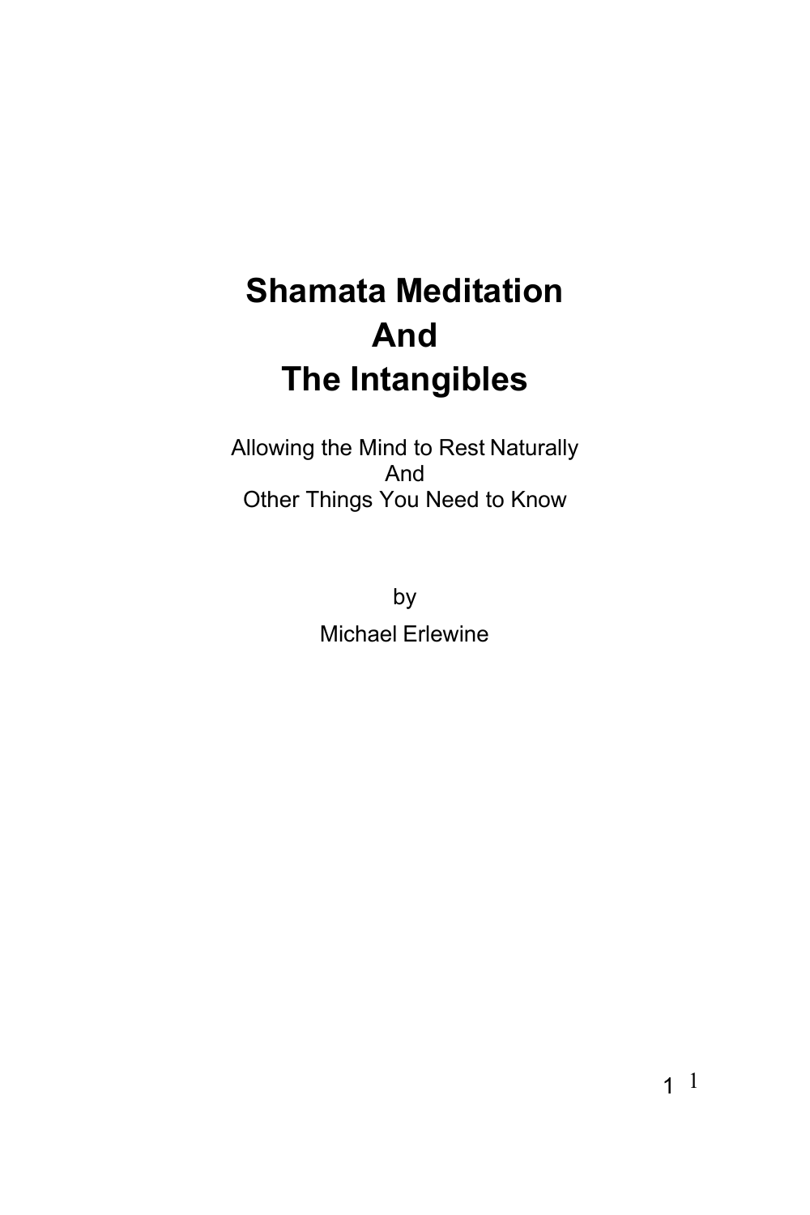# Shamata Meditation And The Intangibles

Allowing the Mind to Rest Naturally
And
Other Things You Need to Know

by

Michael Erlewine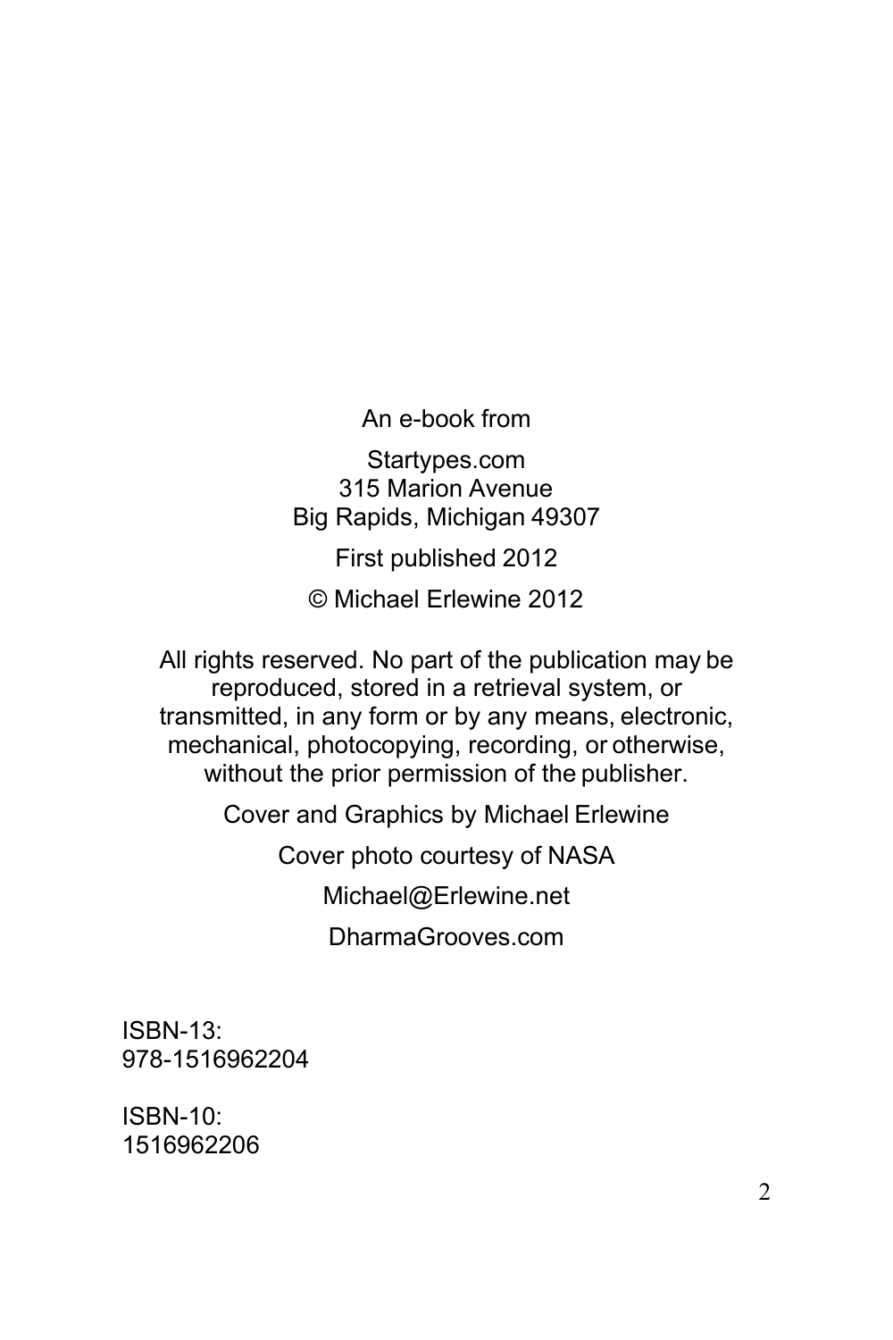An e-book from

Startypes.com
315 Marion Avenue
Big Rapids, Michigan 49307

First published 2012

© Michael Erlewine 2012

All rights reserved. No part of the publication may be reproduced, stored in a retrieval system, or transmitted, in any form or by any means, electronic, mechanical, photocopying, recording, or otherwise, without the prior permission of the publisher.

Cover and Graphics by Michael Erlewine

Cover photo courtesy of NASA

Michael@Erlewine.net

DharmaGrooves.com

ISBN-13:
978-1516962204

ISBN-10:
1516962206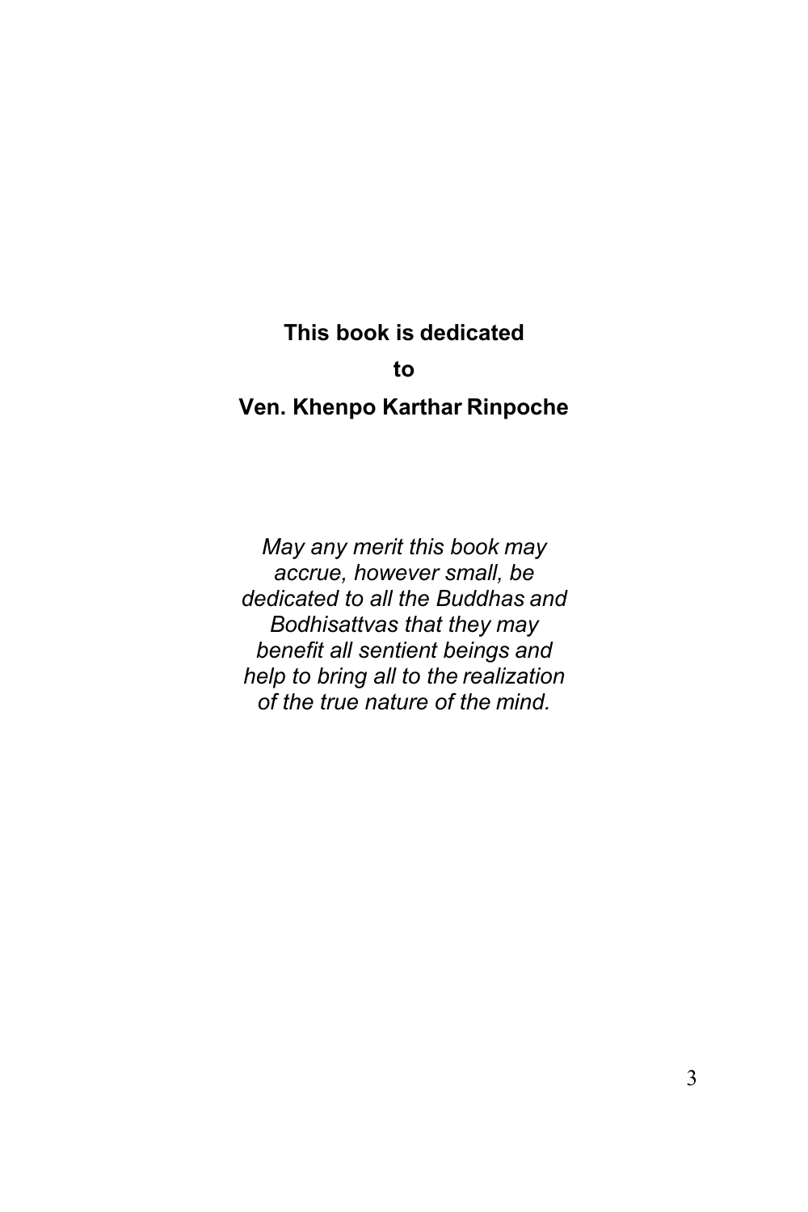**This book is dedicated**

**to**

**Ven. Khenpo Karthar Rinpoche**

*May any merit this book may accrue, however small, be dedicated to all the Buddhas and Bodhisattvas that they may benefit all sentient beings and help to bring all to the realization of the true nature of the mind.*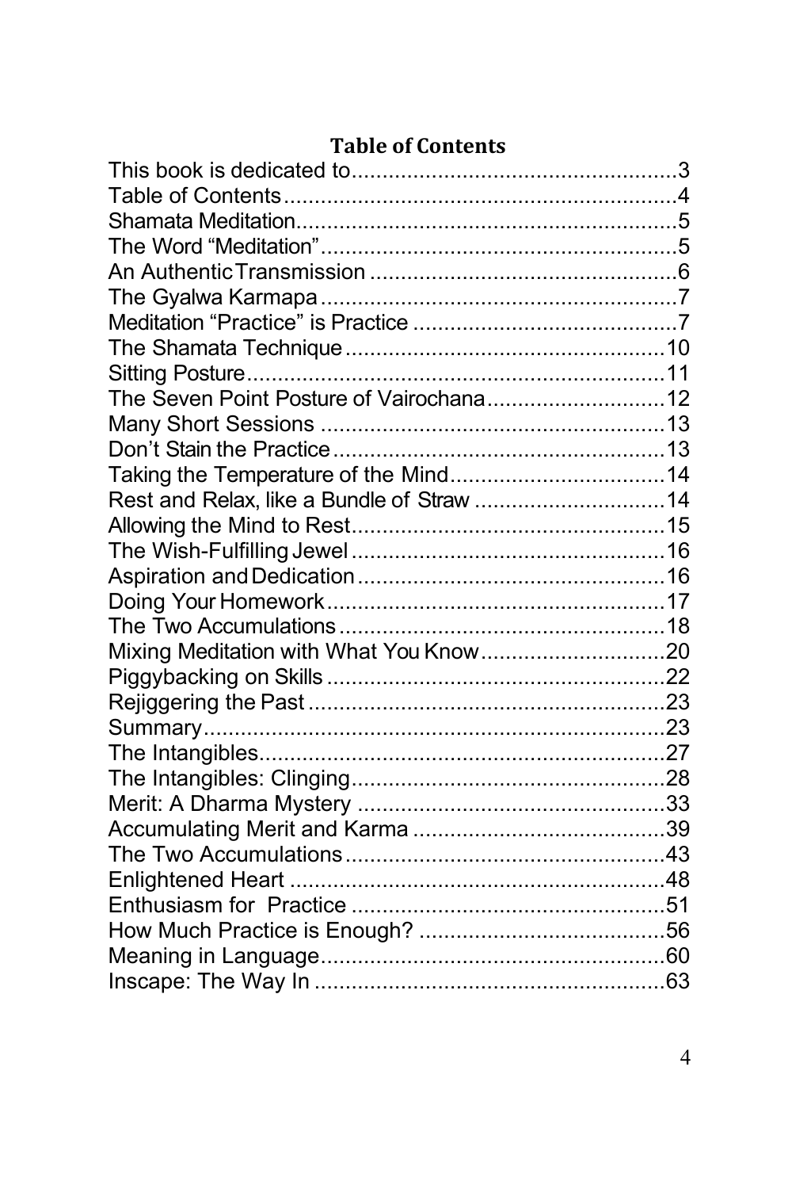# Table of Contents

This book is dedicated to....................................................3
Table of Contents..............................................................4
Shamata Meditation...........................................................5
The Word "Meditation".......................................................5
An Authentic Transmission ................................................6
The Gyalwa Karmapa .........................................................7
Meditation "Practice" is Practice ..........................................7
The Shamata Technique....................................................10
Sitting Posture...................................................................11
The Seven Point Posture of Vairochana.............................12
Many Short Sessions ........................................................13
Don't Stain the Practice......................................................13
Taking the Temperature of the Mind...................................14
Rest and Relax, like a Bundle of Straw ...............................14
Allowing the Mind to Rest...................................................15
The Wish-Fulfilling Jewel ...................................................16
Aspiration and Dedication..................................................16
Doing Your Homework.......................................................17
The Two Accumulations.....................................................18
Mixing Meditation with What You Know..............................20
Piggybacking on Skills .......................................................22
Rejiggering the Past ..........................................................23
Summary...........................................................................23
The Intangibles..................................................................27
The Intangibles: Clinging....................................................28
Merit: A Dharma Mystery ...................................................33
Accumulating Merit and Karma ..........................................39
The Two Accumulations.....................................................43
Enlightened Heart .............................................................48
Enthusiasm for Practice ....................................................51
How Much Practice is Enough? .........................................56
Meaning in Language........................................................60
Inscape: The Way In .........................................................63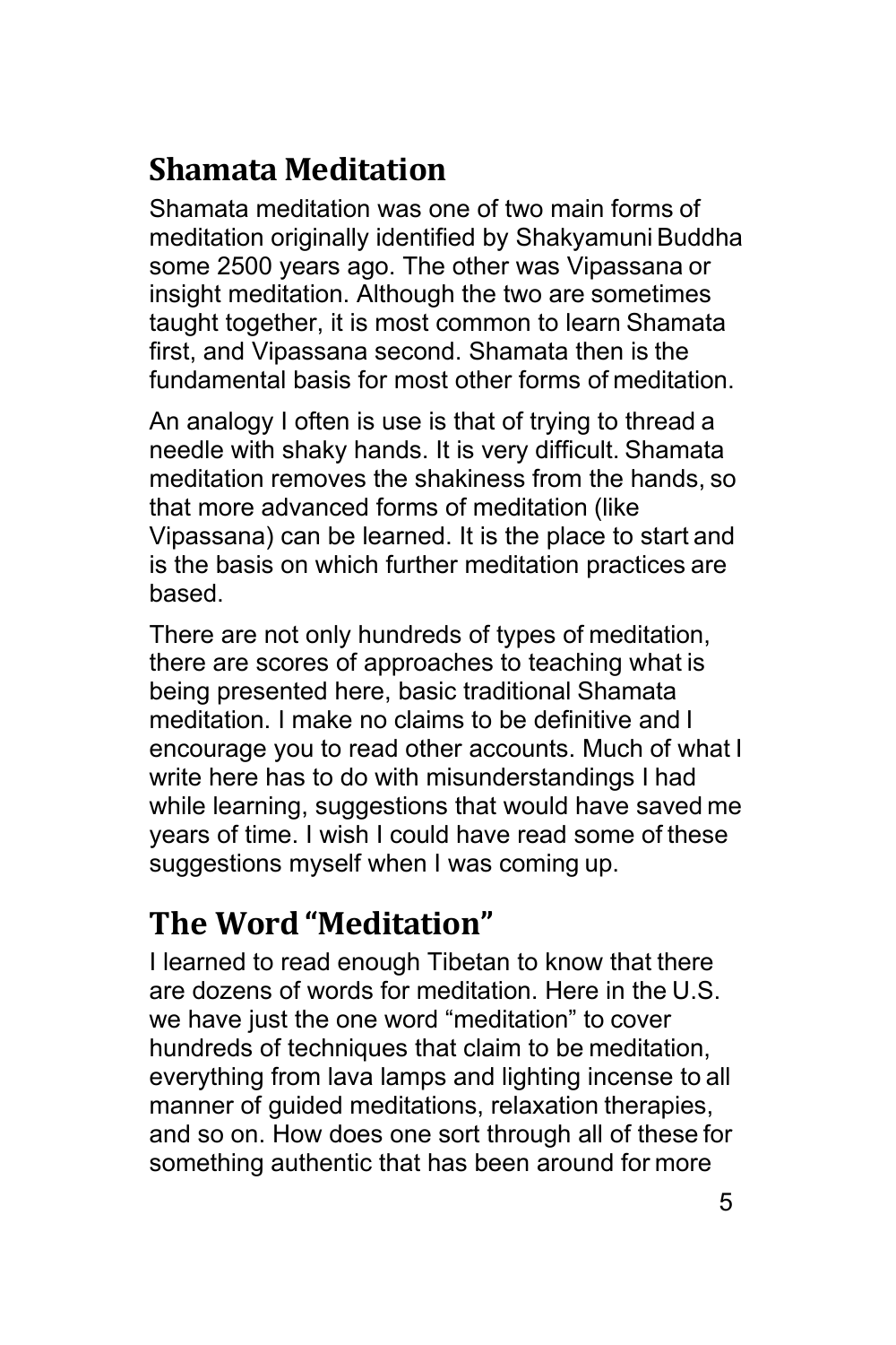## Shamata Meditation

Shamata meditation was one of two main forms of meditation originally identified by Shakyamuni Buddha some 2500 years ago. The other was Vipassana or insight meditation. Although the two are sometimes taught together, it is most common to learn Shamata first, and Vipassana second. Shamata then is the fundamental basis for most other forms of meditation.

An analogy I often is use is that of trying to thread a needle with shaky hands. It is very difficult. Shamata meditation removes the shakiness from the hands, so that more advanced forms of meditation (like Vipassana) can be learned. It is the place to start and is the basis on which further meditation practices are based.

There are not only hundreds of types of meditation, there are scores of approaches to teaching what is being presented here, basic traditional Shamata meditation. I make no claims to be definitive and I encourage you to read other accounts. Much of what I write here has to do with misunderstandings I had while learning, suggestions that would have saved me years of time. I wish I could have read some of these suggestions myself when I was coming up.

## The Word "Meditation"

I learned to read enough Tibetan to know that there are dozens of words for meditation. Here in the U.S. we have just the one word "meditation" to cover hundreds of techniques that claim to be meditation, everything from lava lamps and lighting incense to all manner of guided meditations, relaxation therapies, and so on. How does one sort through all of these for something authentic that has been around for more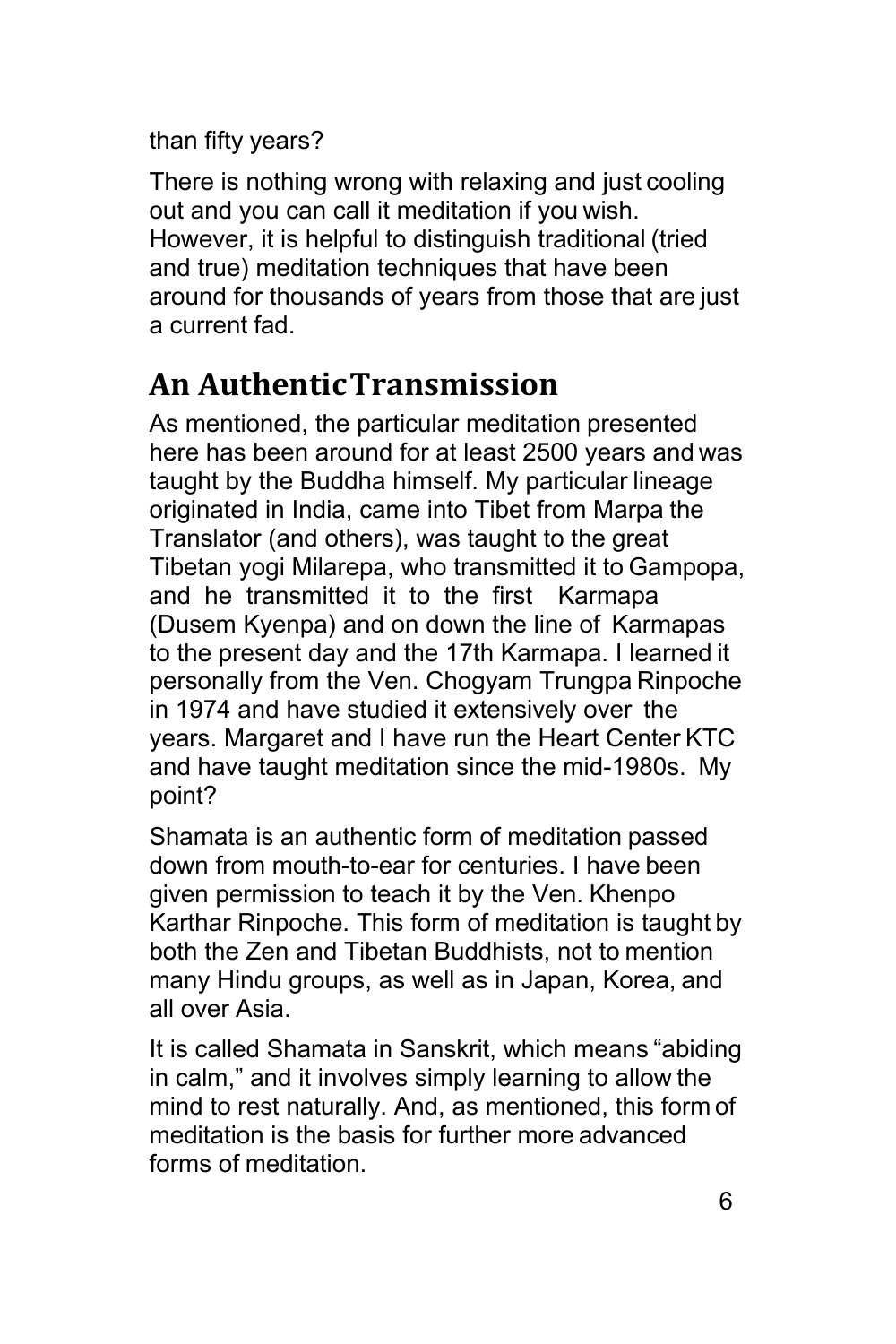than fifty years?

There is nothing wrong with relaxing and just cooling out and you can call it meditation if you wish. However, it is helpful to distinguish traditional (tried and true) meditation techniques that have been around for thousands of years from those that are just a current fad.

## An Authentic Transmission

As mentioned, the particular meditation presented here has been around for at least 2500 years and was taught by the Buddha himself. My particular lineage originated in India, came into Tibet from Marpa the Translator (and others), was taught to the great Tibetan yogi Milarepa, who transmitted it to Gampopa, and he transmitted it to the first Karmapa (Dusem Kyenpa) and on down the line of Karmapas to the present day and the 17th Karmapa. I learned it personally from the Ven. Chogyam Trungpa Rinpoche in 1974 and have studied it extensively over the years. Margaret and I have run the Heart Center KTC and have taught meditation since the mid-1980s. My point?

Shamata is an authentic form of meditation passed down from mouth-to-ear for centuries. I have been given permission to teach it by the Ven. Khenpo Karthar Rinpoche. This form of meditation is taught by both the Zen and Tibetan Buddhists, not to mention many Hindu groups, as well as in Japan, Korea, and all over Asia.

It is called Shamata in Sanskrit, which means "abiding in calm," and it involves simply learning to allow the mind to rest naturally. And, as mentioned, this form of meditation is the basis for further more advanced forms of meditation.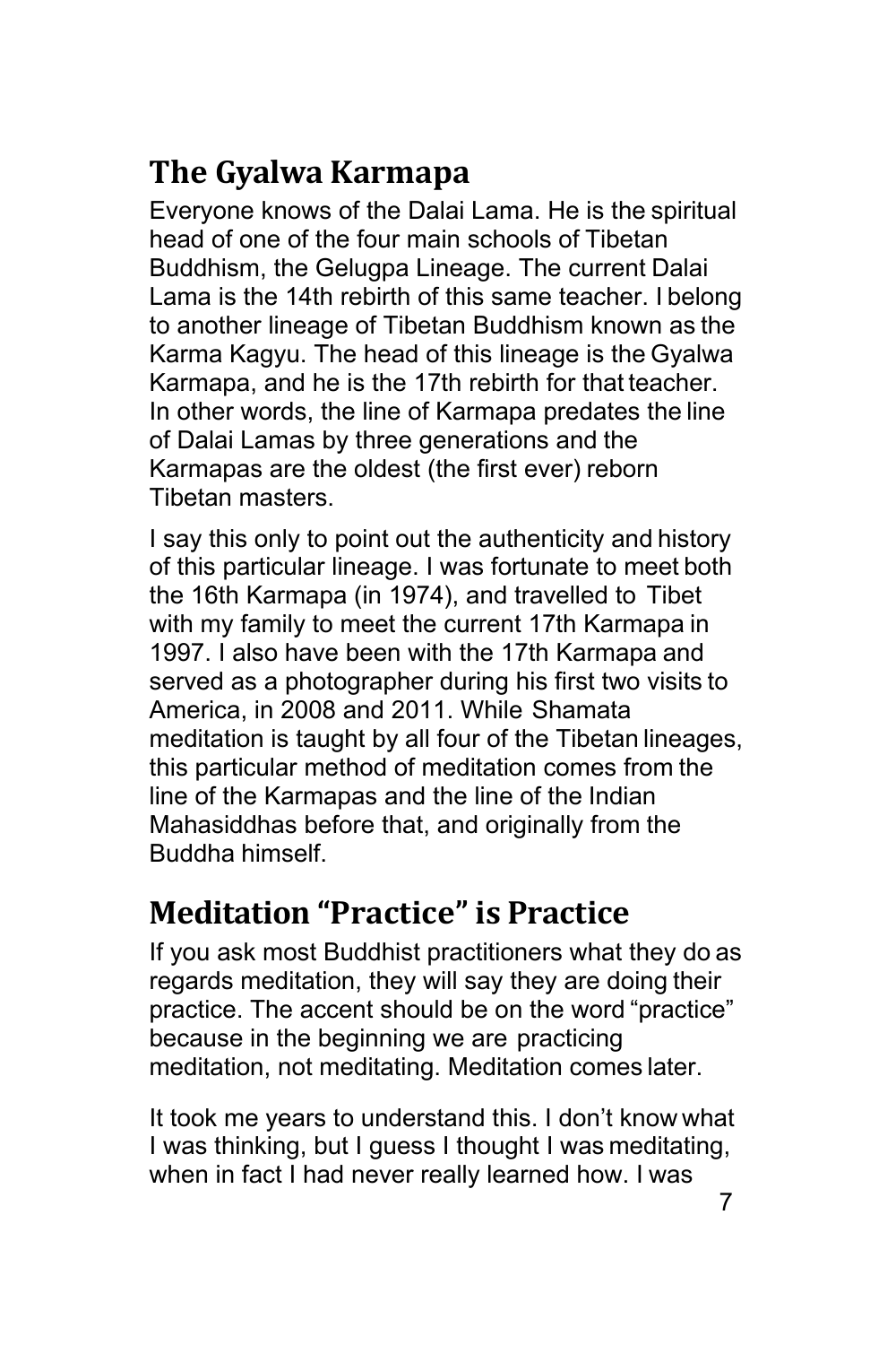## The Gyalwa Karmapa

Everyone knows of the Dalai Lama. He is the spiritual head of one of the four main schools of Tibetan Buddhism, the Gelugpa Lineage. The current Dalai Lama is the 14th rebirth of this same teacher. I belong to another lineage of Tibetan Buddhism known as the Karma Kagyu. The head of this lineage is the Gyalwa Karmapa, and he is the 17th rebirth for that teacher. In other words, the line of Karmapa predates the line of Dalai Lamas by three generations and the Karmapas are the oldest (the first ever) reborn Tibetan masters.

I say this only to point out the authenticity and history of this particular lineage. I was fortunate to meet both the 16th Karmapa (in 1974), and travelled to Tibet with my family to meet the current 17th Karmapa in 1997. I also have been with the 17th Karmapa and served as a photographer during his first two visits to America, in 2008 and 2011. While Shamata meditation is taught by all four of the Tibetan lineages, this particular method of meditation comes from the line of the Karmapas and the line of the Indian Mahasiddhas before that, and originally from the Buddha himself.

## Meditation "Practice" is Practice

If you ask most Buddhist practitioners what they do as regards meditation, they will say they are doing their practice. The accent should be on the word "practice" because in the beginning we are practicing meditation, not meditating. Meditation comes later.

It took me years to understand this. I don't know what I was thinking, but I guess I thought I was meditating, when in fact I had never really learned how. I was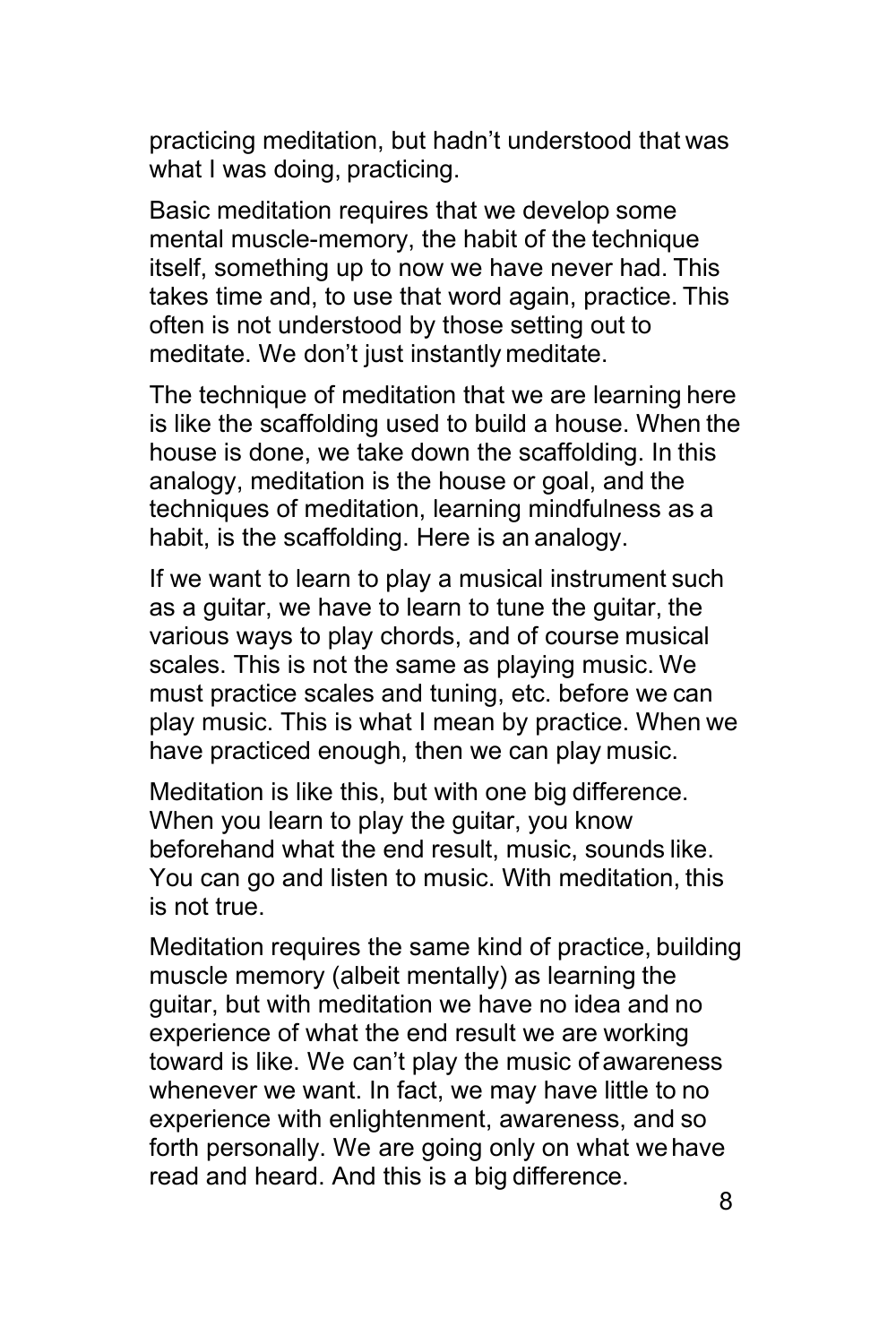practicing meditation, but hadn't understood that was what I was doing, practicing.

Basic meditation requires that we develop some mental muscle-memory, the habit of the technique itself, something up to now we have never had. This takes time and, to use that word again, practice. This often is not understood by those setting out to meditate. We don't just instantly meditate.

The technique of meditation that we are learning here is like the scaffolding used to build a house. When the house is done, we take down the scaffolding. In this analogy, meditation is the house or goal, and the techniques of meditation, learning mindfulness as a habit, is the scaffolding. Here is an analogy.

If we want to learn to play a musical instrument such as a guitar, we have to learn to tune the guitar, the various ways to play chords, and of course musical scales. This is not the same as playing music. We must practice scales and tuning, etc. before we can play music. This is what I mean by practice. When we have practiced enough, then we can play music.

Meditation is like this, but with one big difference. When you learn to play the guitar, you know beforehand what the end result, music, sounds like. You can go and listen to music. With meditation, this is not true.

Meditation requires the same kind of practice, building muscle memory (albeit mentally) as learning the guitar, but with meditation we have no idea and no experience of what the end result we are working toward is like. We can't play the music of awareness whenever we want. In fact, we may have little to no experience with enlightenment, awareness, and so forth personally. We are going only on what we have read and heard. And this is a big difference.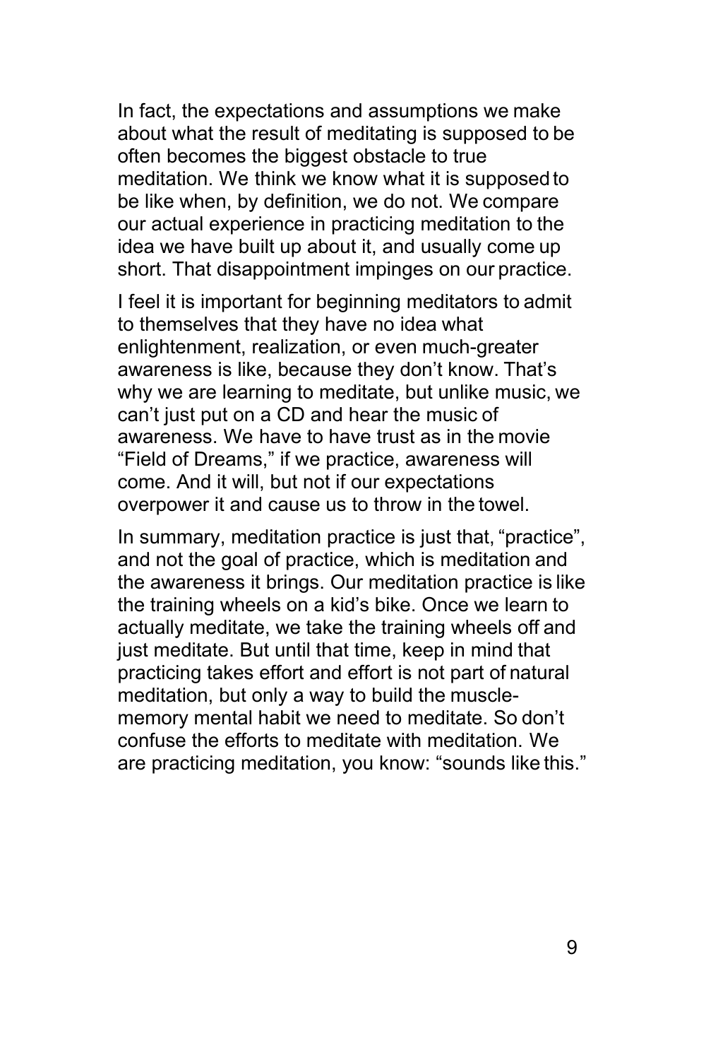In fact, the expectations and assumptions we make about what the result of meditating is supposed to be often becomes the biggest obstacle to true meditation. We think we know what it is supposed to be like when, by definition, we do not. We compare our actual experience in practicing meditation to the idea we have built up about it, and usually come up short. That disappointment impinges on our practice.

I feel it is important for beginning meditators to admit to themselves that they have no idea what enlightenment, realization, or even much-greater awareness is like, because they don't know. That's why we are learning to meditate, but unlike music, we can't just put on a CD and hear the music of awareness. We have to have trust as in the movie "Field of Dreams," if we practice, awareness will come. And it will, but not if our expectations overpower it and cause us to throw in the towel.

In summary, meditation practice is just that, "practice", and not the goal of practice, which is meditation and the awareness it brings. Our meditation practice is like the training wheels on a kid's bike. Once we learn to actually meditate, we take the training wheels off and just meditate. But until that time, keep in mind that practicing takes effort and effort is not part of natural meditation, but only a way to build the muscle-memory mental habit we need to meditate. So don't confuse the efforts to meditate with meditation. We are practicing meditation, you know: "sounds like this."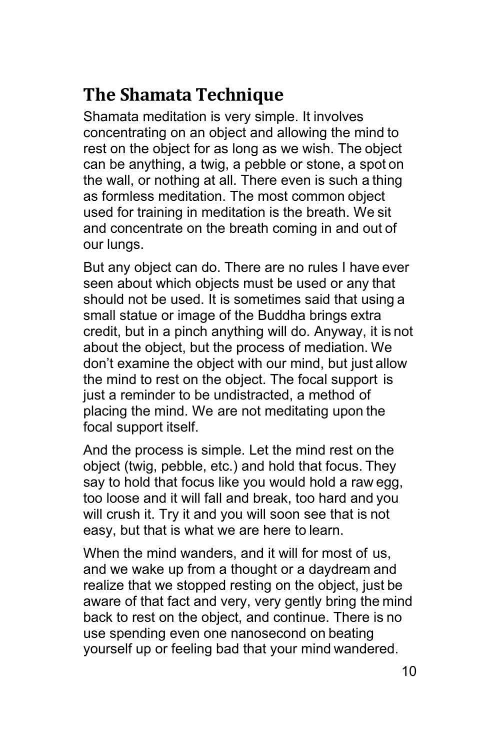## The Shamata Technique

Shamata meditation is very simple. It involves concentrating on an object and allowing the mind to rest on the object for as long as we wish. The object can be anything, a twig, a pebble or stone, a spot on the wall, or nothing at all. There even is such a thing as formless meditation. The most common object used for training in meditation is the breath. We sit and concentrate on the breath coming in and out of our lungs.

But any object can do. There are no rules I have ever seen about which objects must be used or any that should not be used. It is sometimes said that using a small statue or image of the Buddha brings extra credit, but in a pinch anything will do. Anyway, it is not about the object, but the process of mediation. We don't examine the object with our mind, but just allow the mind to rest on the object. The focal support is just a reminder to be undistracted, a method of placing the mind. We are not meditating upon the focal support itself.

And the process is simple. Let the mind rest on the object (twig, pebble, etc.) and hold that focus. They say to hold that focus like you would hold a raw egg, too loose and it will fall and break, too hard and you will crush it. Try it and you will soon see that is not easy, but that is what we are here to learn.

When the mind wanders, and it will for most of us, and we wake up from a thought or a daydream and realize that we stopped resting on the object, just be aware of that fact and very, very gently bring the mind back to rest on the object, and continue. There is no use spending even one nanosecond on beating yourself up or feeling bad that your mind wandered.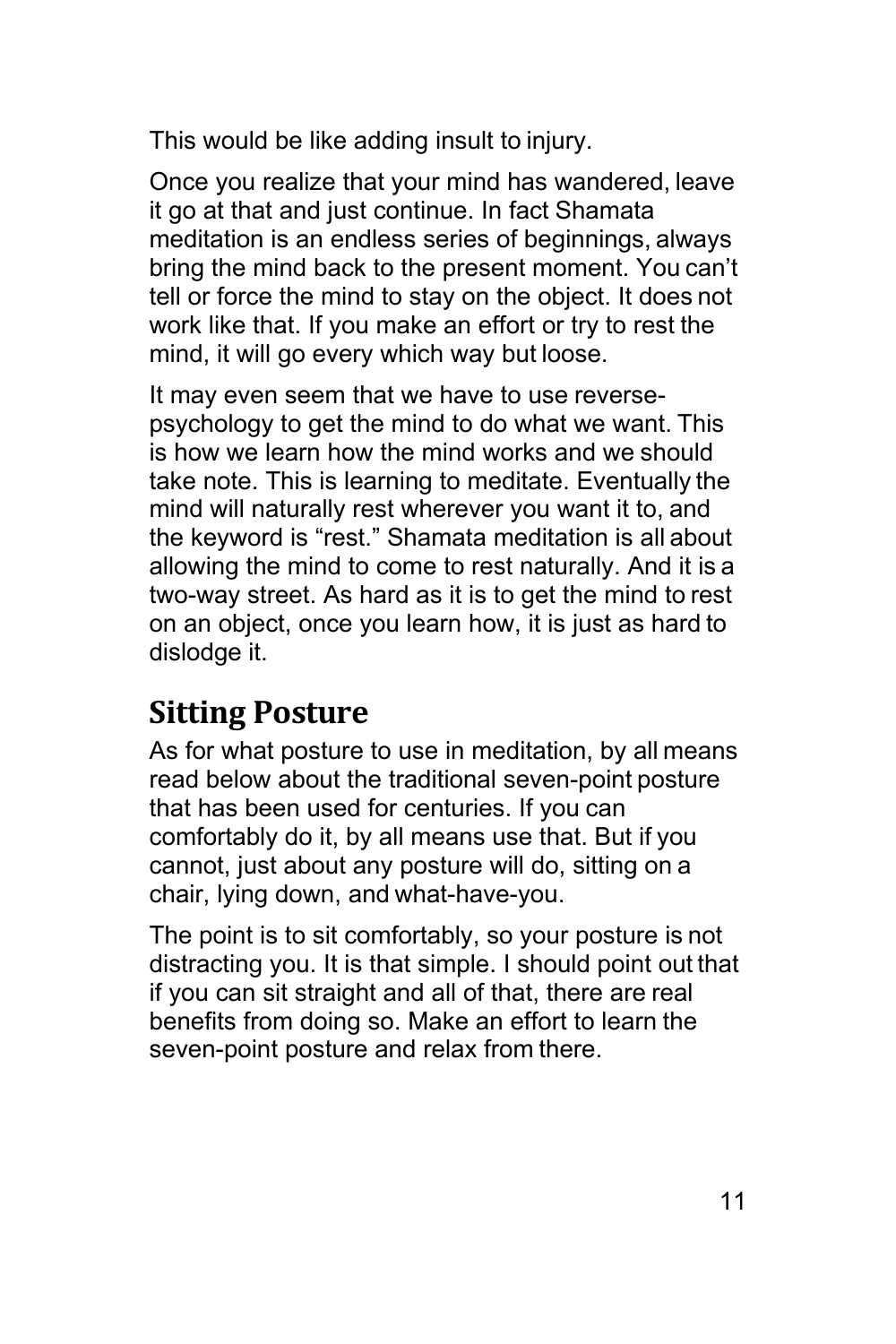This would be like adding insult to injury.

Once you realize that your mind has wandered, leave it go at that and just continue. In fact Shamata meditation is an endless series of beginnings, always bring the mind back to the present moment. You can't tell or force the mind to stay on the object. It does not work like that. If you make an effort or try to rest the mind, it will go every which way but loose.

It may even seem that we have to use reverse-psychology to get the mind to do what we want. This is how we learn how the mind works and we should take note. This is learning to meditate. Eventually the mind will naturally rest wherever you want it to, and the keyword is "rest." Shamata meditation is all about allowing the mind to come to rest naturally. And it is a two-way street. As hard as it is to get the mind to rest on an object, once you learn how, it is just as hard to dislodge it.

## Sitting Posture

As for what posture to use in meditation, by all means read below about the traditional seven-point posture that has been used for centuries. If you can comfortably do it, by all means use that. But if you cannot, just about any posture will do, sitting on a chair, lying down, and what-have-you.

The point is to sit comfortably, so your posture is not distracting you. It is that simple. I should point out that if you can sit straight and all of that, there are real benefits from doing so. Make an effort to learn the seven-point posture and relax from there.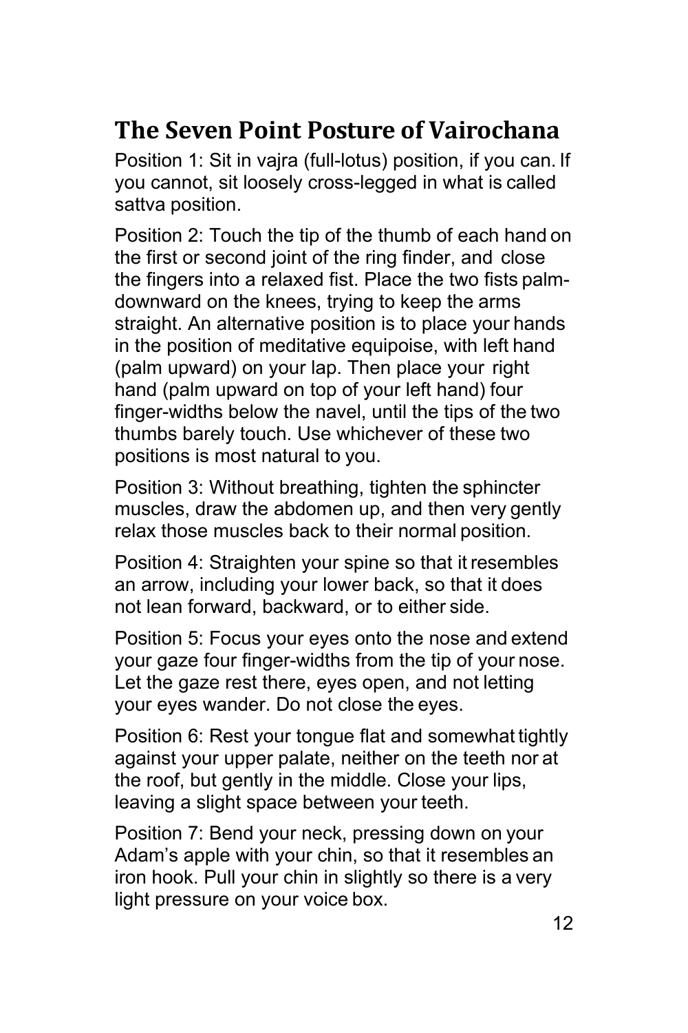## The Seven Point Posture of Vairochana

Position 1: Sit in vajra (full-lotus) position, if you can. If you cannot, sit loosely cross-legged in what is called sattva position.

Position 2: Touch the tip of the thumb of each hand on the first or second joint of the ring finder, and close the fingers into a relaxed fist. Place the two fists palm-downward on the knees, trying to keep the arms straight. An alternative position is to place your hands in the position of meditative equipoise, with left hand (palm upward) on your lap. Then place your right hand (palm upward on top of your left hand) four finger-widths below the navel, until the tips of the two thumbs barely touch. Use whichever of these two positions is most natural to you.

Position 3: Without breathing, tighten the sphincter muscles, draw the abdomen up, and then very gently relax those muscles back to their normal position.

Position 4: Straighten your spine so that it resembles an arrow, including your lower back, so that it does not lean forward, backward, or to either side.

Position 5: Focus your eyes onto the nose and extend your gaze four finger-widths from the tip of your nose. Let the gaze rest there, eyes open, and not letting your eyes wander. Do not close the eyes.

Position 6: Rest your tongue flat and somewhat tightly against your upper palate, neither on the teeth nor at the roof, but gently in the middle. Close your lips, leaving a slight space between your teeth.

Position 7: Bend your neck, pressing down on your Adam's apple with your chin, so that it resembles an iron hook. Pull your chin in slightly so there is a very light pressure on your voice box.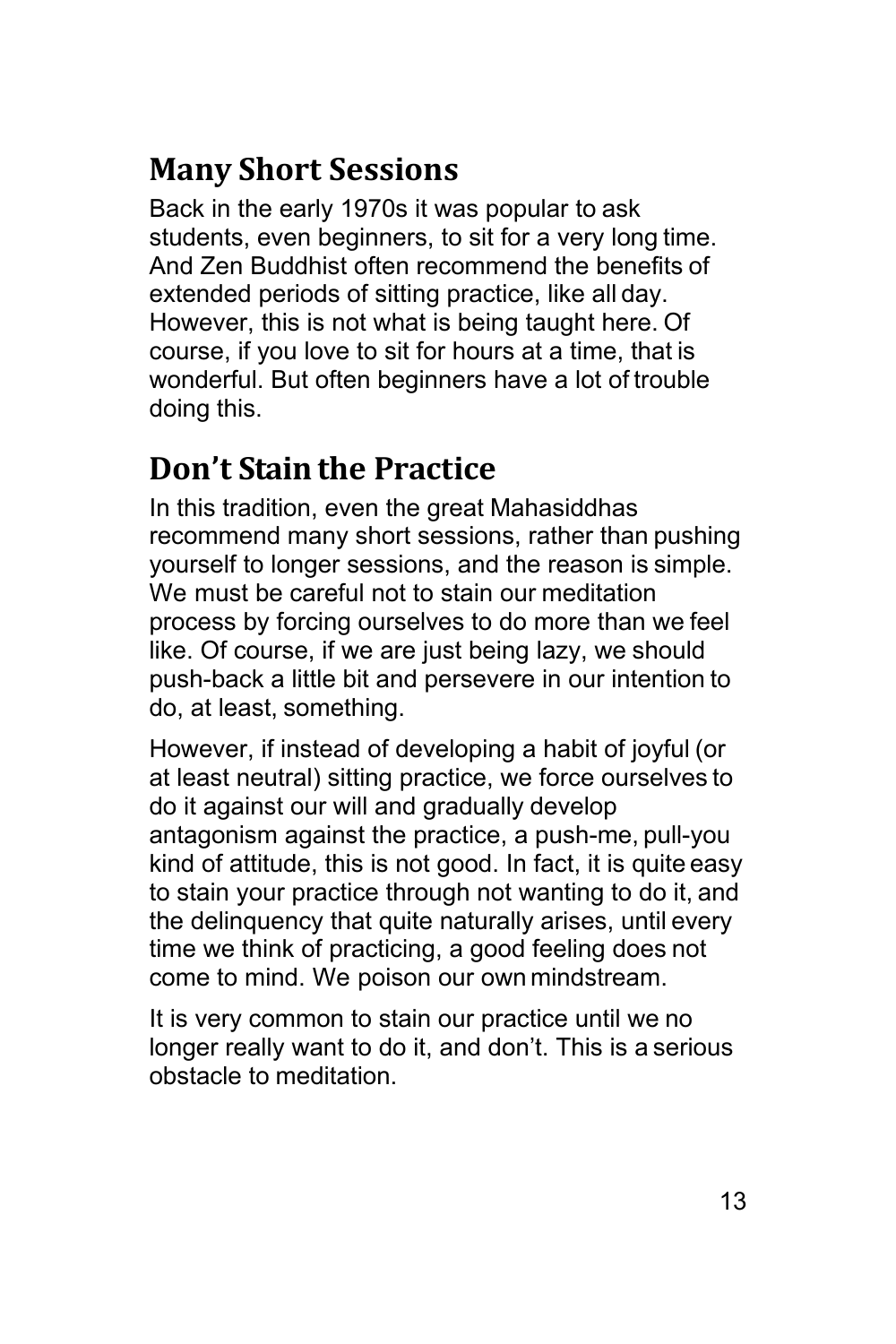## Many Short Sessions

Back in the early 1970s it was popular to ask students, even beginners, to sit for a very long time. And Zen Buddhist often recommend the benefits of extended periods of sitting practice, like all day. However, this is not what is being taught here. Of course, if you love to sit for hours at a time, that is wonderful. But often beginners have a lot of trouble doing this.

## Don't Stain the Practice

In this tradition, even the great Mahasiddhas recommend many short sessions, rather than pushing yourself to longer sessions, and the reason is simple. We must be careful not to stain our meditation process by forcing ourselves to do more than we feel like. Of course, if we are just being lazy, we should push-back a little bit and persevere in our intention to do, at least, something.

However, if instead of developing a habit of joyful (or at least neutral) sitting practice, we force ourselves to do it against our will and gradually develop antagonism against the practice, a push-me, pull-you kind of attitude, this is not good. In fact, it is quite easy to stain your practice through not wanting to do it, and the delinquency that quite naturally arises, until every time we think of practicing, a good feeling does not come to mind. We poison our own mindstream.

It is very common to stain our practice until we no longer really want to do it, and don't. This is a serious obstacle to meditation.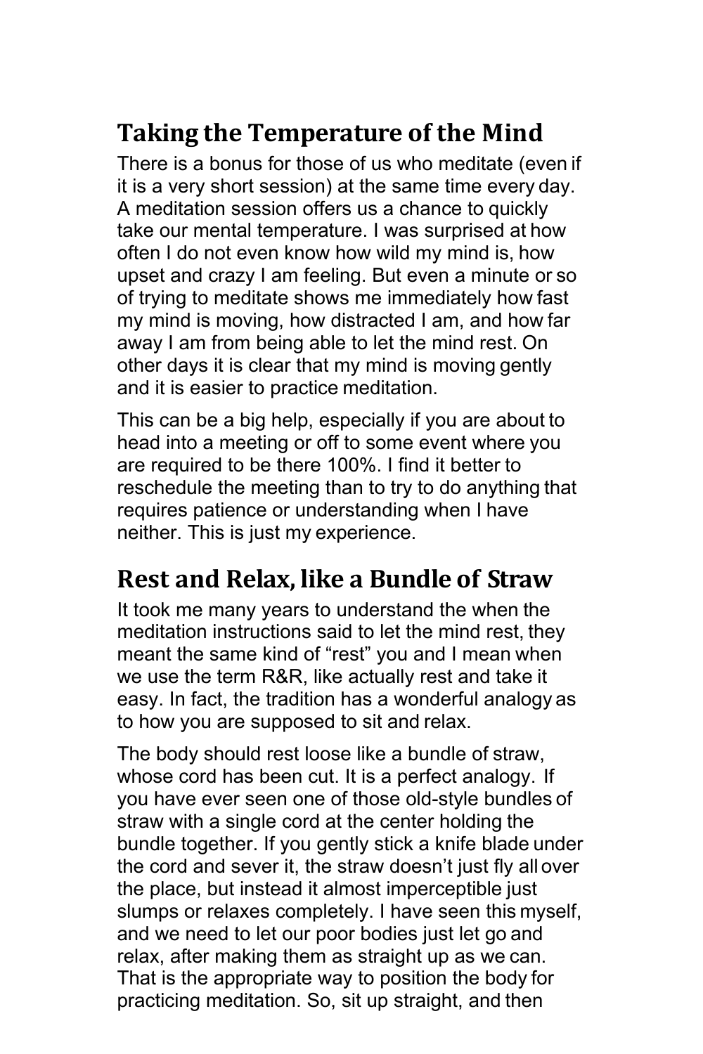## Taking the Temperature of the Mind

There is a bonus for those of us who meditate (even if it is a very short session) at the same time every day. A meditation session offers us a chance to quickly take our mental temperature. I was surprised at how often I do not even know how wild my mind is, how upset and crazy I am feeling. But even a minute or so of trying to meditate shows me immediately how fast my mind is moving, how distracted I am, and how far away I am from being able to let the mind rest. On other days it is clear that my mind is moving gently and it is easier to practice meditation.

This can be a big help, especially if you are about to head into a meeting or off to some event where you are required to be there 100%. I find it better to reschedule the meeting than to try to do anything that requires patience or understanding when I have neither. This is just my experience.

## Rest and Relax, like a Bundle of Straw

It took me many years to understand the when the meditation instructions said to let the mind rest, they meant the same kind of “rest” you and I mean when we use the term R&R, like actually rest and take it easy. In fact, the tradition has a wonderful analogy as to how you are supposed to sit and relax.

The body should rest loose like a bundle of straw, whose cord has been cut. It is a perfect analogy. If you have ever seen one of those old-style bundles of straw with a single cord at the center holding the bundle together. If you gently stick a knife blade under the cord and sever it, the straw doesn’t just fly all over the place, but instead it almost imperceptible just slumps or relaxes completely. I have seen this myself, and we need to let our poor bodies just let go and relax, after making them as straight up as we can. That is the appropriate way to position the body for practicing meditation. So, sit up straight, and then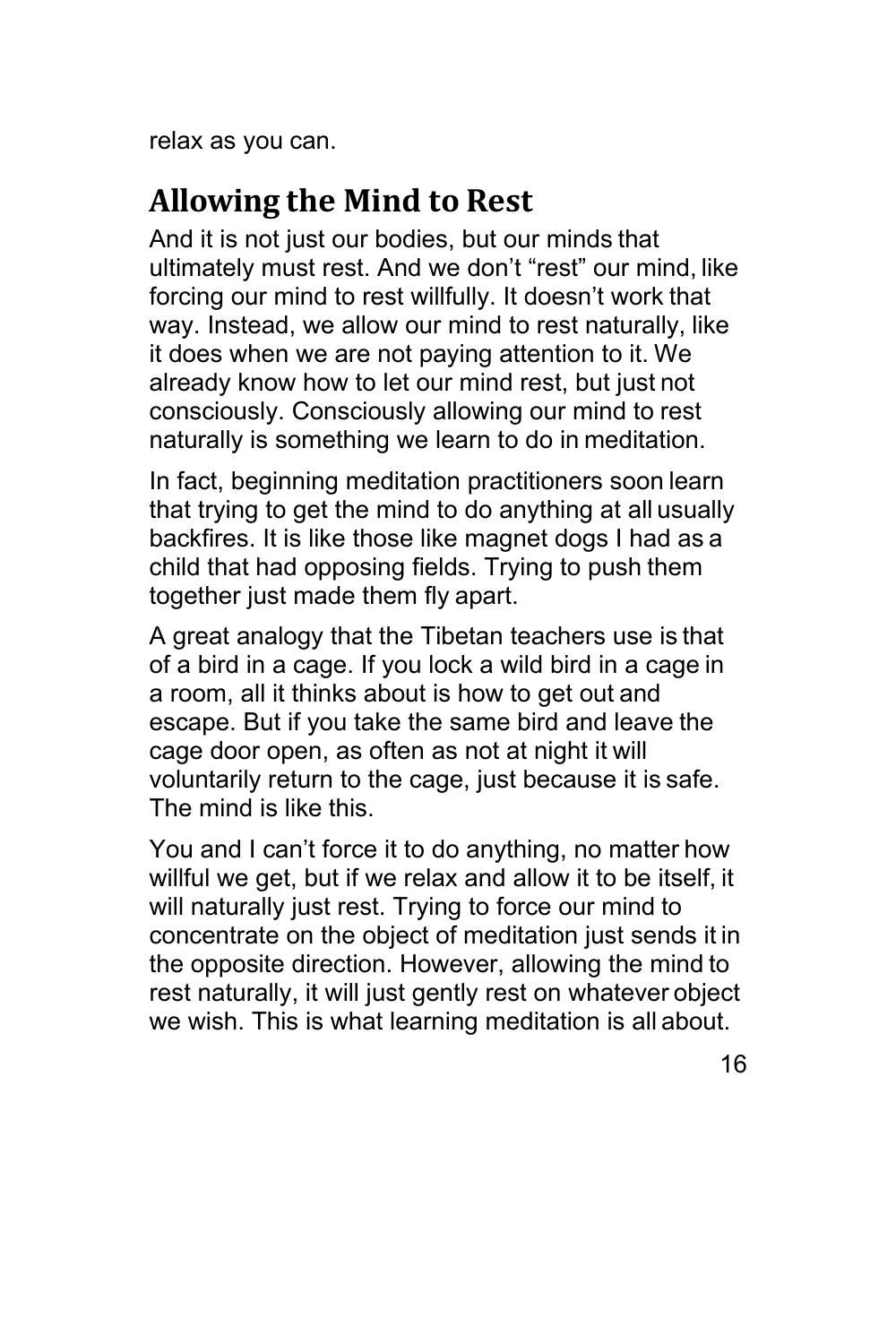relax as you can.

## Allowing the Mind to Rest

And it is not just our bodies, but our minds that ultimately must rest. And we don't "rest" our mind, like forcing our mind to rest willfully. It doesn't work that way. Instead, we allow our mind to rest naturally, like it does when we are not paying attention to it. We already know how to let our mind rest, but just not consciously. Consciously allowing our mind to rest naturally is something we learn to do in meditation.

In fact, beginning meditation practitioners soon learn that trying to get the mind to do anything at all usually backfires. It is like those like magnet dogs I had as a child that had opposing fields. Trying to push them together just made them fly apart.

A great analogy that the Tibetan teachers use is that of a bird in a cage. If you lock a wild bird in a cage in a room, all it thinks about is how to get out and escape. But if you take the same bird and leave the cage door open, as often as not at night it will voluntarily return to the cage, just because it is safe. The mind is like this.

You and I can't force it to do anything, no matter how willful we get, but if we relax and allow it to be itself, it will naturally just rest. Trying to force our mind to concentrate on the object of meditation just sends it in the opposite direction. However, allowing the mind to rest naturally, it will just gently rest on whatever object we wish. This is what learning meditation is all about.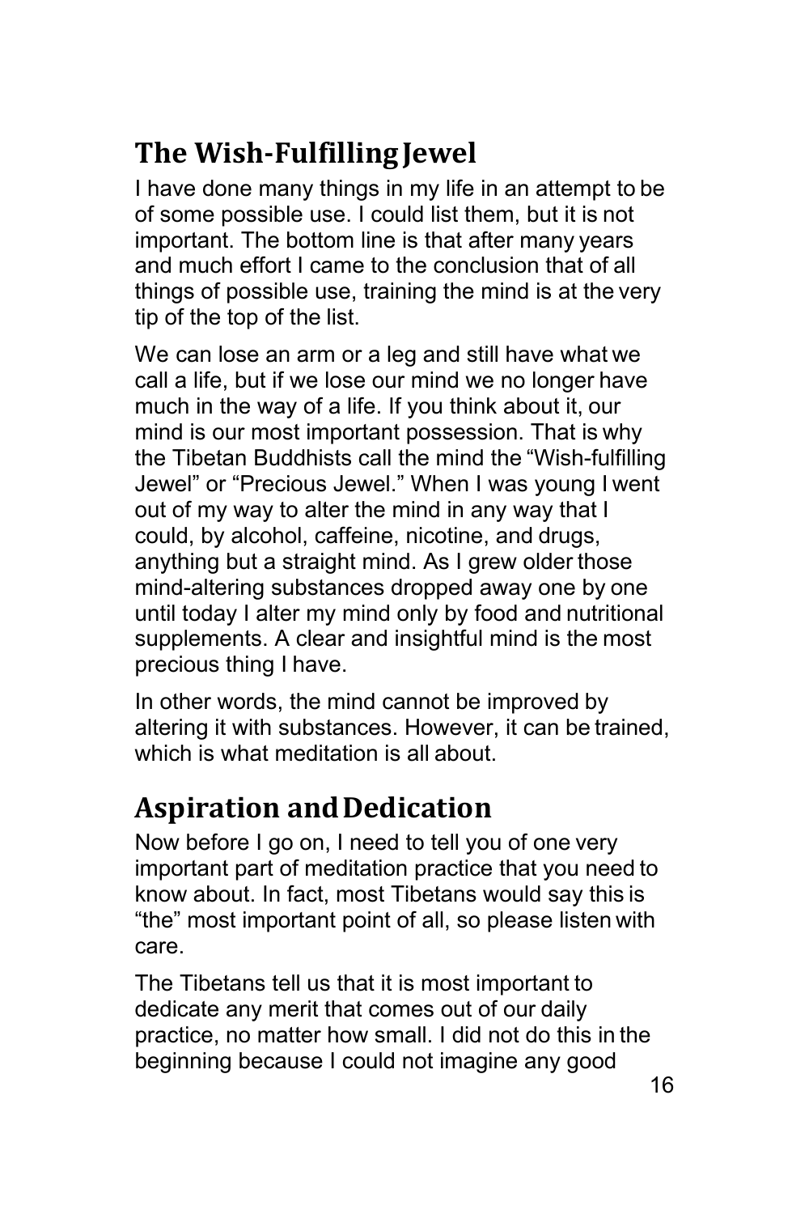## The Wish-Fulfilling Jewel

I have done many things in my life in an attempt to be of some possible use. I could list them, but it is not important. The bottom line is that after many years and much effort I came to the conclusion that of all things of possible use, training the mind is at the very tip of the top of the list.

We can lose an arm or a leg and still have what we call a life, but if we lose our mind we no longer have much in the way of a life. If you think about it, our mind is our most important possession. That is why the Tibetan Buddhists call the mind the "Wish-fulfilling Jewel" or "Precious Jewel." When I was young I went out of my way to alter the mind in any way that I could, by alcohol, caffeine, nicotine, and drugs, anything but a straight mind. As I grew older those mind-altering substances dropped away one by one until today I alter my mind only by food and nutritional supplements. A clear and insightful mind is the most precious thing I have.

In other words, the mind cannot be improved by altering it with substances. However, it can be trained, which is what meditation is all about.

## Aspiration and Dedication

Now before I go on, I need to tell you of one very important part of meditation practice that you need to know about. In fact, most Tibetans would say this is "the" most important point of all, so please listen with care.

The Tibetans tell us that it is most important to dedicate any merit that comes out of our daily practice, no matter how small. I did not do this in the beginning because I could not imagine any good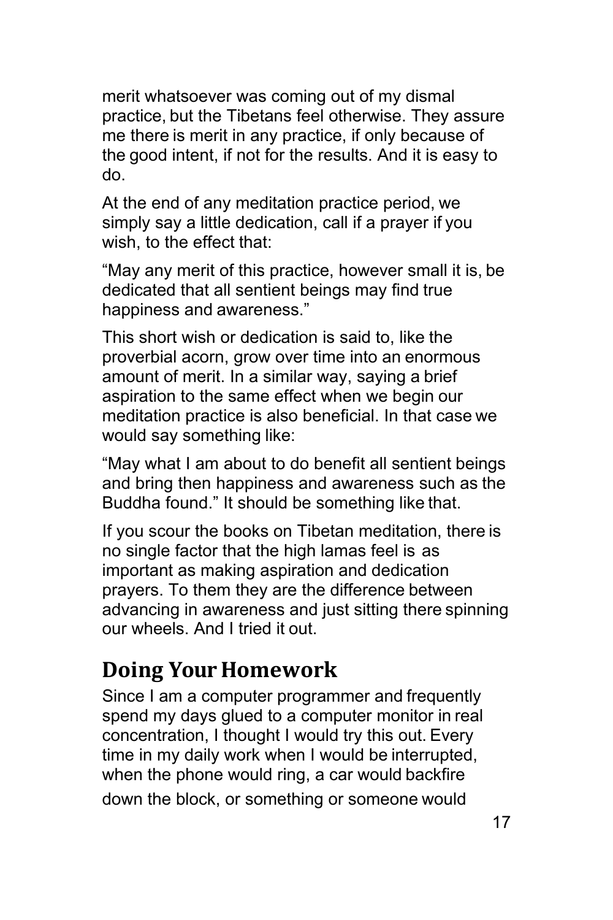merit whatsoever was coming out of my dismal practice, but the Tibetans feel otherwise. They assure me there is merit in any practice, if only because of the good intent, if not for the results. And it is easy to do.

At the end of any meditation practice period, we simply say a little dedication, call if a prayer if you wish, to the effect that:

"May any merit of this practice, however small it is, be dedicated that all sentient beings may find true happiness and awareness."

This short wish or dedication is said to, like the proverbial acorn, grow over time into an enormous amount of merit. In a similar way, saying a brief aspiration to the same effect when we begin our meditation practice is also beneficial. In that case we would say something like:

"May what I am about to do benefit all sentient beings and bring then happiness and awareness such as the Buddha found." It should be something like that.

If you scour the books on Tibetan meditation, there is no single factor that the high lamas feel is as important as making aspiration and dedication prayers. To them they are the difference between advancing in awareness and just sitting there spinning our wheels. And I tried it out.

## Doing Your Homework

Since I am a computer programmer and frequently spend my days glued to a computer monitor in real concentration, I thought I would try this out. Every time in my daily work when I would be interrupted, when the phone would ring, a car would backfire down the block, or something or someone would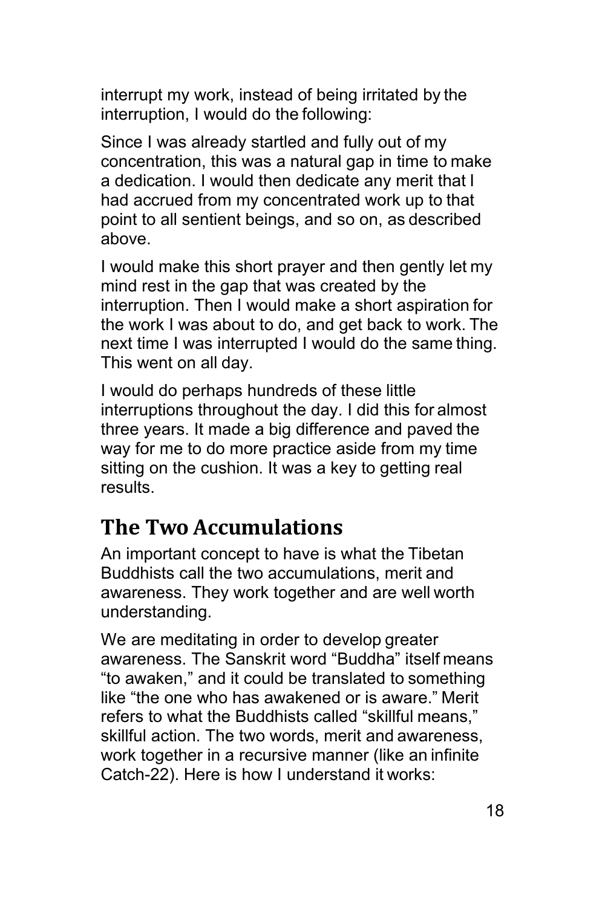interrupt my work, instead of being irritated by the interruption, I would do the following:

Since I was already startled and fully out of my concentration, this was a natural gap in time to make a dedication. I would then dedicate any merit that I had accrued from my concentrated work up to that point to all sentient beings, and so on, as described above.

I would make this short prayer and then gently let my mind rest in the gap that was created by the interruption. Then I would make a short aspiration for the work I was about to do, and get back to work. The next time I was interrupted I would do the same thing. This went on all day.

I would do perhaps hundreds of these little interruptions throughout the day. I did this for almost three years. It made a big difference and paved the way for me to do more practice aside from my time sitting on the cushion. It was a key to getting real results.

## The Two Accumulations

An important concept to have is what the Tibetan Buddhists call the two accumulations, merit and awareness. They work together and are well worth understanding.

We are meditating in order to develop greater awareness. The Sanskrit word "Buddha" itself means "to awaken," and it could be translated to something like "the one who has awakened or is aware." Merit refers to what the Buddhists called "skillful means," skillful action. The two words, merit and awareness, work together in a recursive manner (like an infinite Catch-22). Here is how I understand it works: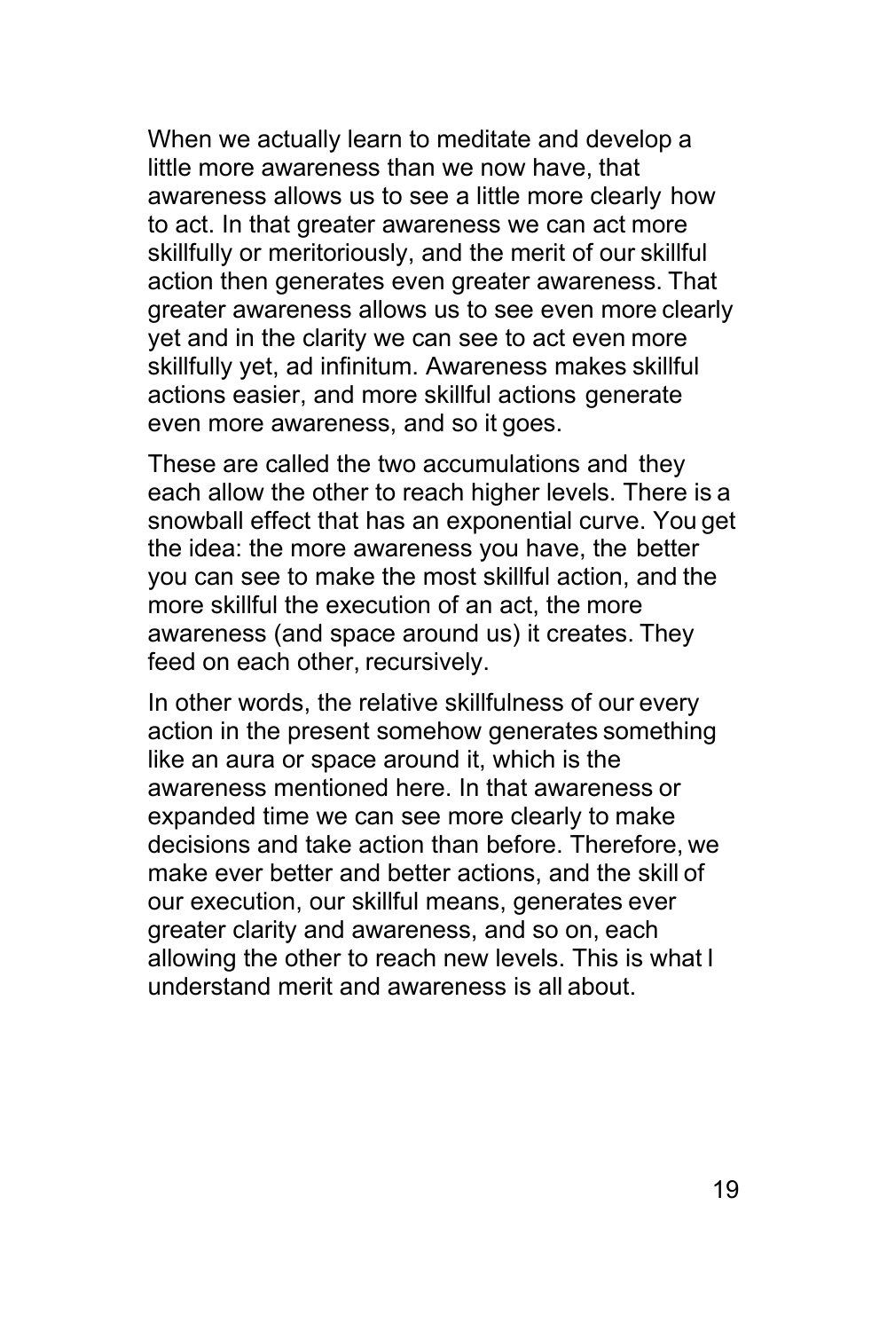When we actually learn to meditate and develop a little more awareness than we now have, that awareness allows us to see a little more clearly how to act. In that greater awareness we can act more skillfully or meritoriously, and the merit of our skillful action then generates even greater awareness. That greater awareness allows us to see even more clearly yet and in the clarity we can see to act even more skillfully yet, ad infinitum. Awareness makes skillful actions easier, and more skillful actions generate even more awareness, and so it goes.

These are called the two accumulations and they each allow the other to reach higher levels. There is a snowball effect that has an exponential curve. You get the idea: the more awareness you have, the better you can see to make the most skillful action, and the more skillful the execution of an act, the more awareness (and space around us) it creates. They feed on each other, recursively.

In other words, the relative skillfulness of our every action in the present somehow generates something like an aura or space around it, which is the awareness mentioned here. In that awareness or expanded time we can see more clearly to make decisions and take action than before. Therefore, we make ever better and better actions, and the skill of our execution, our skillful means, generates ever greater clarity and awareness, and so on, each allowing the other to reach new levels. This is what I understand merit and awareness is all about.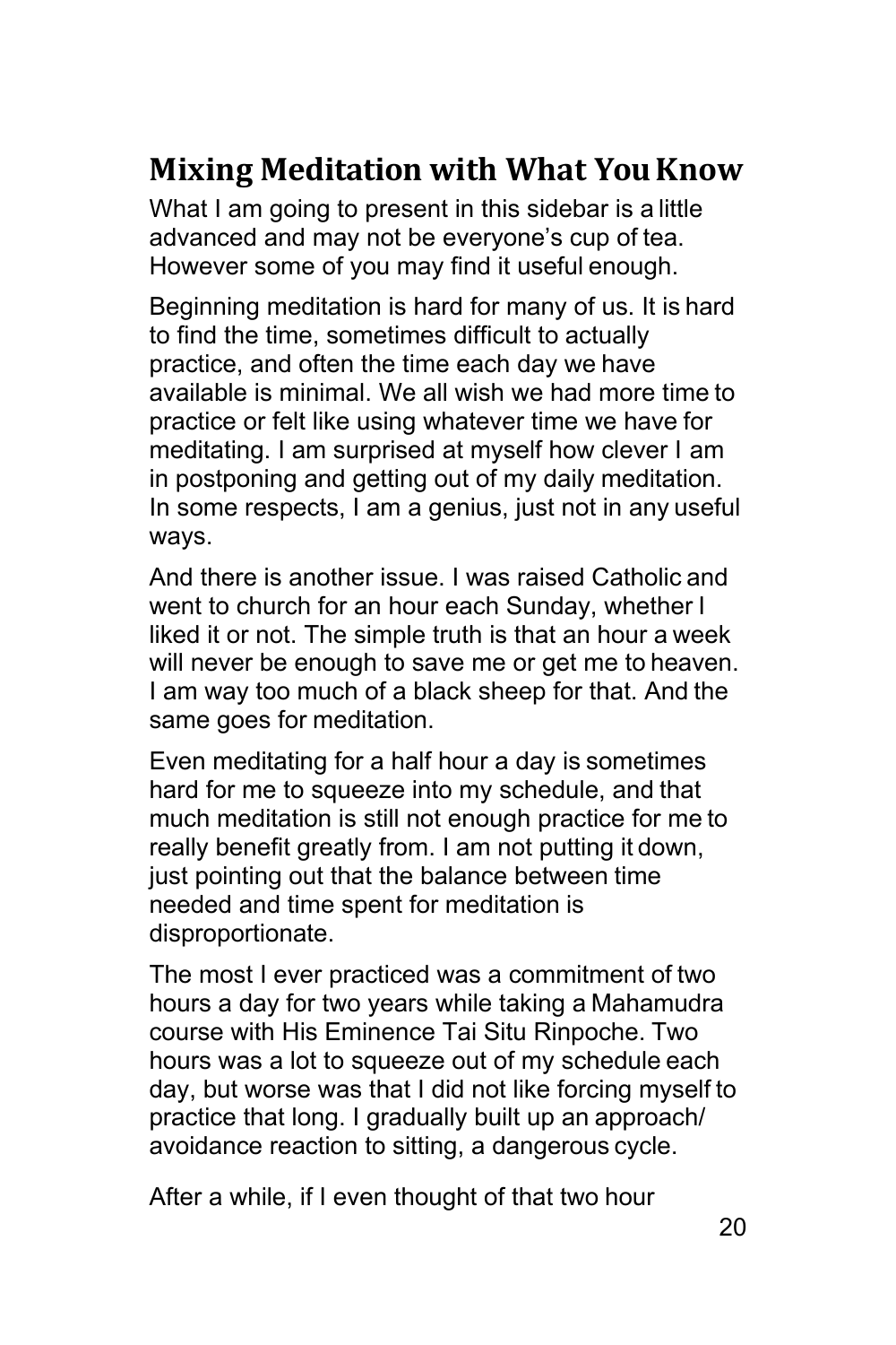## Mixing Meditation with What You Know

What I am going to present in this sidebar is a little advanced and may not be everyone's cup of tea. However some of you may find it useful enough.

Beginning meditation is hard for many of us. It is hard to find the time, sometimes difficult to actually practice, and often the time each day we have available is minimal. We all wish we had more time to practice or felt like using whatever time we have for meditating. I am surprised at myself how clever I am in postponing and getting out of my daily meditation. In some respects, I am a genius, just not in any useful ways.

And there is another issue. I was raised Catholic and went to church for an hour each Sunday, whether I liked it or not. The simple truth is that an hour a week will never be enough to save me or get me to heaven. I am way too much of a black sheep for that. And the same goes for meditation.

Even meditating for a half hour a day is sometimes hard for me to squeeze into my schedule, and that much meditation is still not enough practice for me to really benefit greatly from. I am not putting it down, just pointing out that the balance between time needed and time spent for meditation is disproportionate.

The most I ever practiced was a commitment of two hours a day for two years while taking a Mahamudra course with His Eminence Tai Situ Rinpoche. Two hours was a lot to squeeze out of my schedule each day, but worse was that I did not like forcing myself to practice that long. I gradually built up an approach/ avoidance reaction to sitting, a dangerous cycle.

After a while, if I even thought of that two hour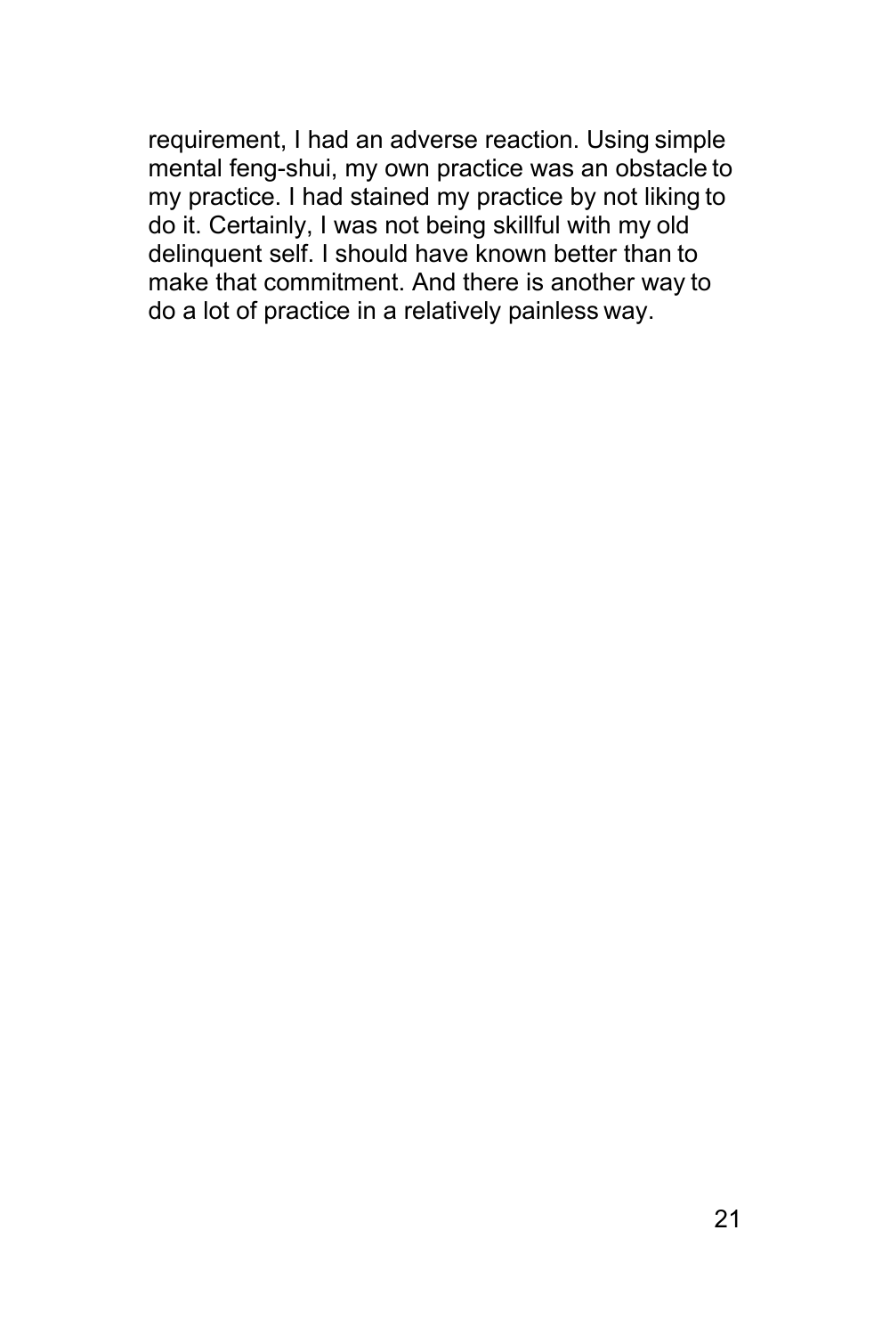requirement, I had an adverse reaction. Using simple mental feng-shui, my own practice was an obstacle to my practice. I had stained my practice by not liking to do it. Certainly, I was not being skillful with my old delinquent self. I should have known better than to make that commitment. And there is another way to do a lot of practice in a relatively painless way.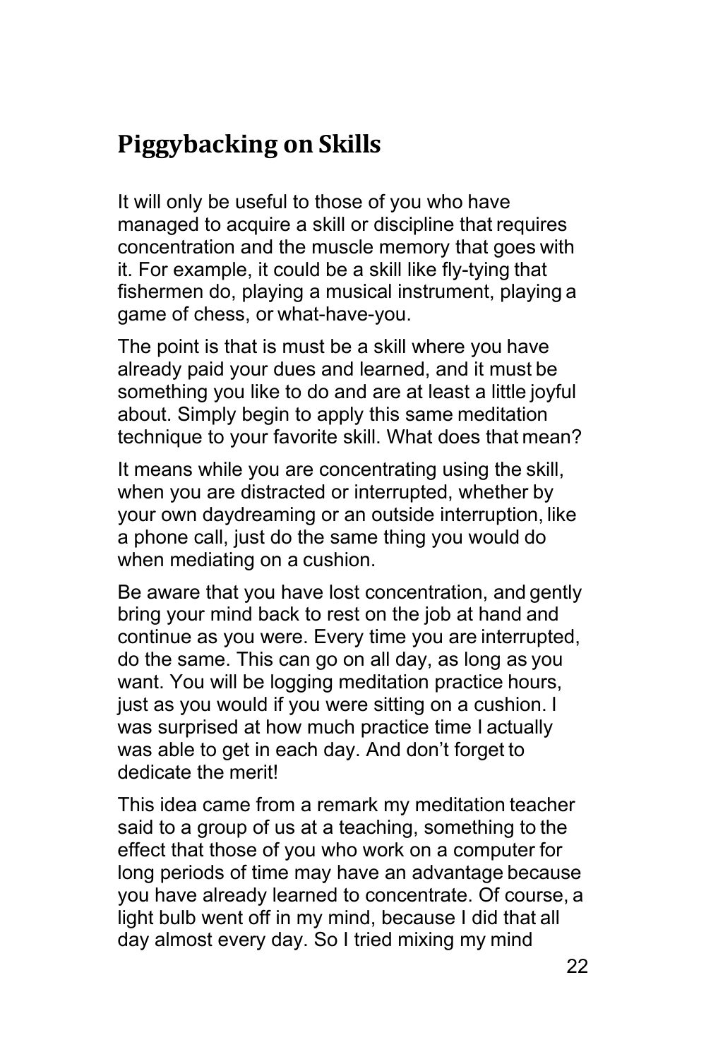## Piggybacking on Skills

It will only be useful to those of you who have managed to acquire a skill or discipline that requires concentration and the muscle memory that goes with it. For example, it could be a skill like fly-tying that fishermen do, playing a musical instrument, playing a game of chess, or what-have-you.

The point is that is must be a skill where you have already paid your dues and learned, and it must be something you like to do and are at least a little joyful about. Simply begin to apply this same meditation technique to your favorite skill. What does that mean?

It means while you are concentrating using the skill, when you are distracted or interrupted, whether by your own daydreaming or an outside interruption, like a phone call, just do the same thing you would do when mediating on a cushion.

Be aware that you have lost concentration, and gently bring your mind back to rest on the job at hand and continue as you were. Every time you are interrupted, do the same. This can go on all day, as long as you want. You will be logging meditation practice hours, just as you would if you were sitting on a cushion. I was surprised at how much practice time I actually was able to get in each day. And don't forget to dedicate the merit!

This idea came from a remark my meditation teacher said to a group of us at a teaching, something to the effect that those of you who work on a computer for long periods of time may have an advantage because you have already learned to concentrate. Of course, a light bulb went off in my mind, because I did that all day almost every day. So I tried mixing my mind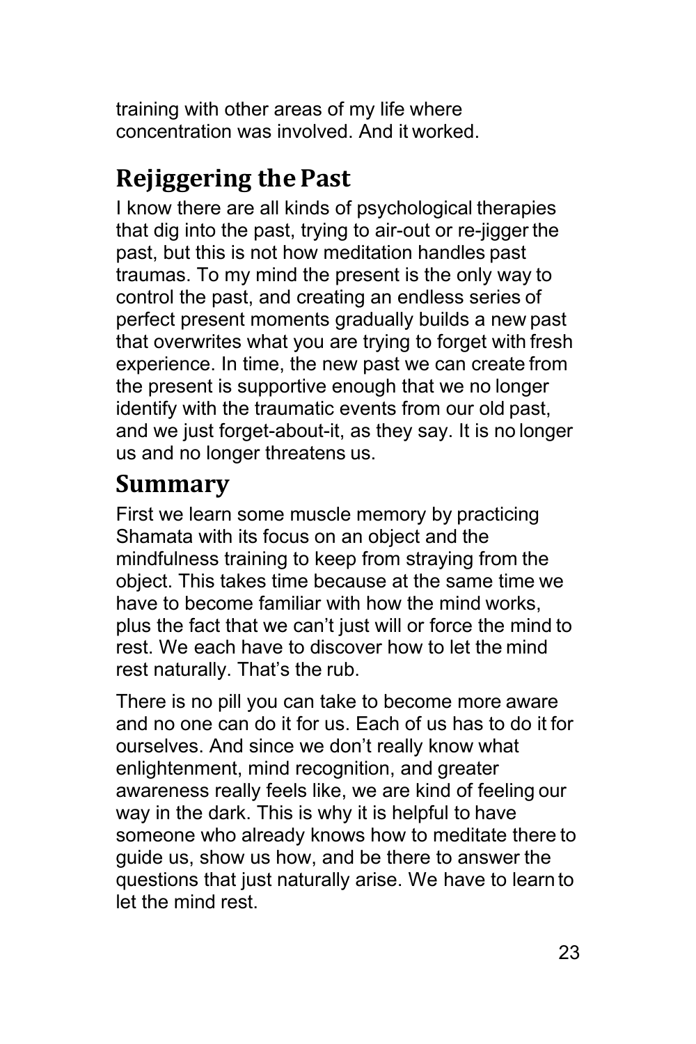training with other areas of my life where concentration was involved. And it worked.

## Rejiggering the Past

I know there are all kinds of psychological therapies that dig into the past, trying to air-out or re-jigger the past, but this is not how meditation handles past traumas. To my mind the present is the only way to control the past, and creating an endless series of perfect present moments gradually builds a new past that overwrites what you are trying to forget with fresh experience. In time, the new past we can create from the present is supportive enough that we no longer identify with the traumatic events from our old past, and we just forget-about-it, as they say. It is no longer us and no longer threatens us.

## Summary

First we learn some muscle memory by practicing Shamata with its focus on an object and the mindfulness training to keep from straying from the object. This takes time because at the same time we have to become familiar with how the mind works, plus the fact that we can't just will or force the mind to rest. We each have to discover how to let the mind rest naturally. That's the rub.

There is no pill you can take to become more aware and no one can do it for us. Each of us has to do it for ourselves. And since we don't really know what enlightenment, mind recognition, and greater awareness really feels like, we are kind of feeling our way in the dark. This is why it is helpful to have someone who already knows how to meditate there to guide us, show us how, and be there to answer the questions that just naturally arise. We have to learn to let the mind rest.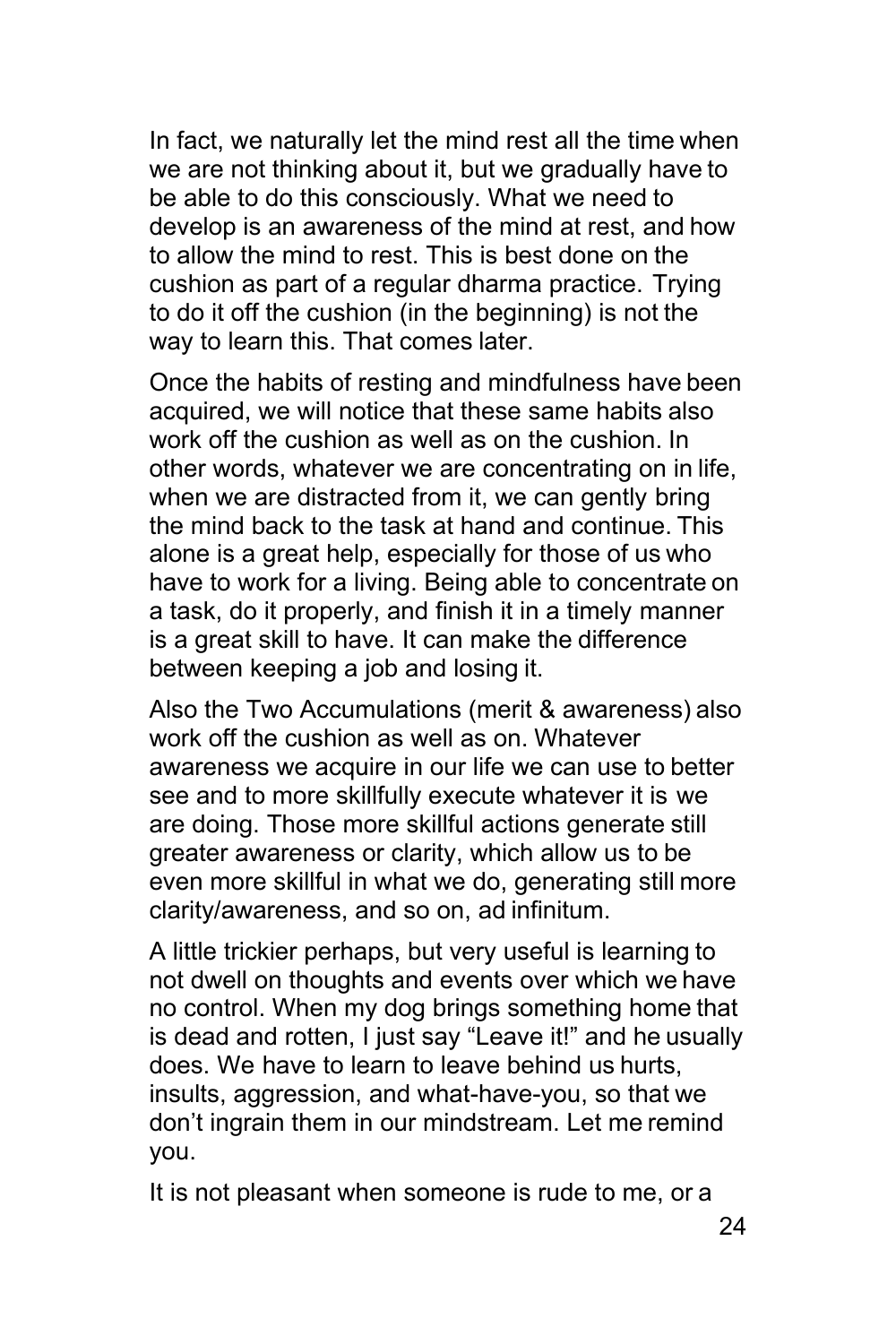In fact, we naturally let the mind rest all the time when we are not thinking about it, but we gradually have to be able to do this consciously. What we need to develop is an awareness of the mind at rest, and how to allow the mind to rest. This is best done on the cushion as part of a regular dharma practice. Trying to do it off the cushion (in the beginning) is not the way to learn this. That comes later.

Once the habits of resting and mindfulness have been acquired, we will notice that these same habits also work off the cushion as well as on the cushion. In other words, whatever we are concentrating on in life, when we are distracted from it, we can gently bring the mind back to the task at hand and continue. This alone is a great help, especially for those of us who have to work for a living. Being able to concentrate on a task, do it properly, and finish it in a timely manner is a great skill to have. It can make the difference between keeping a job and losing it.

Also the Two Accumulations (merit & awareness) also work off the cushion as well as on. Whatever awareness we acquire in our life we can use to better see and to more skillfully execute whatever it is we are doing. Those more skillful actions generate still greater awareness or clarity, which allow us to be even more skillful in what we do, generating still more clarity/awareness, and so on, ad infinitum.

A little trickier perhaps, but very useful is learning to not dwell on thoughts and events over which we have no control. When my dog brings something home that is dead and rotten, I just say "Leave it!" and he usually does. We have to learn to leave behind us hurts, insults, aggression, and what-have-you, so that we don't ingrain them in our mindstream. Let me remind you.

It is not pleasant when someone is rude to me, or a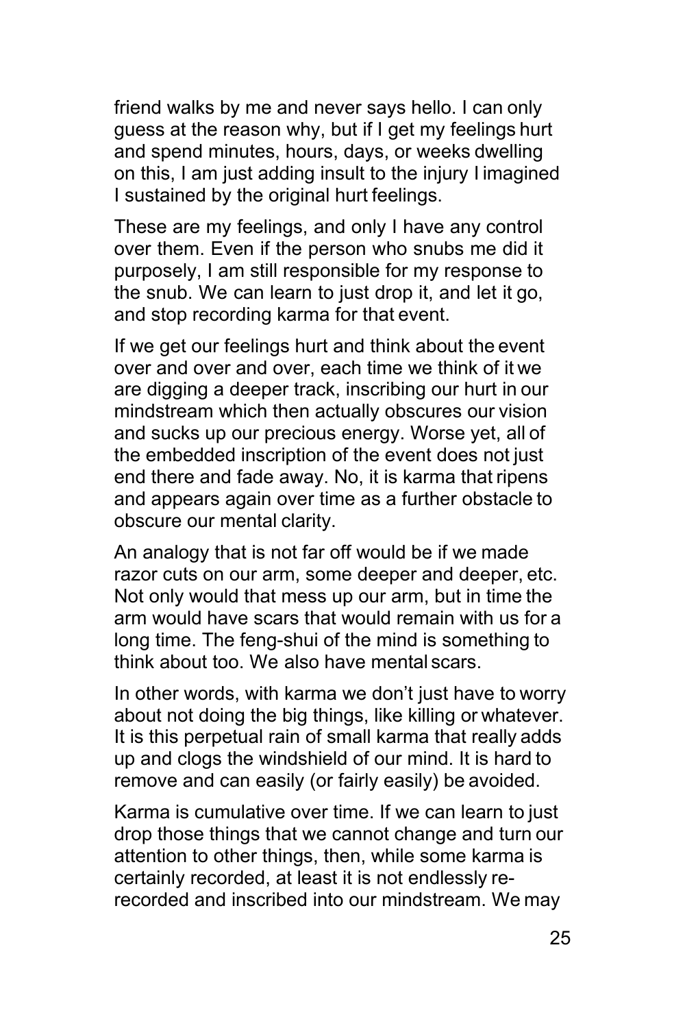friend walks by me and never says hello. I can only guess at the reason why, but if I get my feelings hurt and spend minutes, hours, days, or weeks dwelling on this, I am just adding insult to the injury I imagined I sustained by the original hurt feelings.

These are my feelings, and only I have any control over them. Even if the person who snubs me did it purposely, I am still responsible for my response to the snub. We can learn to just drop it, and let it go, and stop recording karma for that event.

If we get our feelings hurt and think about the event over and over and over, each time we think of it we are digging a deeper track, inscribing our hurt in our mindstream which then actually obscures our vision and sucks up our precious energy. Worse yet, all of the embedded inscription of the event does not just end there and fade away. No, it is karma that ripens and appears again over time as a further obstacle to obscure our mental clarity.

An analogy that is not far off would be if we made razor cuts on our arm, some deeper and deeper, etc. Not only would that mess up our arm, but in time the arm would have scars that would remain with us for a long time. The feng-shui of the mind is something to think about too. We also have mental scars.

In other words, with karma we don't just have to worry about not doing the big things, like killing or whatever. It is this perpetual rain of small karma that really adds up and clogs the windshield of our mind. It is hard to remove and can easily (or fairly easily) be avoided.

Karma is cumulative over time. If we can learn to just drop those things that we cannot change and turn our attention to other things, then, while some karma is certainly recorded, at least it is not endlessly re-recorded and inscribed into our mindstream. We may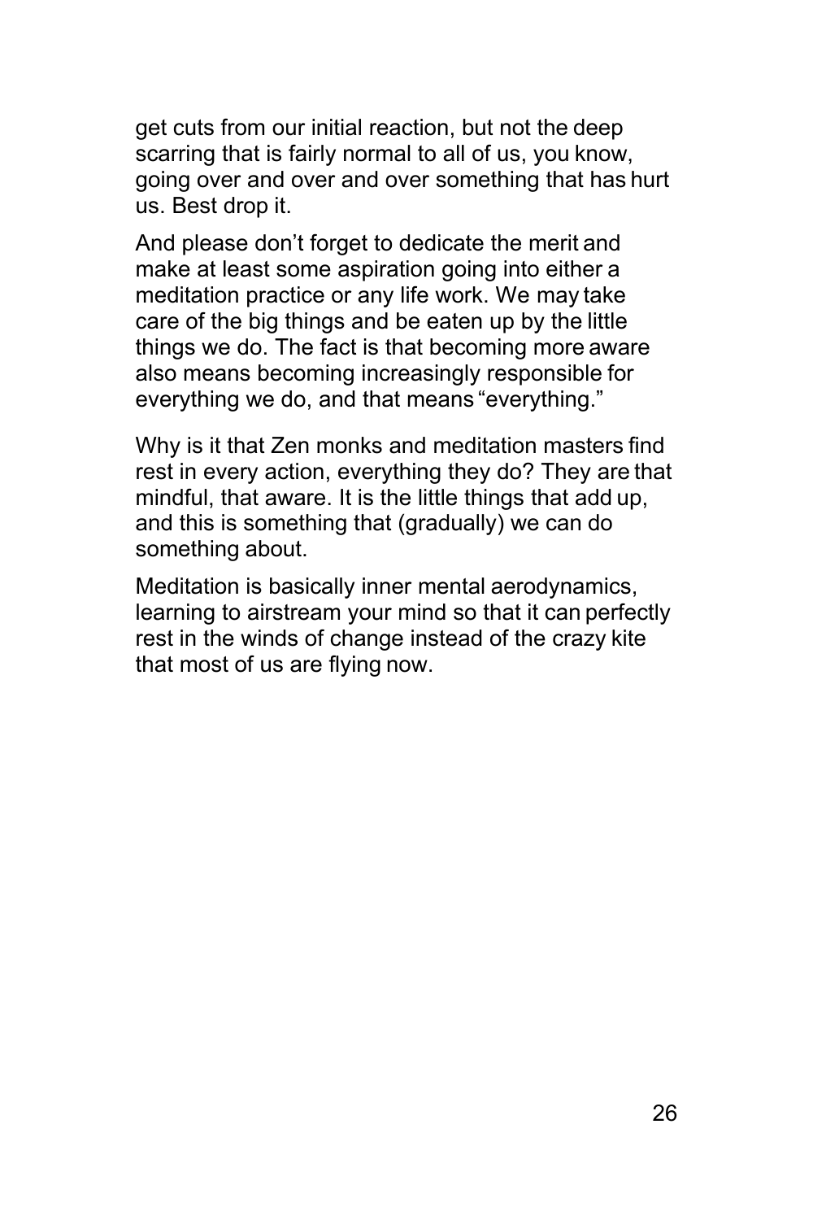get cuts from our initial reaction, but not the deep scarring that is fairly normal to all of us, you know, going over and over and over something that has hurt us. Best drop it.

And please don't forget to dedicate the merit and make at least some aspiration going into either a meditation practice or any life work. We may take care of the big things and be eaten up by the little things we do. The fact is that becoming more aware also means becoming increasingly responsible for everything we do, and that means "everything."

Why is it that Zen monks and meditation masters find rest in every action, everything they do? They are that mindful, that aware. It is the little things that add up, and this is something that (gradually) we can do something about.

Meditation is basically inner mental aerodynamics, learning to airstream your mind so that it can perfectly rest in the winds of change instead of the crazy kite that most of us are flying now.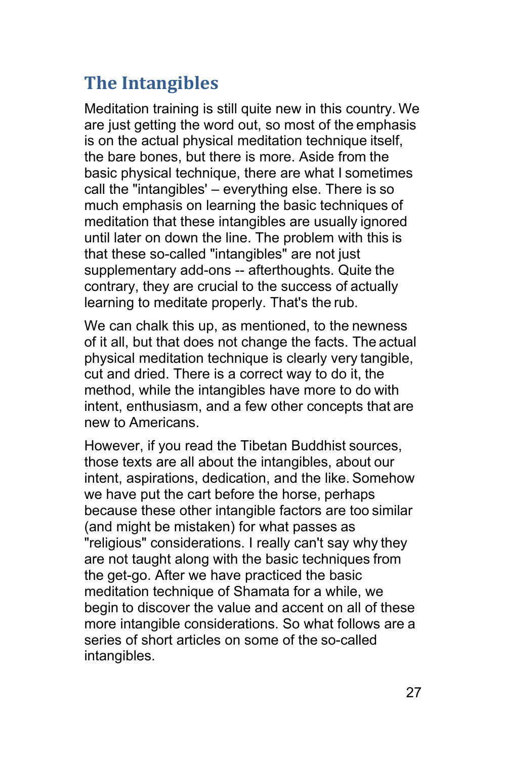## The Intangibles

Meditation training is still quite new in this country. We are just getting the word out, so most of the emphasis is on the actual physical meditation technique itself, the bare bones, but there is more. Aside from the basic physical technique, there are what I sometimes call the "intangibles' – everything else. There is so much emphasis on learning the basic techniques of meditation that these intangibles are usually ignored until later on down the line. The problem with this is that these so-called "intangibles" are not just supplementary add-ons -- afterthoughts. Quite the contrary, they are crucial to the success of actually learning to meditate properly. That's the rub.

We can chalk this up, as mentioned, to the newness of it all, but that does not change the facts. The actual physical meditation technique is clearly very tangible, cut and dried. There is a correct way to do it, the method, while the intangibles have more to do with intent, enthusiasm, and a few other concepts that are new to Americans.

However, if you read the Tibetan Buddhist sources, those texts are all about the intangibles, about our intent, aspirations, dedication, and the like. Somehow we have put the cart before the horse, perhaps because these other intangible factors are too similar (and might be mistaken) for what passes as "religious" considerations. I really can't say why they are not taught along with the basic techniques from the get-go. After we have practiced the basic meditation technique of Shamata for a while, we begin to discover the value and accent on all of these more intangible considerations. So what follows are a series of short articles on some of the so-called intangibles.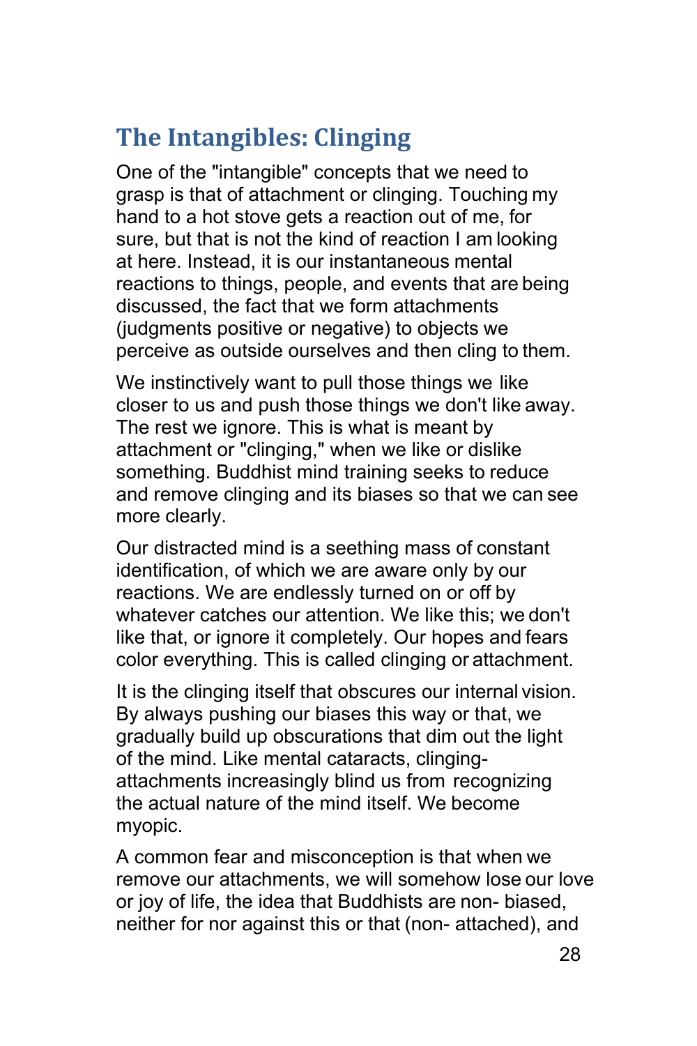## The Intangibles: Clinging

One of the "intangible" concepts that we need to grasp is that of attachment or clinging. Touching my hand to a hot stove gets a reaction out of me, for sure, but that is not the kind of reaction I am looking at here. Instead, it is our instantaneous mental reactions to things, people, and events that are being discussed, the fact that we form attachments (judgments positive or negative) to objects we perceive as outside ourselves and then cling to them.

We instinctively want to pull those things we like closer to us and push those things we don't like away. The rest we ignore. This is what is meant by attachment or "clinging," when we like or dislike something. Buddhist mind training seeks to reduce and remove clinging and its biases so that we can see more clearly.

Our distracted mind is a seething mass of constant identification, of which we are aware only by our reactions. We are endlessly turned on or off by whatever catches our attention. We like this; we don't like that, or ignore it completely. Our hopes and fears color everything. This is called clinging or attachment.

It is the clinging itself that obscures our internal vision. By always pushing our biases this way or that, we gradually build up obscurations that dim out the light of the mind. Like mental cataracts, clinging-attachments increasingly blind us from recognizing the actual nature of the mind itself. We become myopic.

A common fear and misconception is that when we remove our attachments, we will somehow lose our love or joy of life, the idea that Buddhists are non- biased, neither for nor against this or that (non- attached), and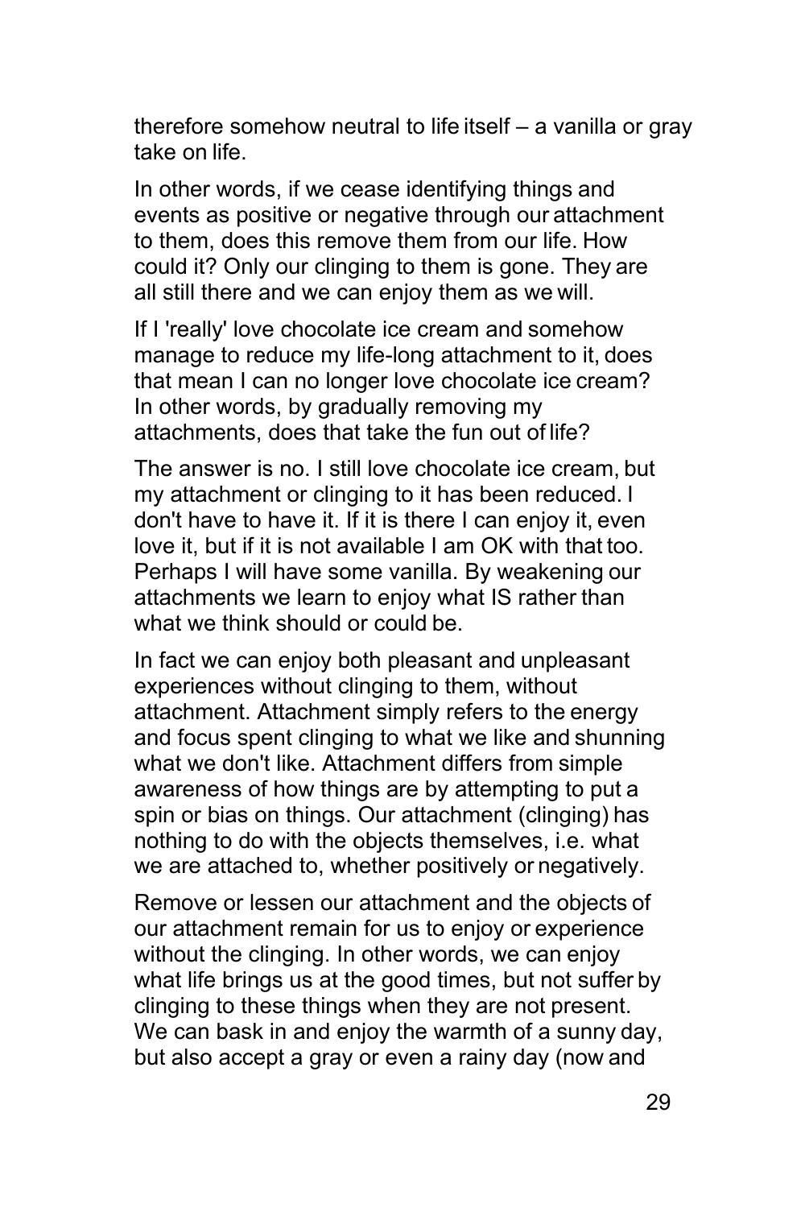therefore somehow neutral to life itself – a vanilla or gray take on life.

In other words, if we cease identifying things and events as positive or negative through our attachment to them, does this remove them from our life. How could it? Only our clinging to them is gone. They are all still there and we can enjoy them as we will.

If I 'really' love chocolate ice cream and somehow manage to reduce my life-long attachment to it, does that mean I can no longer love chocolate ice cream? In other words, by gradually removing my attachments, does that take the fun out of life?

The answer is no. I still love chocolate ice cream, but my attachment or clinging to it has been reduced. I don't have to have it. If it is there I can enjoy it, even love it, but if it is not available I am OK with that too. Perhaps I will have some vanilla. By weakening our attachments we learn to enjoy what IS rather than what we think should or could be.

In fact we can enjoy both pleasant and unpleasant experiences without clinging to them, without attachment. Attachment simply refers to the energy and focus spent clinging to what we like and shunning what we don't like. Attachment differs from simple awareness of how things are by attempting to put a spin or bias on things. Our attachment (clinging) has nothing to do with the objects themselves, i.e. what we are attached to, whether positively or negatively.

Remove or lessen our attachment and the objects of our attachment remain for us to enjoy or experience without the clinging. In other words, we can enjoy what life brings us at the good times, but not suffer by clinging to these things when they are not present. We can bask in and enjoy the warmth of a sunny day, but also accept a gray or even a rainy day (now and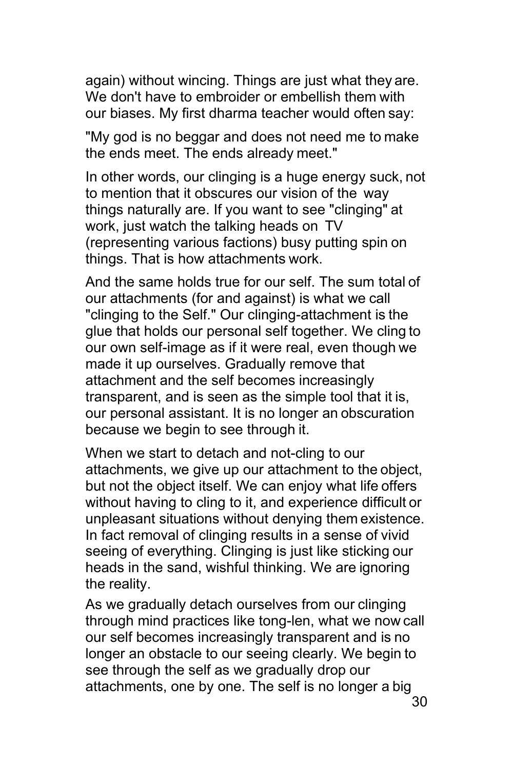again) without wincing. Things are just what they are. We don't have to embroider or embellish them with our biases. My first dharma teacher would often say:

"My god is no beggar and does not need me to make the ends meet. The ends already meet."

In other words, our clinging is a huge energy suck, not to mention that it obscures our vision of the way things naturally are. If you want to see "clinging" at work, just watch the talking heads on TV (representing various factions) busy putting spin on things. That is how attachments work.

And the same holds true for our self. The sum total of our attachments (for and against) is what we call "clinging to the Self." Our clinging-attachment is the glue that holds our personal self together. We cling to our own self-image as if it were real, even though we made it up ourselves. Gradually remove that attachment and the self becomes increasingly transparent, and is seen as the simple tool that it is, our personal assistant. It is no longer an obscuration because we begin to see through it.

When we start to detach and not-cling to our attachments, we give up our attachment to the object, but not the object itself. We can enjoy what life offers without having to cling to it, and experience difficult or unpleasant situations without denying them existence. In fact removal of clinging results in a sense of vivid seeing of everything. Clinging is just like sticking our heads in the sand, wishful thinking. We are ignoring the reality.

As we gradually detach ourselves from our clinging through mind practices like tong-len, what we now call our self becomes increasingly transparent and is no longer an obstacle to our seeing clearly. We begin to see through the self as we gradually drop our attachments, one by one. The self is no longer a big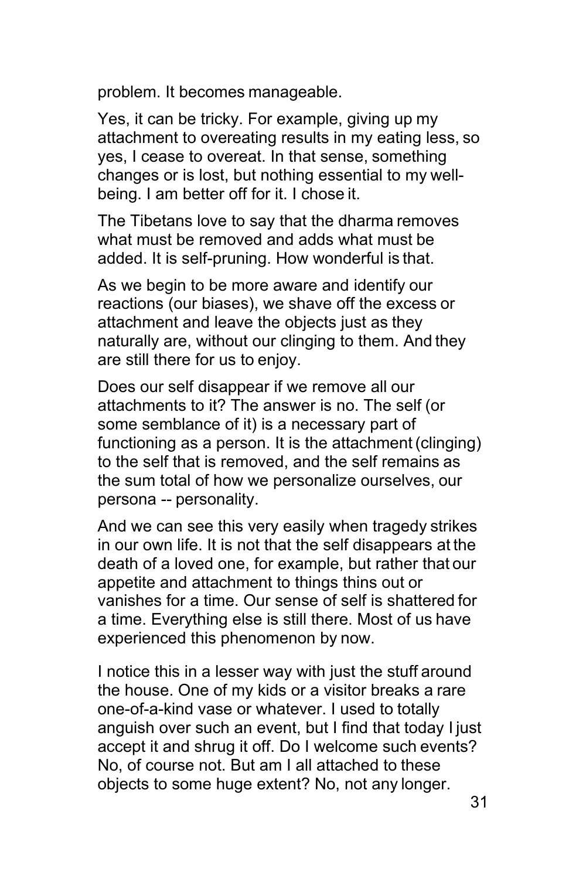problem. It becomes manageable.

Yes, it can be tricky. For example, giving up my attachment to overeating results in my eating less, so yes, I cease to overeat. In that sense, something changes or is lost, but nothing essential to my well-being. I am better off for it. I chose it.

The Tibetans love to say that the dharma removes what must be removed and adds what must be added. It is self-pruning. How wonderful is that.

As we begin to be more aware and identify our reactions (our biases), we shave off the excess or attachment and leave the objects just as they naturally are, without our clinging to them. And they are still there for us to enjoy.

Does our self disappear if we remove all our attachments to it? The answer is no. The self (or some semblance of it) is a necessary part of functioning as a person. It is the attachment (clinging) to the self that is removed, and the self remains as the sum total of how we personalize ourselves, our persona -- personality.

And we can see this very easily when tragedy strikes in our own life. It is not that the self disappears at the death of a loved one, for example, but rather that our appetite and attachment to things thins out or vanishes for a time. Our sense of self is shattered for a time. Everything else is still there. Most of us have experienced this phenomenon by now.

I notice this in a lesser way with just the stuff around the house. One of my kids or a visitor breaks a rare one-of-a-kind vase or whatever. I used to totally anguish over such an event, but I find that today I just accept it and shrug it off. Do I welcome such events? No, of course not. But am I all attached to these objects to some huge extent? No, not any longer.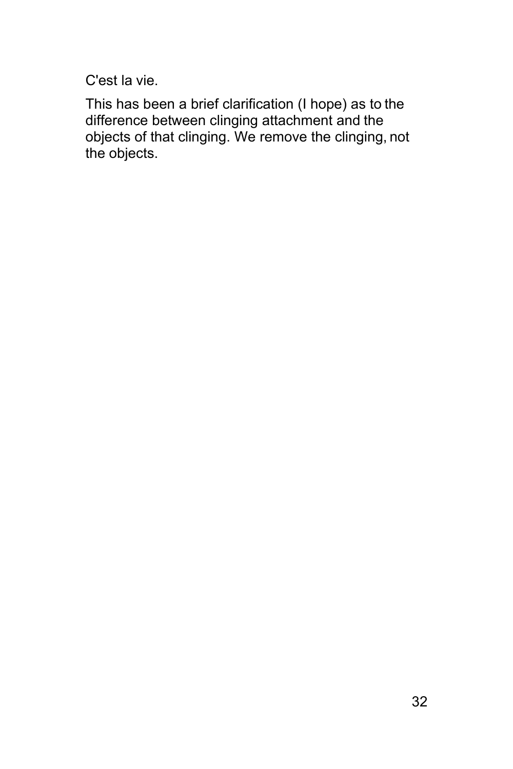C'est la vie.

This has been a brief clarification (I hope) as to the difference between clinging attachment and the objects of that clinging. We remove the clinging, not the objects.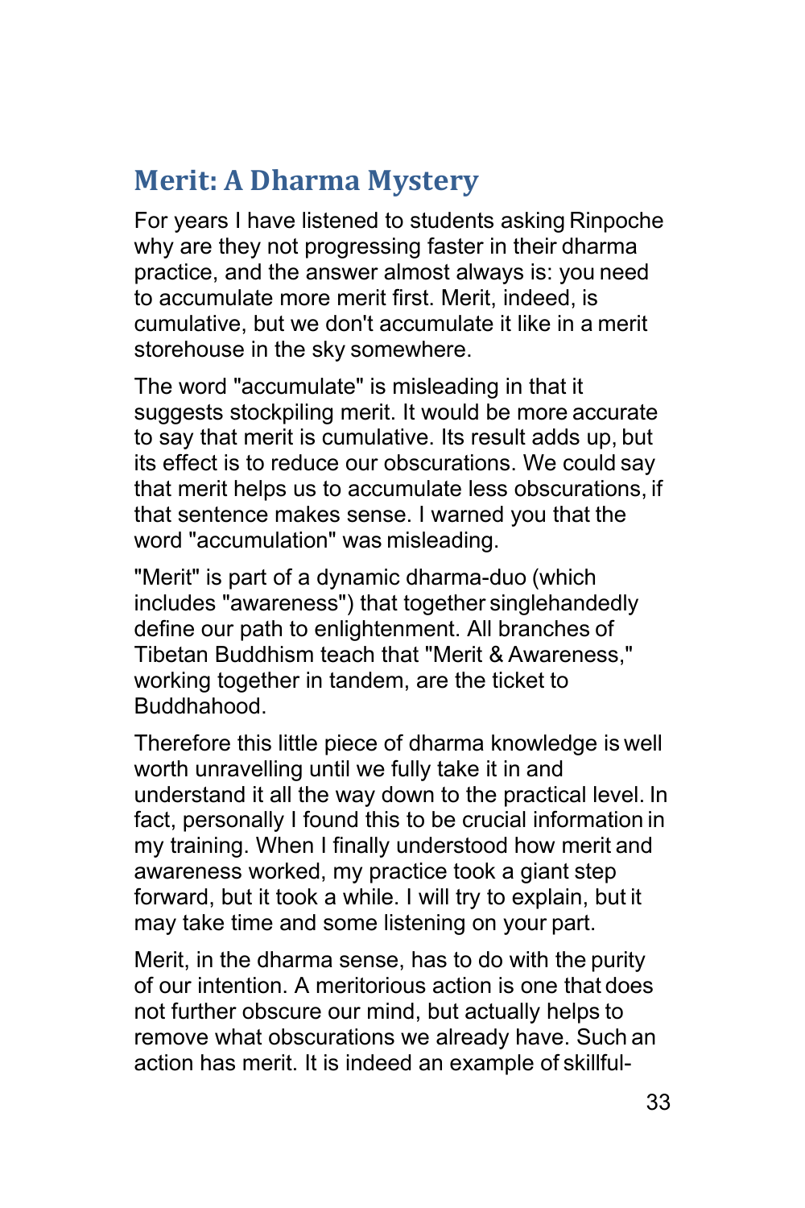## Merit: A Dharma Mystery

For years I have listened to students asking Rinpoche why are they not progressing faster in their dharma practice, and the answer almost always is: you need to accumulate more merit first. Merit, indeed, is cumulative, but we don't accumulate it like in a merit storehouse in the sky somewhere.

The word "accumulate" is misleading in that it suggests stockpiling merit. It would be more accurate to say that merit is cumulative. Its result adds up, but its effect is to reduce our obscurations. We could say that merit helps us to accumulate less obscurations, if that sentence makes sense. I warned you that the word "accumulation" was misleading.

"Merit" is part of a dynamic dharma-duo (which includes "awareness") that together singlehandedly define our path to enlightenment. All branches of Tibetan Buddhism teach that "Merit & Awareness," working together in tandem, are the ticket to Buddhahood.

Therefore this little piece of dharma knowledge is well worth unravelling until we fully take it in and understand it all the way down to the practical level. In fact, personally I found this to be crucial information in my training. When I finally understood how merit and awareness worked, my practice took a giant step forward, but it took a while. I will try to explain, but it may take time and some listening on your part.

Merit, in the dharma sense, has to do with the purity of our intention. A meritorious action is one that does not further obscure our mind, but actually helps to remove what obscurations we already have. Such an action has merit. It is indeed an example of skillful-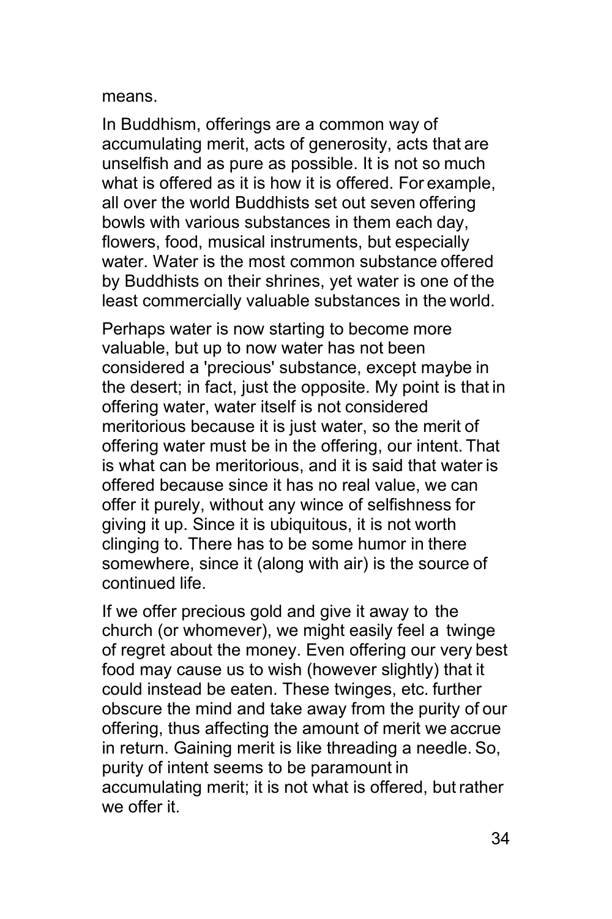means.

In Buddhism, offerings are a common way of accumulating merit, acts of generosity, acts that are unselfish and as pure as possible. It is not so much what is offered as it is how it is offered. For example, all over the world Buddhists set out seven offering bowls with various substances in them each day, flowers, food, musical instruments, but especially water. Water is the most common substance offered by Buddhists on their shrines, yet water is one of the least commercially valuable substances in the world.

Perhaps water is now starting to become more valuable, but up to now water has not been considered a 'precious' substance, except maybe in the desert; in fact, just the opposite. My point is that in offering water, water itself is not considered meritorious because it is just water, so the merit of offering water must be in the offering, our intent. That is what can be meritorious, and it is said that water is offered because since it has no real value, we can offer it purely, without any wince of selfishness for giving it up. Since it is ubiquitous, it is not worth clinging to. There has to be some humor in there somewhere, since it (along with air) is the source of continued life.

If we offer precious gold and give it away to the church (or whomever), we might easily feel a twinge of regret about the money. Even offering our very best food may cause us to wish (however slightly) that it could instead be eaten. These twinges, etc. further obscure the mind and take away from the purity of our offering, thus affecting the amount of merit we accrue in return. Gaining merit is like threading a needle. So, purity of intent seems to be paramount in accumulating merit; it is not what is offered, but rather we offer it.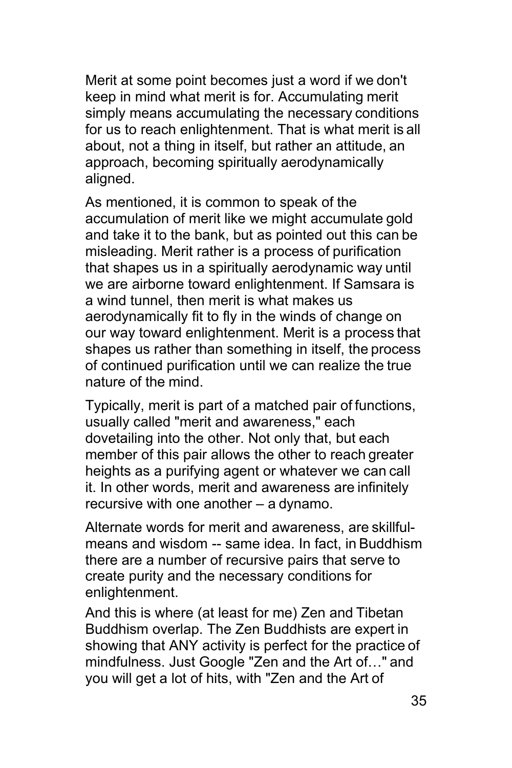Merit at some point becomes just a word if we don't keep in mind what merit is for. Accumulating merit simply means accumulating the necessary conditions for us to reach enlightenment. That is what merit is all about, not a thing in itself, but rather an attitude, an approach, becoming spiritually aerodynamically aligned.

As mentioned, it is common to speak of the accumulation of merit like we might accumulate gold and take it to the bank, but as pointed out this can be misleading. Merit rather is a process of purification that shapes us in a spiritually aerodynamic way until we are airborne toward enlightenment. If Samsara is a wind tunnel, then merit is what makes us aerodynamically fit to fly in the winds of change on our way toward enlightenment. Merit is a process that shapes us rather than something in itself, the process of continued purification until we can realize the true nature of the mind.

Typically, merit is part of a matched pair of functions, usually called "merit and awareness," each dovetailing into the other. Not only that, but each member of this pair allows the other to reach greater heights as a purifying agent or whatever we can call it. In other words, merit and awareness are infinitely recursive with one another – a dynamo.

Alternate words for merit and awareness, are skillful-means and wisdom -- same idea. In fact, in Buddhism there are a number of recursive pairs that serve to create purity and the necessary conditions for enlightenment.

And this is where (at least for me) Zen and Tibetan Buddhism overlap. The Zen Buddhists are expert in showing that ANY activity is perfect for the practice of mindfulness. Just Google "Zen and the Art of…" and you will get a lot of hits, with "Zen and the Art of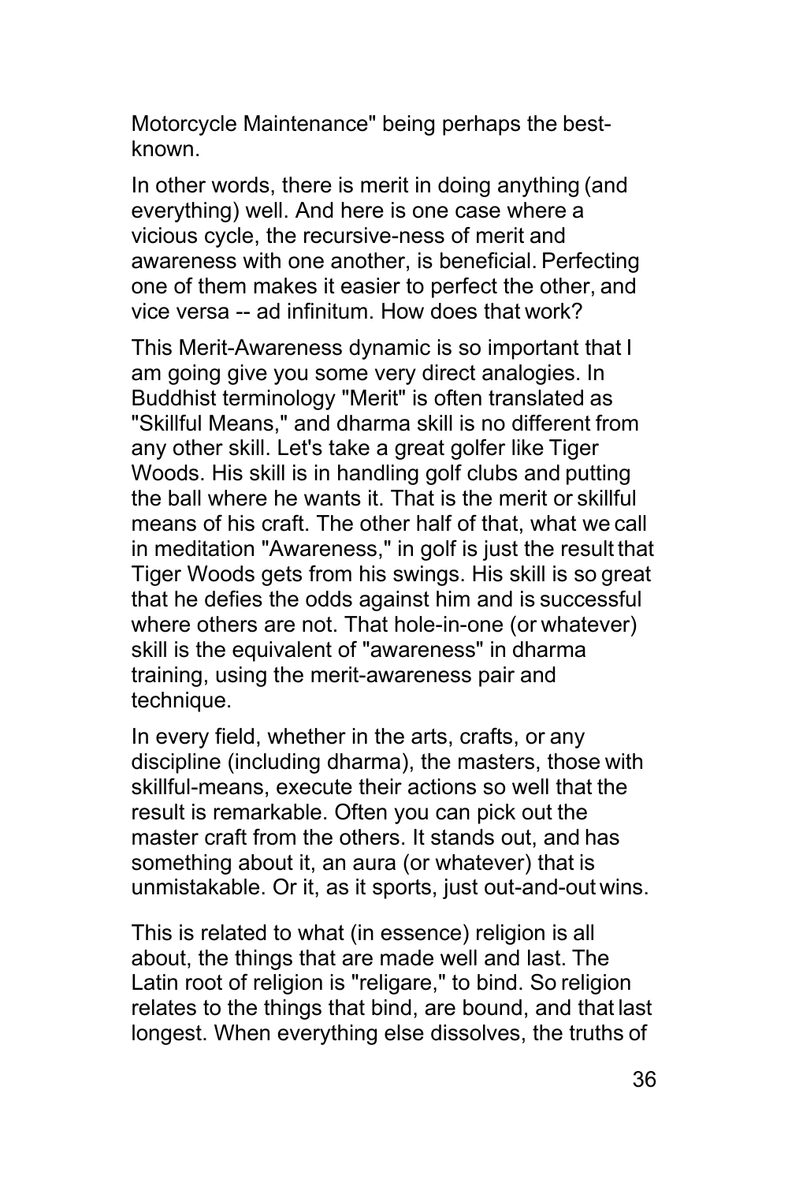Motorcycle Maintenance" being perhaps the best-known.

In other words, there is merit in doing anything (and everything) well. And here is one case where a vicious cycle, the recursive-ness of merit and awareness with one another, is beneficial. Perfecting one of them makes it easier to perfect the other, and vice versa -- ad infinitum. How does that work?

This Merit-Awareness dynamic is so important that I am going give you some very direct analogies. In Buddhist terminology "Merit" is often translated as "Skillful Means," and dharma skill is no different from any other skill. Let's take a great golfer like Tiger Woods. His skill is in handling golf clubs and putting the ball where he wants it. That is the merit or skillful means of his craft. The other half of that, what we call in meditation "Awareness," in golf is just the result that Tiger Woods gets from his swings. His skill is so great that he defies the odds against him and is successful where others are not. That hole-in-one (or whatever) skill is the equivalent of "awareness" in dharma training, using the merit-awareness pair and technique.

In every field, whether in the arts, crafts, or any discipline (including dharma), the masters, those with skillful-means, execute their actions so well that the result is remarkable. Often you can pick out the master craft from the others. It stands out, and has something about it, an aura (or whatever) that is unmistakable. Or it, as it sports, just out-and-out wins.

This is related to what (in essence) religion is all about, the things that are made well and last. The Latin root of religion is "religare," to bind. So religion relates to the things that bind, are bound, and that last longest. When everything else dissolves, the truths of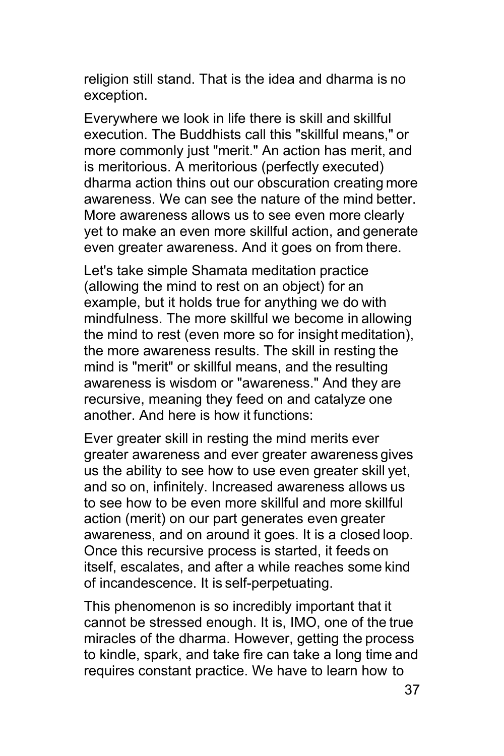religion still stand. That is the idea and dharma is no exception.

Everywhere we look in life there is skill and skillful execution. The Buddhists call this "skillful means," or more commonly just "merit." An action has merit, and is meritorious. A meritorious (perfectly executed) dharma action thins out our obscuration creating more awareness. We can see the nature of the mind better. More awareness allows us to see even more clearly yet to make an even more skillful action, and generate even greater awareness. And it goes on from there.

Let's take simple Shamata meditation practice (allowing the mind to rest on an object) for an example, but it holds true for anything we do with mindfulness. The more skillful we become in allowing the mind to rest (even more so for insight meditation), the more awareness results. The skill in resting the mind is "merit" or skillful means, and the resulting awareness is wisdom or "awareness." And they are recursive, meaning they feed on and catalyze one another. And here is how it functions:

Ever greater skill in resting the mind merits ever greater awareness and ever greater awareness gives us the ability to see how to use even greater skill yet, and so on, infinitely. Increased awareness allows us to see how to be even more skillful and more skillful action (merit) on our part generates even greater awareness, and on around it goes. It is a closed loop. Once this recursive process is started, it feeds on itself, escalates, and after a while reaches some kind of incandescence. It is self-perpetuating.

This phenomenon is so incredibly important that it cannot be stressed enough. It is, IMO, one of the true miracles of the dharma. However, getting the process to kindle, spark, and take fire can take a long time and requires constant practice. We have to learn how to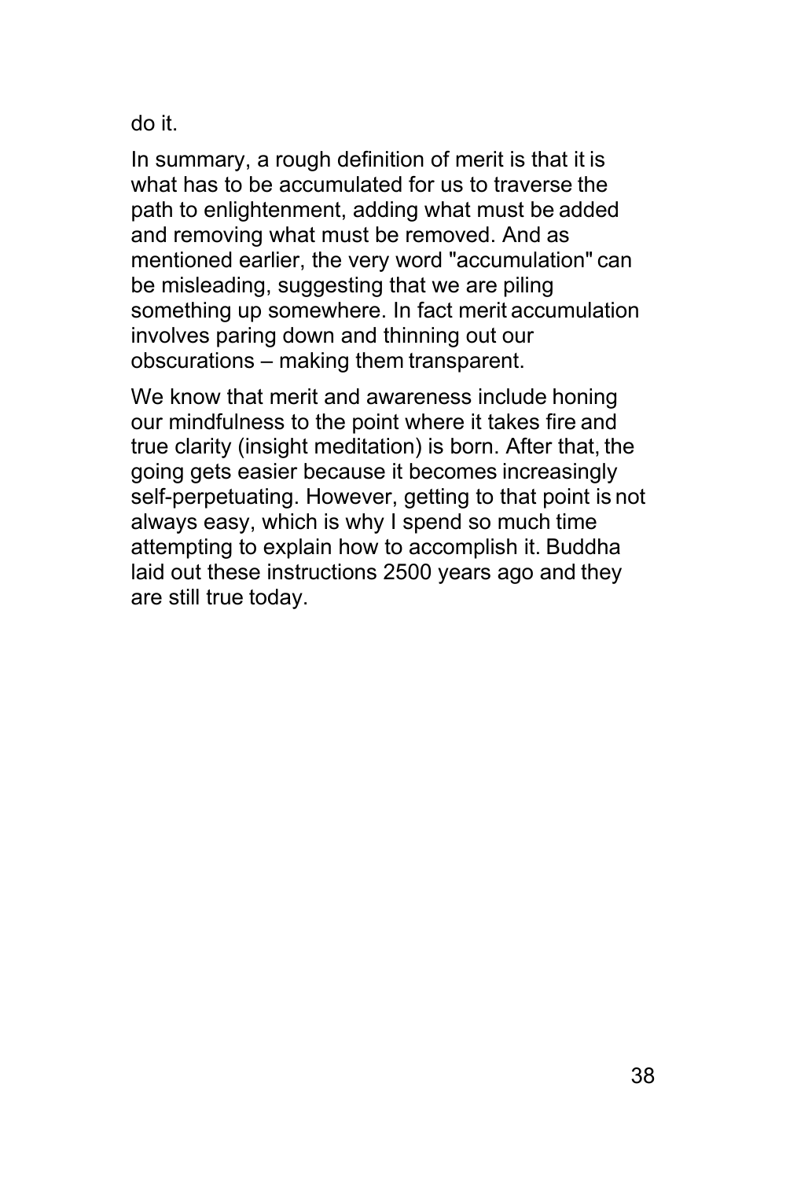do it.

In summary, a rough definition of merit is that it is what has to be accumulated for us to traverse the path to enlightenment, adding what must be added and removing what must be removed. And as mentioned earlier, the very word "accumulation" can be misleading, suggesting that we are piling something up somewhere. In fact merit accumulation involves paring down and thinning out our obscurations – making them transparent.

We know that merit and awareness include honing our mindfulness to the point where it takes fire and true clarity (insight meditation) is born. After that, the going gets easier because it becomes increasingly self-perpetuating. However, getting to that point is not always easy, which is why I spend so much time attempting to explain how to accomplish it. Buddha laid out these instructions 2500 years ago and they are still true today.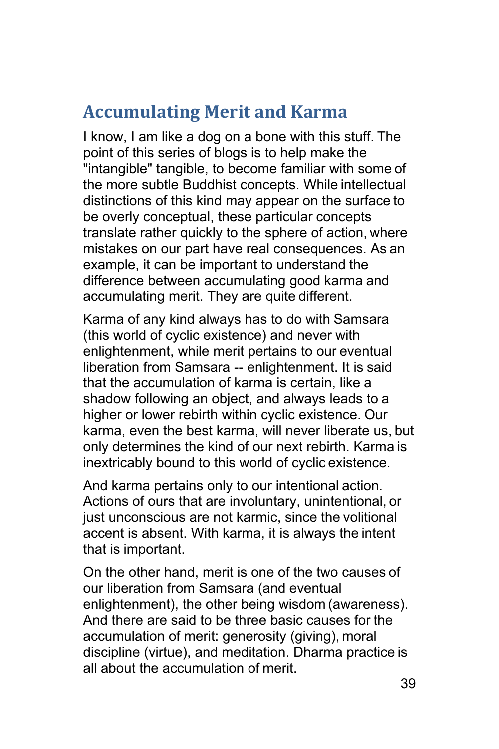## Accumulating Merit and Karma

I know, I am like a dog on a bone with this stuff. The point of this series of blogs is to help make the "intangible" tangible, to become familiar with some of the more subtle Buddhist concepts. While intellectual distinctions of this kind may appear on the surface to be overly conceptual, these particular concepts translate rather quickly to the sphere of action, where mistakes on our part have real consequences. As an example, it can be important to understand the difference between accumulating good karma and accumulating merit. They are quite different.

Karma of any kind always has to do with Samsara (this world of cyclic existence) and never with enlightenment, while merit pertains to our eventual liberation from Samsara -- enlightenment. It is said that the accumulation of karma is certain, like a shadow following an object, and always leads to a higher or lower rebirth within cyclic existence. Our karma, even the best karma, will never liberate us, but only determines the kind of our next rebirth. Karma is inextricably bound to this world of cyclic existence.

And karma pertains only to our intentional action. Actions of ours that are involuntary, unintentional, or just unconscious are not karmic, since the volitional accent is absent. With karma, it is always the intent that is important.

On the other hand, merit is one of the two causes of our liberation from Samsara (and eventual enlightenment), the other being wisdom (awareness). And there are said to be three basic causes for the accumulation of merit: generosity (giving), moral discipline (virtue), and meditation. Dharma practice is all about the accumulation of merit.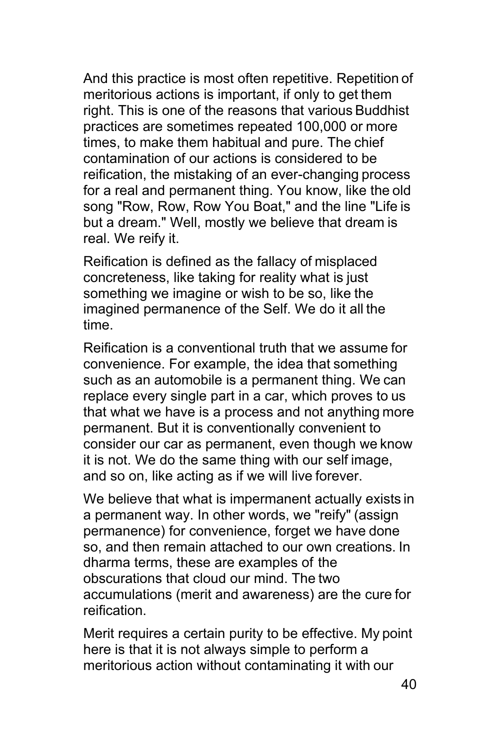And this practice is most often repetitive. Repetition of meritorious actions is important, if only to get them right. This is one of the reasons that various Buddhist practices are sometimes repeated 100,000 or more times, to make them habitual and pure. The chief contamination of our actions is considered to be reification, the mistaking of an ever-changing process for a real and permanent thing. You know, like the old song "Row, Row, Row You Boat," and the line "Life is but a dream." Well, mostly we believe that dream is real. We reify it.

Reification is defined as the fallacy of misplaced concreteness, like taking for reality what is just something we imagine or wish to be so, like the imagined permanence of the Self. We do it all the time.

Reification is a conventional truth that we assume for convenience. For example, the idea that something such as an automobile is a permanent thing. We can replace every single part in a car, which proves to us that what we have is a process and not anything more permanent. But it is conventionally convenient to consider our car as permanent, even though we know it is not. We do the same thing with our self image, and so on, like acting as if we will live forever.

We believe that what is impermanent actually exists in a permanent way. In other words, we "reify" (assign permanence) for convenience, forget we have done so, and then remain attached to our own creations. In dharma terms, these are examples of the obscurations that cloud our mind. The two accumulations (merit and awareness) are the cure for reification.

Merit requires a certain purity to be effective. My point here is that it is not always simple to perform a meritorious action without contaminating it with our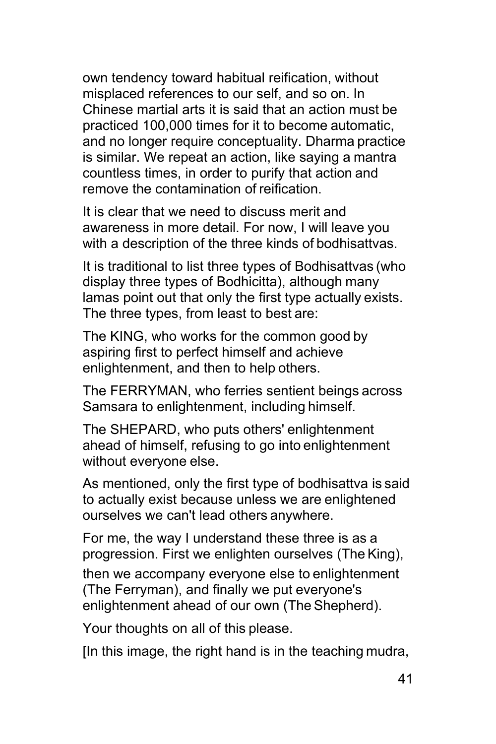own tendency toward habitual reification, without misplaced references to our self, and so on. In Chinese martial arts it is said that an action must be practiced 100,000 times for it to become automatic, and no longer require conceptuality. Dharma practice is similar. We repeat an action, like saying a mantra countless times, in order to purify that action and remove the contamination of reification.

It is clear that we need to discuss merit and awareness in more detail. For now, I will leave you with a description of the three kinds of bodhisattvas.

It is traditional to list three types of Bodhisattvas (who display three types of Bodhicitta), although many lamas point out that only the first type actually exists. The three types, from least to best are:

The KING, who works for the common good by aspiring first to perfect himself and achieve enlightenment, and then to help others.

The FERRYMAN, who ferries sentient beings across Samsara to enlightenment, including himself.

The SHEPARD, who puts others' enlightenment ahead of himself, refusing to go into enlightenment without everyone else.

As mentioned, only the first type of bodhisattva is said to actually exist because unless we are enlightened ourselves we can't lead others anywhere.

For me, the way I understand these three is as a progression. First we enlighten ourselves (The King), then we accompany everyone else to enlightenment (The Ferryman), and finally we put everyone's enlightenment ahead of our own (The Shepherd).

Your thoughts on all of this please.

[In this image, the right hand is in the teaching mudra,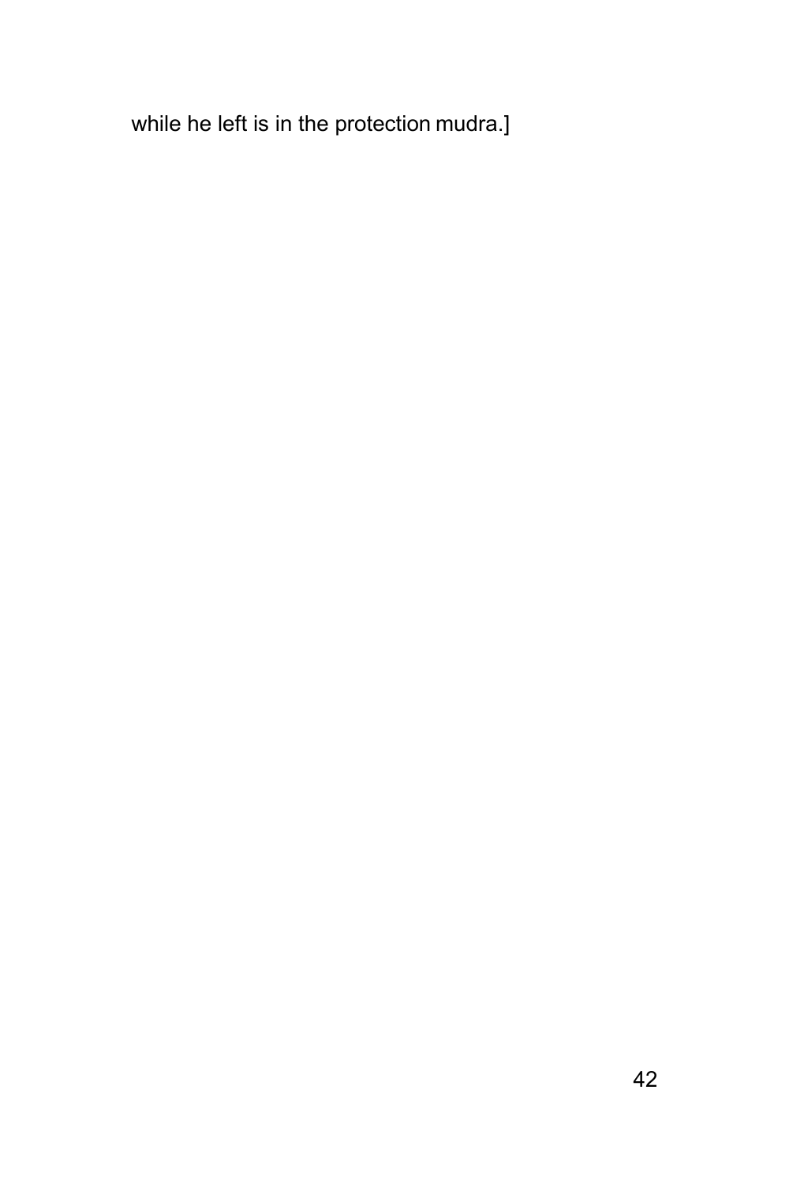while he left is in the protection mudra.]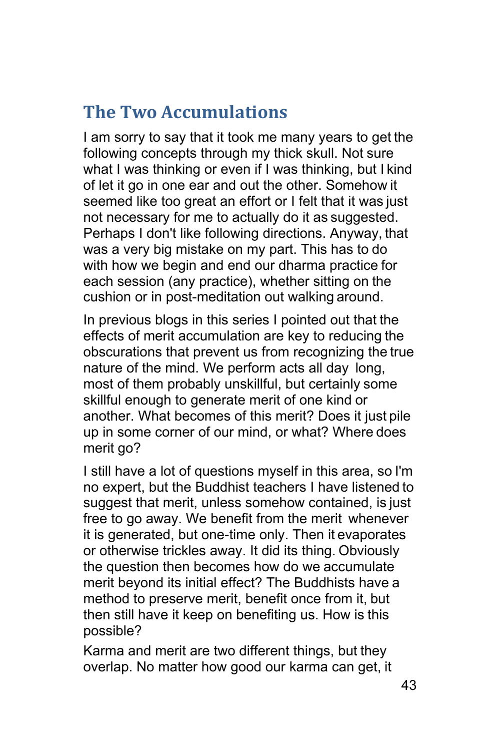## The Two Accumulations

I am sorry to say that it took me many years to get the following concepts through my thick skull. Not sure what I was thinking or even if I was thinking, but I kind of let it go in one ear and out the other. Somehow it seemed like too great an effort or I felt that it was just not necessary for me to actually do it as suggested. Perhaps I don't like following directions. Anyway, that was a very big mistake on my part. This has to do with how we begin and end our dharma practice for each session (any practice), whether sitting on the cushion or in post-meditation out walking around.

In previous blogs in this series I pointed out that the effects of merit accumulation are key to reducing the obscurations that prevent us from recognizing the true nature of the mind. We perform acts all day long, most of them probably unskillful, but certainly some skillful enough to generate merit of one kind or another. What becomes of this merit? Does it just pile up in some corner of our mind, or what? Where does merit go?

I still have a lot of questions myself in this area, so I'm no expert, but the Buddhist teachers I have listened to suggest that merit, unless somehow contained, is just free to go away. We benefit from the merit whenever it is generated, but one-time only. Then it evaporates or otherwise trickles away. It did its thing. Obviously the question then becomes how do we accumulate merit beyond its initial effect? The Buddhists have a method to preserve merit, benefit once from it, but then still have it keep on benefiting us. How is this possible?

Karma and merit are two different things, but they overlap. No matter how good our karma can get, it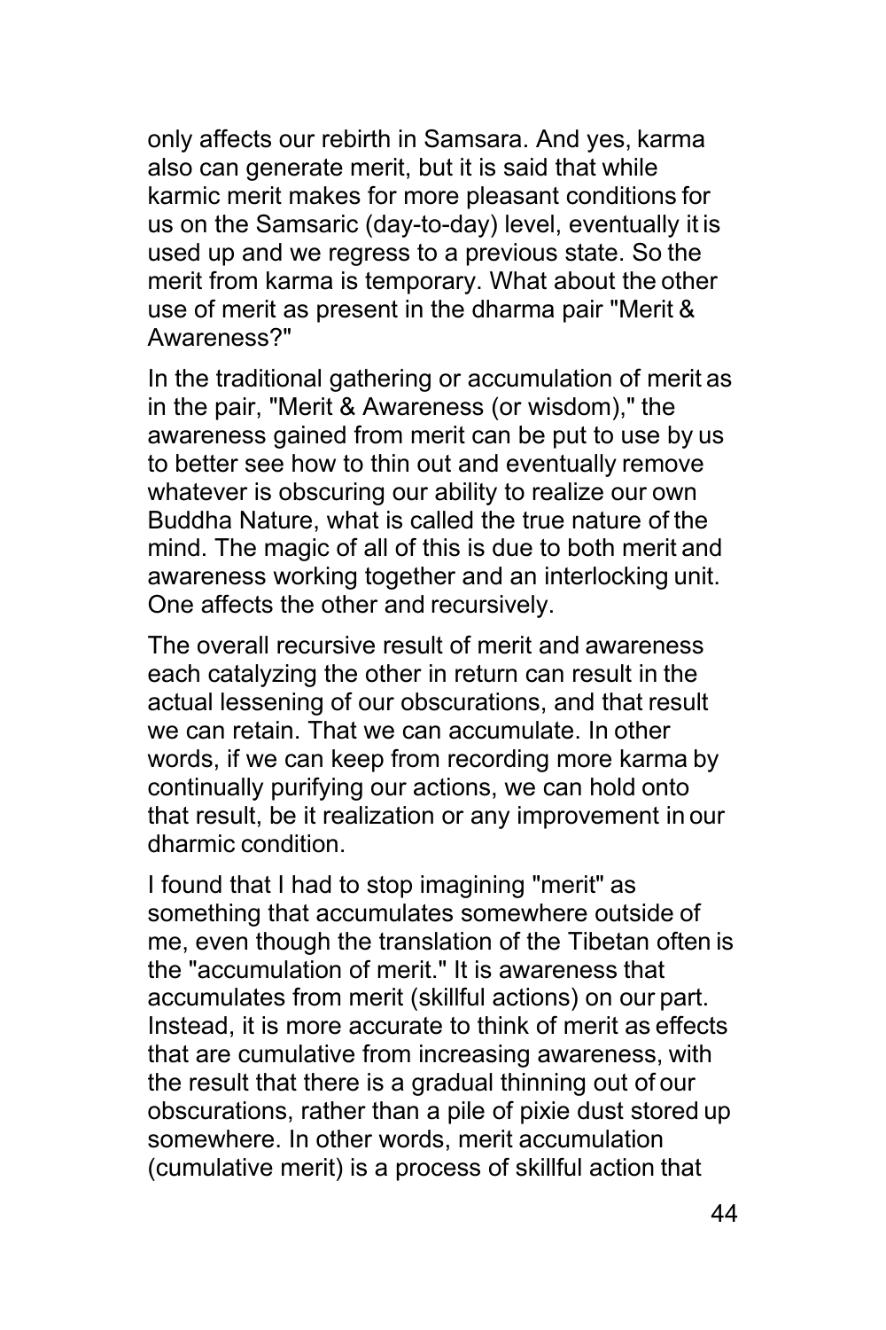only affects our rebirth in Samsara. And yes, karma also can generate merit, but it is said that while karmic merit makes for more pleasant conditions for us on the Samsaric (day-to-day) level, eventually it is used up and we regress to a previous state. So the merit from karma is temporary. What about the other use of merit as present in the dharma pair "Merit & Awareness?"

In the traditional gathering or accumulation of merit as in the pair, "Merit & Awareness (or wisdom)," the awareness gained from merit can be put to use by us to better see how to thin out and eventually remove whatever is obscuring our ability to realize our own Buddha Nature, what is called the true nature of the mind. The magic of all of this is due to both merit and awareness working together and an interlocking unit. One affects the other and recursively.

The overall recursive result of merit and awareness each catalyzing the other in return can result in the actual lessening of our obscurations, and that result we can retain. That we can accumulate. In other words, if we can keep from recording more karma by continually purifying our actions, we can hold onto that result, be it realization or any improvement in our dharmic condition.

I found that I had to stop imagining "merit" as something that accumulates somewhere outside of me, even though the translation of the Tibetan often is the "accumulation of merit." It is awareness that accumulates from merit (skillful actions) on our part. Instead, it is more accurate to think of merit as effects that are cumulative from increasing awareness, with the result that there is a gradual thinning out of our obscurations, rather than a pile of pixie dust stored up somewhere. In other words, merit accumulation (cumulative merit) is a process of skillful action that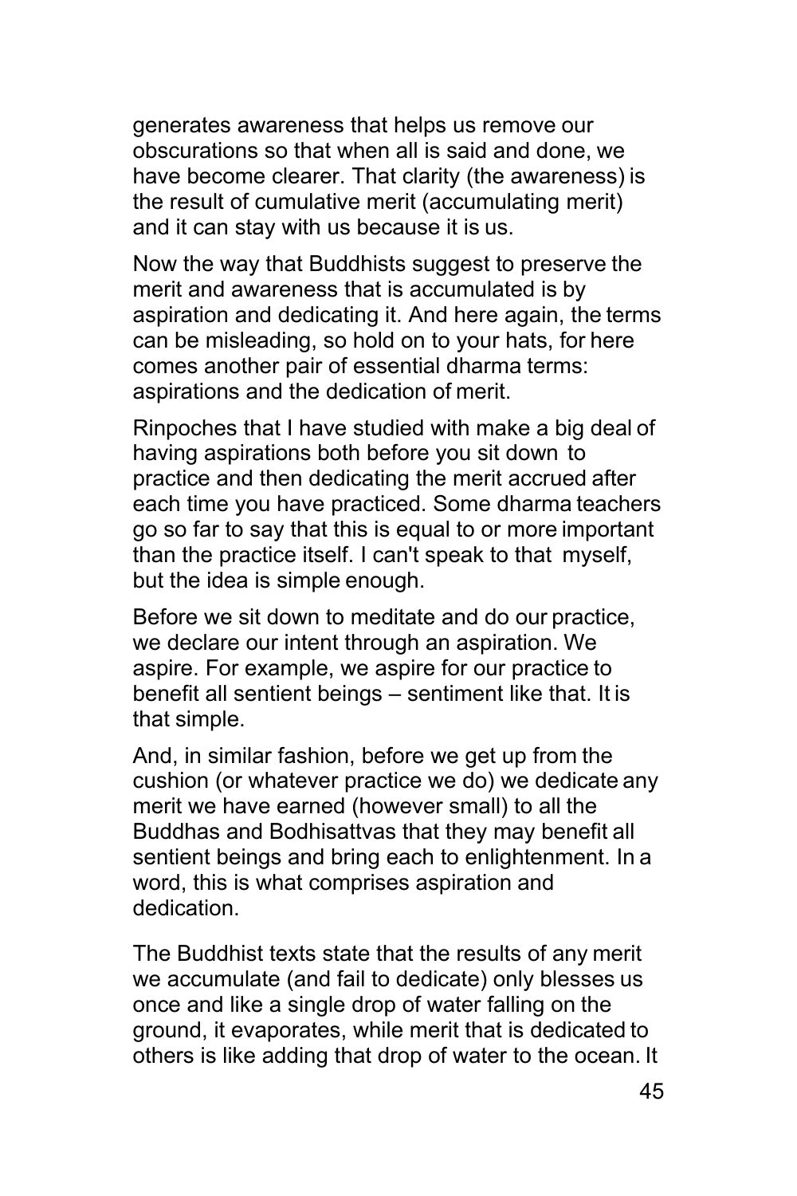generates awareness that helps us remove our obscurations so that when all is said and done, we have become clearer. That clarity (the awareness) is the result of cumulative merit (accumulating merit) and it can stay with us because it is us.

Now the way that Buddhists suggest to preserve the merit and awareness that is accumulated is by aspiration and dedicating it. And here again, the terms can be misleading, so hold on to your hats, for here comes another pair of essential dharma terms: aspirations and the dedication of merit.

Rinpoches that I have studied with make a big deal of having aspirations both before you sit down to practice and then dedicating the merit accrued after each time you have practiced. Some dharma teachers go so far to say that this is equal to or more important than the practice itself. I can't speak to that myself, but the idea is simple enough.

Before we sit down to meditate and do our practice, we declare our intent through an aspiration. We aspire. For example, we aspire for our practice to benefit all sentient beings – sentiment like that. It is that simple.

And, in similar fashion, before we get up from the cushion (or whatever practice we do) we dedicate any merit we have earned (however small) to all the Buddhas and Bodhisattvas that they may benefit all sentient beings and bring each to enlightenment. In a word, this is what comprises aspiration and dedication.

The Buddhist texts state that the results of any merit we accumulate (and fail to dedicate) only blesses us once and like a single drop of water falling on the ground, it evaporates, while merit that is dedicated to others is like adding that drop of water to the ocean. It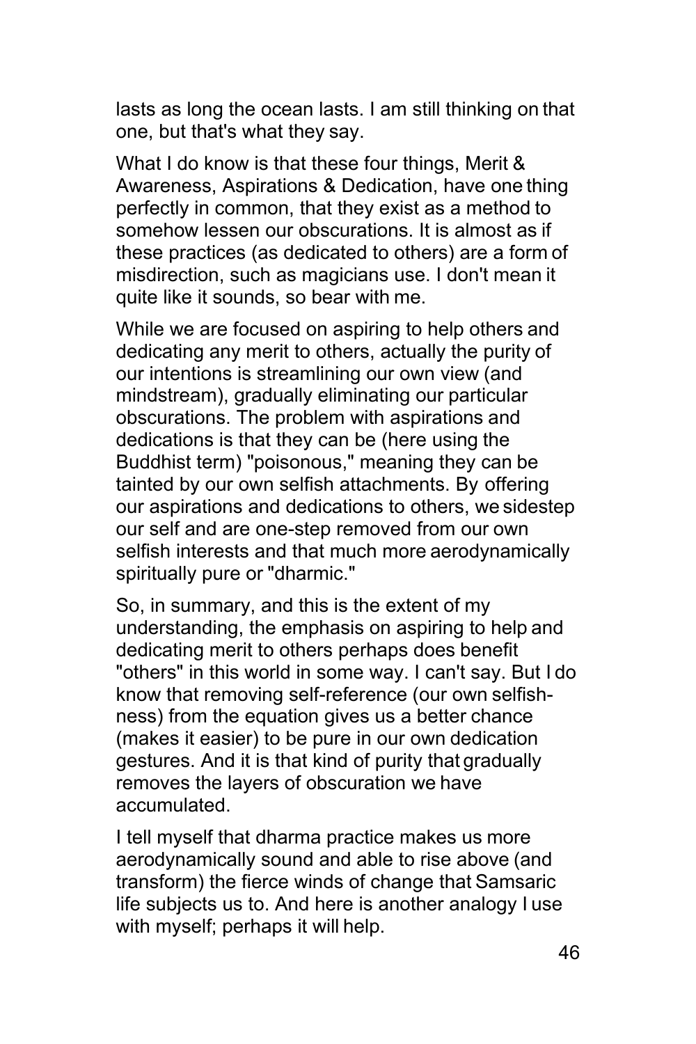lasts as long the ocean lasts. I am still thinking on that one, but that's what they say.

What I do know is that these four things, Merit & Awareness, Aspirations & Dedication, have one thing perfectly in common, that they exist as a method to somehow lessen our obscurations. It is almost as if these practices (as dedicated to others) are a form of misdirection, such as magicians use. I don't mean it quite like it sounds, so bear with me.

While we are focused on aspiring to help others and dedicating any merit to others, actually the purity of our intentions is streamlining our own view (and mindstream), gradually eliminating our particular obscurations. The problem with aspirations and dedications is that they can be (here using the Buddhist term) "poisonous," meaning they can be tainted by our own selfish attachments. By offering our aspirations and dedications to others, we sidestep our self and are one-step removed from our own selfish interests and that much more aerodynamically spiritually pure or "dharmic."

So, in summary, and this is the extent of my understanding, the emphasis on aspiring to help and dedicating merit to others perhaps does benefit "others" in this world in some way. I can't say. But I do know that removing self-reference (our own selfish-ness) from the equation gives us a better chance (makes it easier) to be pure in our own dedication gestures. And it is that kind of purity that gradually removes the layers of obscuration we have accumulated.

I tell myself that dharma practice makes us more aerodynamically sound and able to rise above (and transform) the fierce winds of change that Samsaric life subjects us to. And here is another analogy I use with myself; perhaps it will help.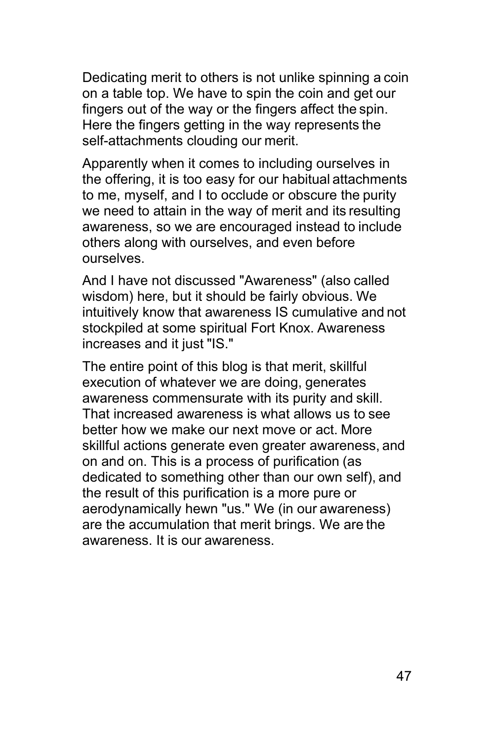Dedicating merit to others is not unlike spinning a coin on a table top. We have to spin the coin and get our fingers out of the way or the fingers affect the spin. Here the fingers getting in the way represents the self-attachments clouding our merit.

Apparently when it comes to including ourselves in the offering, it is too easy for our habitual attachments to me, myself, and I to occlude or obscure the purity we need to attain in the way of merit and its resulting awareness, so we are encouraged instead to include others along with ourselves, and even before ourselves.

And I have not discussed "Awareness" (also called wisdom) here, but it should be fairly obvious. We intuitively know that awareness IS cumulative and not stockpiled at some spiritual Fort Knox. Awareness increases and it just "IS."

The entire point of this blog is that merit, skillful execution of whatever we are doing, generates awareness commensurate with its purity and skill. That increased awareness is what allows us to see better how we make our next move or act. More skillful actions generate even greater awareness, and on and on. This is a process of purification (as dedicated to something other than our own self), and the result of this purification is a more pure or aerodynamically hewn "us." We (in our awareness) are the accumulation that merit brings. We are the awareness. It is our awareness.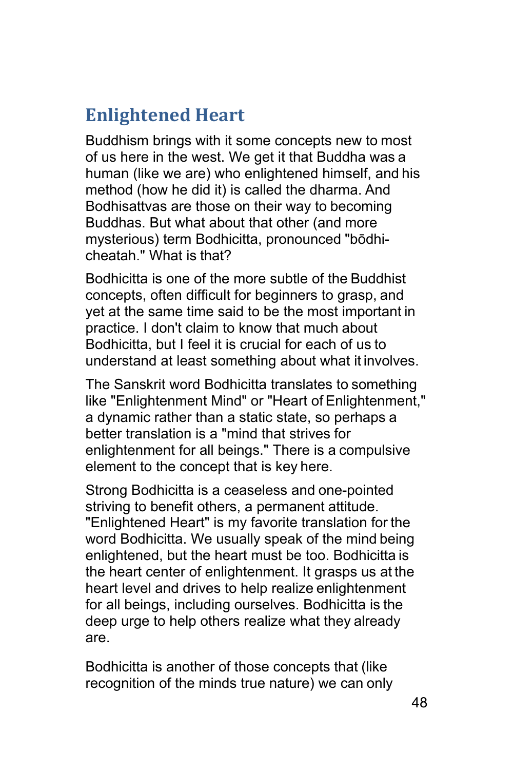## Enlightened Heart

Buddhism brings with it some concepts new to most of us here in the west. We get it that Buddha was a human (like we are) who enlightened himself, and his method (how he did it) is called the dharma. And Bodhisattvas are those on their way to becoming Buddhas. But what about that other (and more mysterious) term Bodhicitta, pronounced "bōdhi-cheatah." What is that?

Bodhicitta is one of the more subtle of the Buddhist concepts, often difficult for beginners to grasp, and yet at the same time said to be the most important in practice. I don't claim to know that much about Bodhicitta, but I feel it is crucial for each of us to understand at least something about what it involves.

The Sanskrit word Bodhicitta translates to something like "Enlightenment Mind" or "Heart of Enlightenment," a dynamic rather than a static state, so perhaps a better translation is a "mind that strives for enlightenment for all beings." There is a compulsive element to the concept that is key here.

Strong Bodhicitta is a ceaseless and one-pointed striving to benefit others, a permanent attitude. "Enlightened Heart" is my favorite translation for the word Bodhicitta. We usually speak of the mind being enlightened, but the heart must be too. Bodhicitta is the heart center of enlightenment. It grasps us at the heart level and drives to help realize enlightenment for all beings, including ourselves. Bodhicitta is the deep urge to help others realize what they already are.

Bodhicitta is another of those concepts that (like recognition of the minds true nature) we can only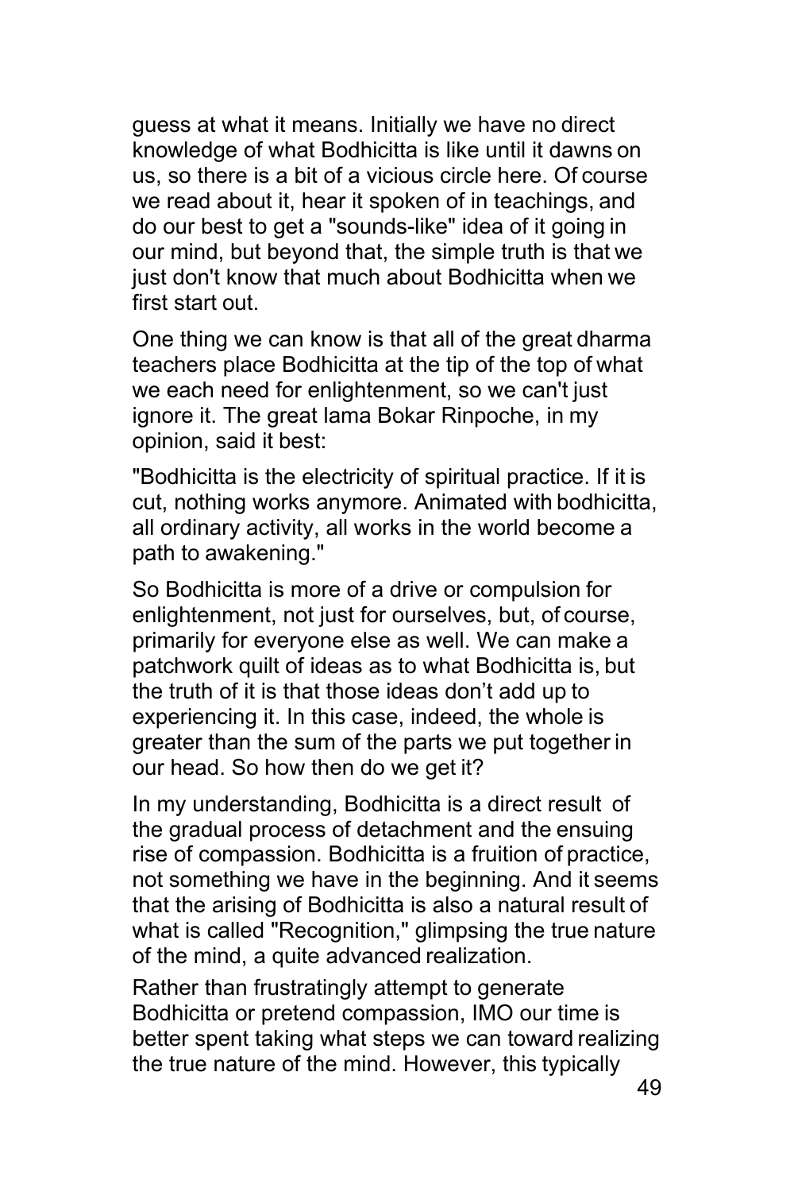guess at what it means. Initially we have no direct knowledge of what Bodhicitta is like until it dawns on us, so there is a bit of a vicious circle here. Of course we read about it, hear it spoken of in teachings, and do our best to get a "sounds-like" idea of it going in our mind, but beyond that, the simple truth is that we just don't know that much about Bodhicitta when we first start out.

One thing we can know is that all of the great dharma teachers place Bodhicitta at the tip of the top of what we each need for enlightenment, so we can't just ignore it. The great lama Bokar Rinpoche, in my opinion, said it best:

"Bodhicitta is the electricity of spiritual practice. If it is cut, nothing works anymore. Animated with bodhicitta, all ordinary activity, all works in the world become a path to awakening."

So Bodhicitta is more of a drive or compulsion for enlightenment, not just for ourselves, but, of course, primarily for everyone else as well. We can make a patchwork quilt of ideas as to what Bodhicitta is, but the truth of it is that those ideas don't add up to experiencing it. In this case, indeed, the whole is greater than the sum of the parts we put together in our head. So how then do we get it?

In my understanding, Bodhicitta is a direct result of the gradual process of detachment and the ensuing rise of compassion. Bodhicitta is a fruition of practice, not something we have in the beginning. And it seems that the arising of Bodhicitta is also a natural result of what is called "Recognition," glimpsing the true nature of the mind, a quite advanced realization.

Rather than frustratingly attempt to generate Bodhicitta or pretend compassion, IMO our time is better spent taking what steps we can toward realizing the true nature of the mind. However, this typically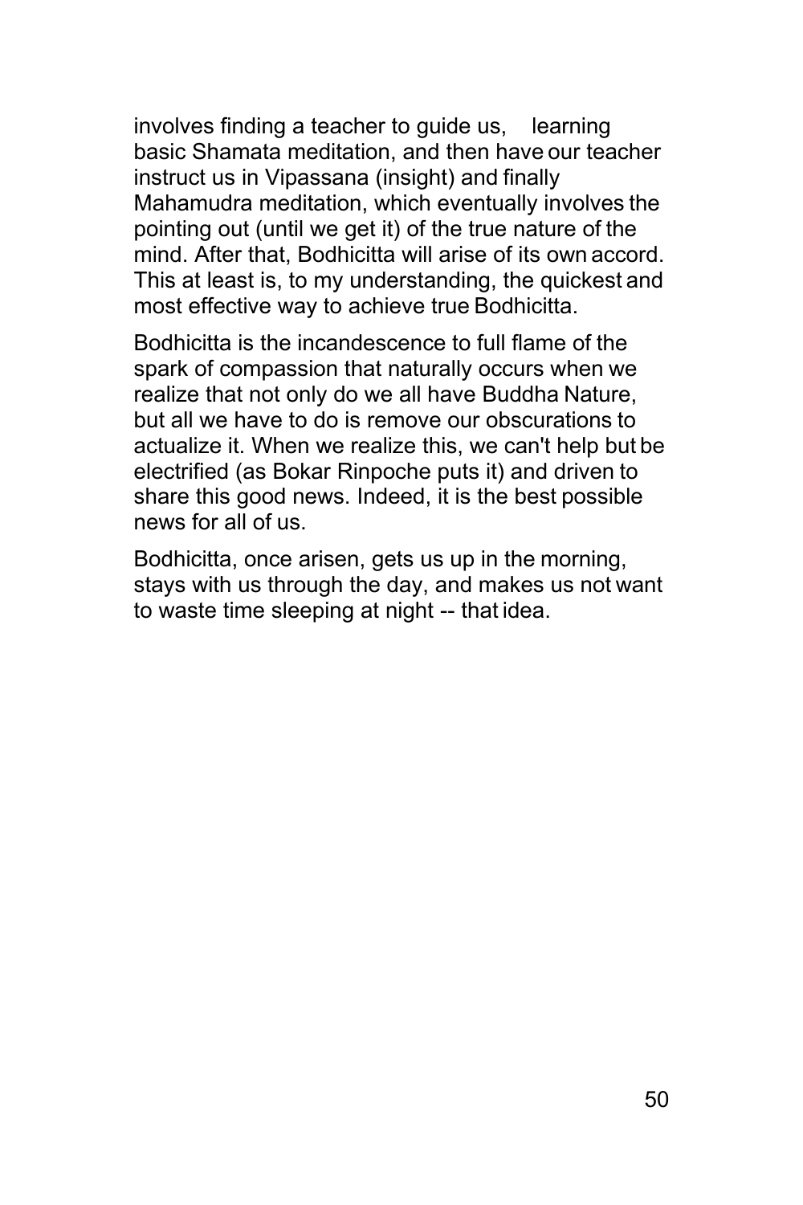involves finding a teacher to guide us, learning basic Shamata meditation, and then have our teacher instruct us in Vipassana (insight) and finally Mahamudra meditation, which eventually involves the pointing out (until we get it) of the true nature of the mind. After that, Bodhicitta will arise of its own accord. This at least is, to my understanding, the quickest and most effective way to achieve true Bodhicitta.

Bodhicitta is the incandescence to full flame of the spark of compassion that naturally occurs when we realize that not only do we all have Buddha Nature, but all we have to do is remove our obscurations to actualize it. When we realize this, we can't help but be electrified (as Bokar Rinpoche puts it) and driven to share this good news. Indeed, it is the best possible news for all of us.

Bodhicitta, once arisen, gets us up in the morning, stays with us through the day, and makes us not want to waste time sleeping at night -- that idea.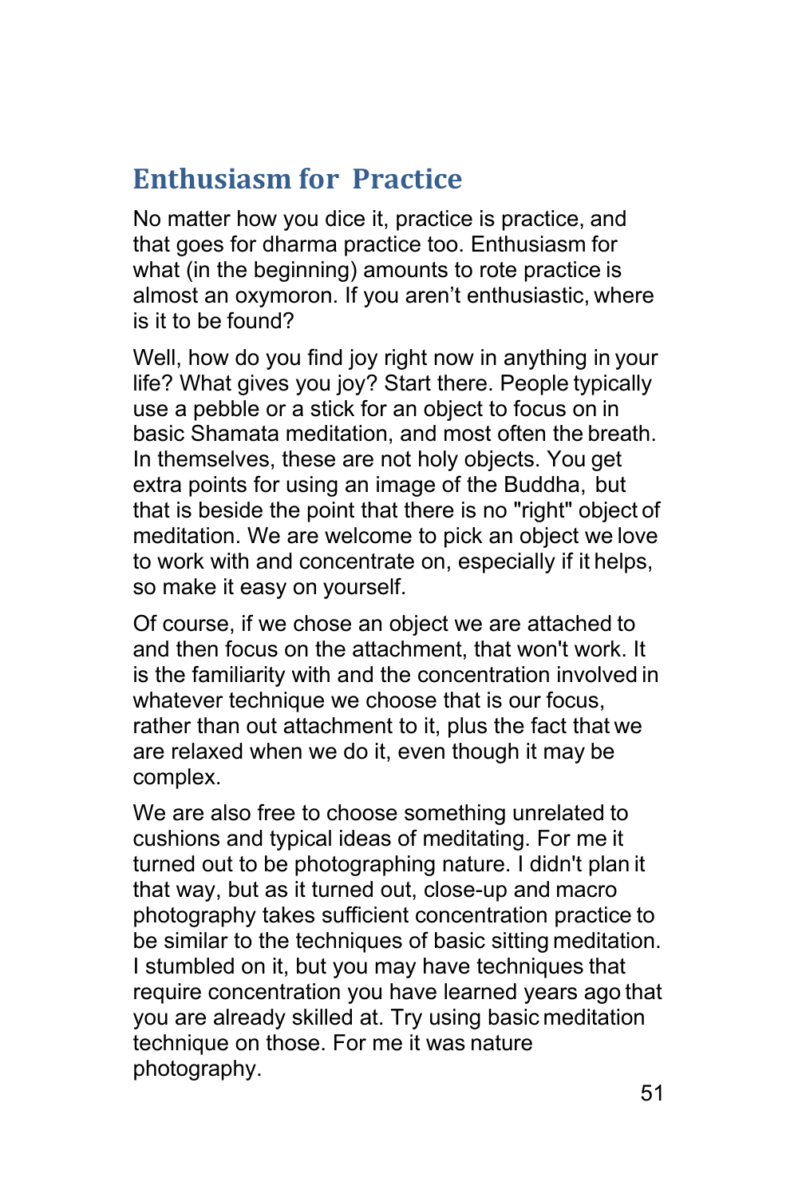## Enthusiasm for Practice

No matter how you dice it, practice is practice, and that goes for dharma practice too. Enthusiasm for what (in the beginning) amounts to rote practice is almost an oxymoron. If you aren't enthusiastic, where is it to be found?

Well, how do you find joy right now in anything in your life? What gives you joy? Start there. People typically use a pebble or a stick for an object to focus on in basic Shamata meditation, and most often the breath. In themselves, these are not holy objects. You get extra points for using an image of the Buddha, but that is beside the point that there is no "right" object of meditation. We are welcome to pick an object we love to work with and concentrate on, especially if it helps, so make it easy on yourself.

Of course, if we chose an object we are attached to and then focus on the attachment, that won't work. It is the familiarity with and the concentration involved in whatever technique we choose that is our focus, rather than out attachment to it, plus the fact that we are relaxed when we do it, even though it may be complex.

We are also free to choose something unrelated to cushions and typical ideas of meditating. For me it turned out to be photographing nature. I didn't plan it that way, but as it turned out, close-up and macro photography takes sufficient concentration practice to be similar to the techniques of basic sitting meditation. I stumbled on it, but you may have techniques that require concentration you have learned years ago that you are already skilled at. Try using basic meditation technique on those. For me it was nature photography.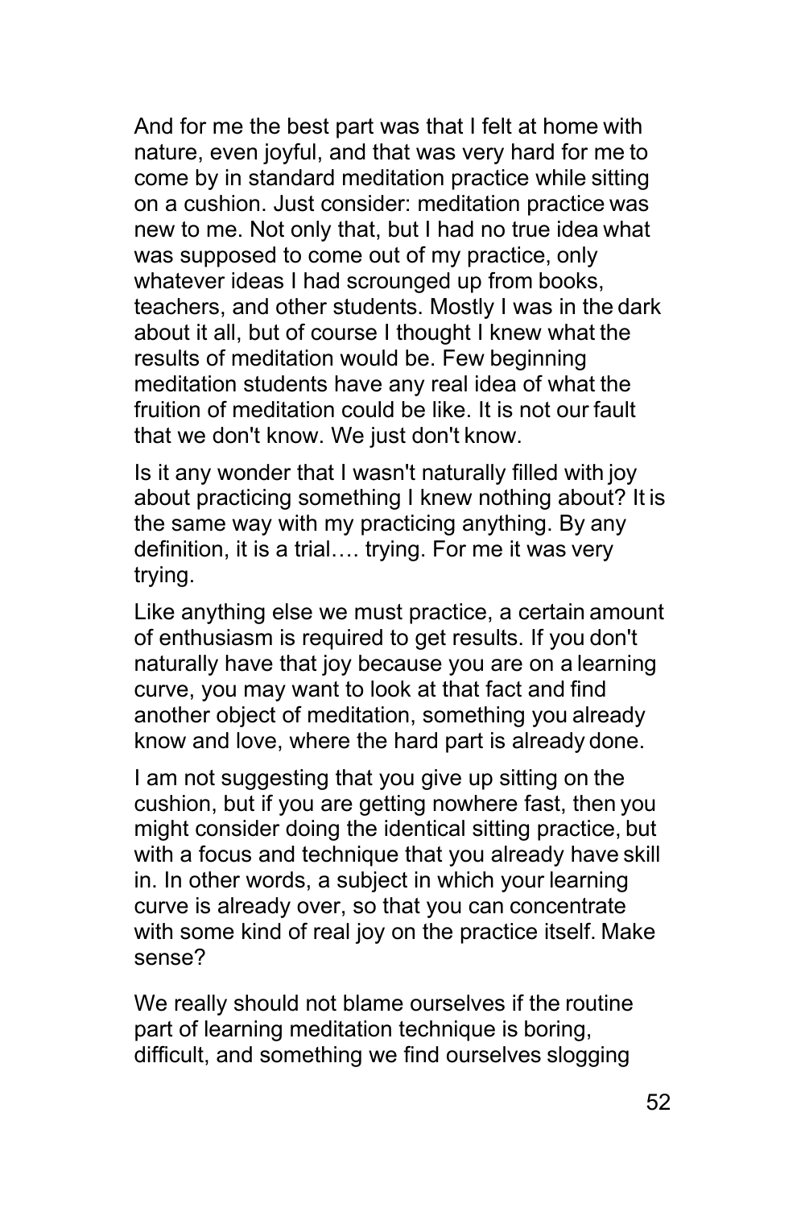And for me the best part was that I felt at home with nature, even joyful, and that was very hard for me to come by in standard meditation practice while sitting on a cushion. Just consider: meditation practice was new to me. Not only that, but I had no true idea what was supposed to come out of my practice, only whatever ideas I had scrounged up from books, teachers, and other students. Mostly I was in the dark about it all, but of course I thought I knew what the results of meditation would be. Few beginning meditation students have any real idea of what the fruition of meditation could be like. It is not our fault that we don't know. We just don't know.

Is it any wonder that I wasn't naturally filled with joy about practicing something I knew nothing about? It is the same way with my practicing anything. By any definition, it is a trial…. trying. For me it was very trying.

Like anything else we must practice, a certain amount of enthusiasm is required to get results. If you don't naturally have that joy because you are on a learning curve, you may want to look at that fact and find another object of meditation, something you already know and love, where the hard part is already done.

I am not suggesting that you give up sitting on the cushion, but if you are getting nowhere fast, then you might consider doing the identical sitting practice, but with a focus and technique that you already have skill in. In other words, a subject in which your learning curve is already over, so that you can concentrate with some kind of real joy on the practice itself. Make sense?

We really should not blame ourselves if the routine part of learning meditation technique is boring, difficult, and something we find ourselves slogging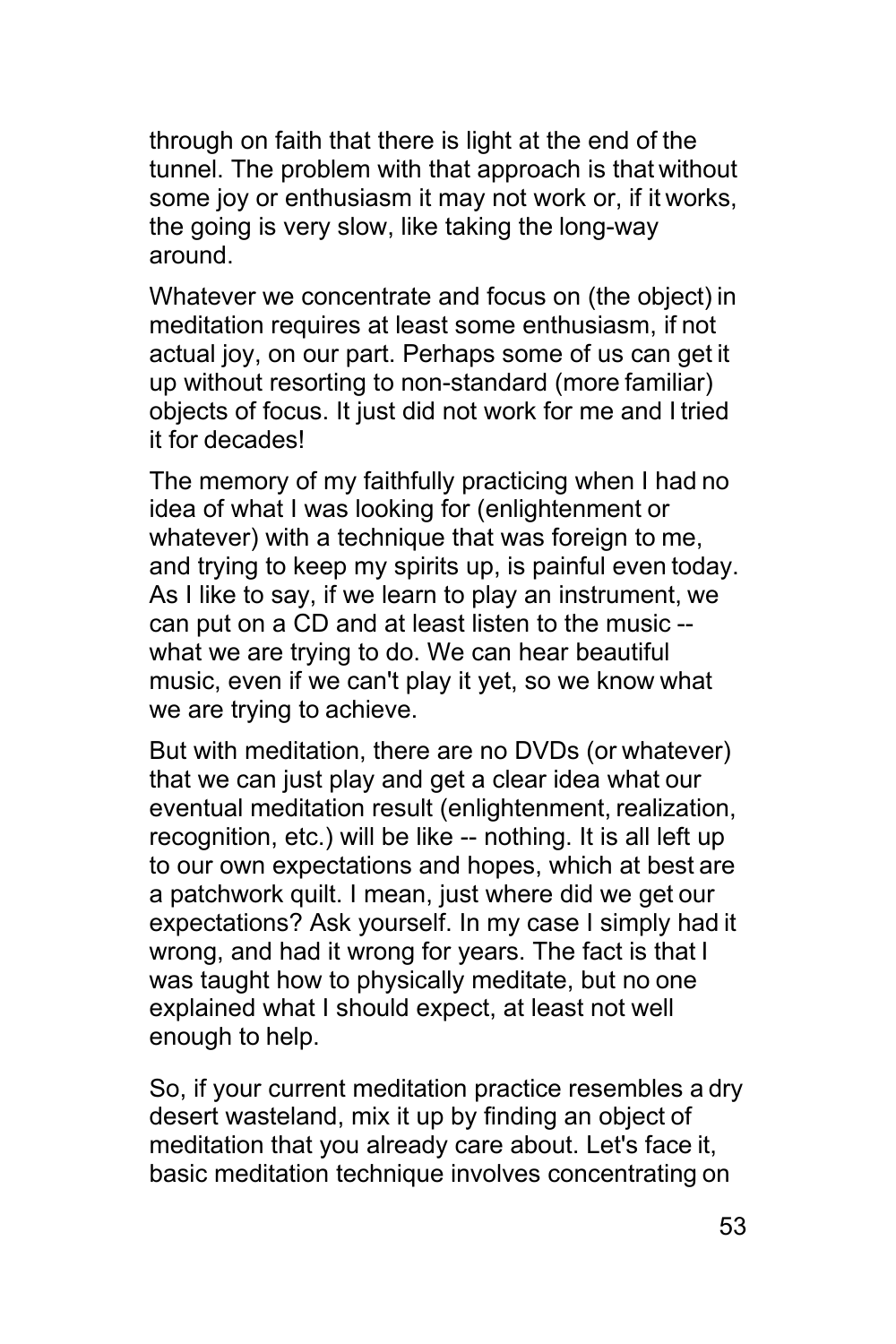through on faith that there is light at the end of the tunnel. The problem with that approach is that without some joy or enthusiasm it may not work or, if it works, the going is very slow, like taking the long-way around.

Whatever we concentrate and focus on (the object) in meditation requires at least some enthusiasm, if not actual joy, on our part. Perhaps some of us can get it up without resorting to non-standard (more familiar) objects of focus. It just did not work for me and I tried it for decades!

The memory of my faithfully practicing when I had no idea of what I was looking for (enlightenment or whatever) with a technique that was foreign to me, and trying to keep my spirits up, is painful even today. As I like to say, if we learn to play an instrument, we can put on a CD and at least listen to the music -- what we are trying to do. We can hear beautiful music, even if we can't play it yet, so we know what we are trying to achieve.

But with meditation, there are no DVDs (or whatever) that we can just play and get a clear idea what our eventual meditation result (enlightenment, realization, recognition, etc.) will be like -- nothing. It is all left up to our own expectations and hopes, which at best are a patchwork quilt. I mean, just where did we get our expectations? Ask yourself. In my case I simply had it wrong, and had it wrong for years. The fact is that I was taught how to physically meditate, but no one explained what I should expect, at least not well enough to help.

So, if your current meditation practice resembles a dry desert wasteland, mix it up by finding an object of meditation that you already care about. Let's face it, basic meditation technique involves concentrating on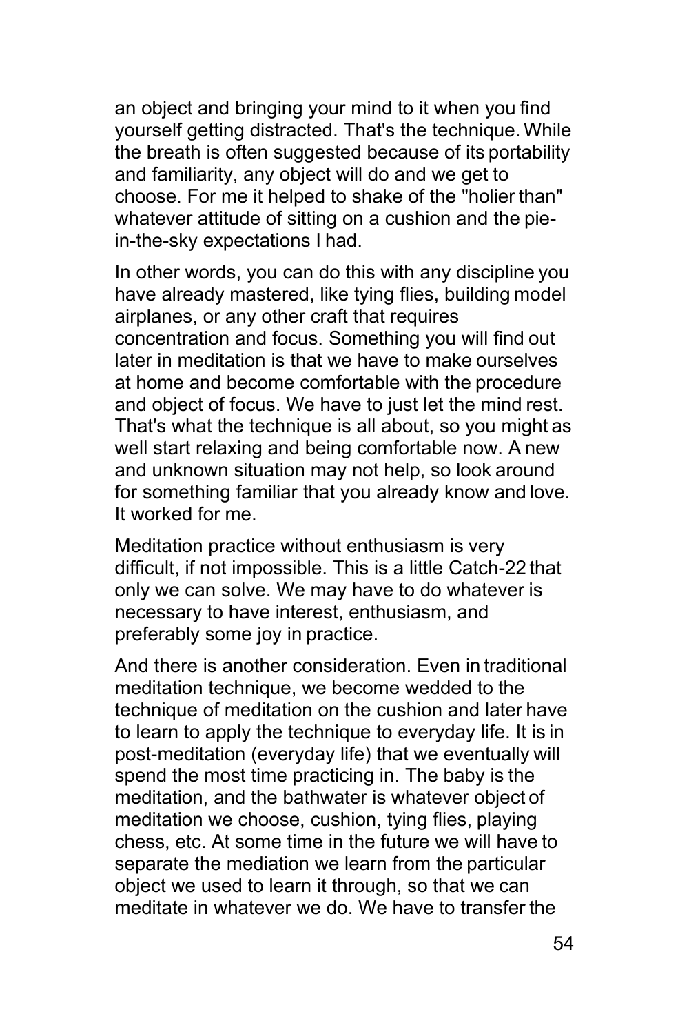an object and bringing your mind to it when you find yourself getting distracted. That's the technique. While the breath is often suggested because of its portability and familiarity, any object will do and we get to choose. For me it helped to shake of the "holier than" whatever attitude of sitting on a cushion and the pie-in-the-sky expectations I had.

In other words, you can do this with any discipline you have already mastered, like tying flies, building model airplanes, or any other craft that requires concentration and focus. Something you will find out later in meditation is that we have to make ourselves at home and become comfortable with the procedure and object of focus. We have to just let the mind rest. That's what the technique is all about, so you might as well start relaxing and being comfortable now. A new and unknown situation may not help, so look around for something familiar that you already know and love. It worked for me.

Meditation practice without enthusiasm is very difficult, if not impossible. This is a little Catch-22 that only we can solve. We may have to do whatever is necessary to have interest, enthusiasm, and preferably some joy in practice.

And there is another consideration. Even in traditional meditation technique, we become wedded to the technique of meditation on the cushion and later have to learn to apply the technique to everyday life. It is in post-meditation (everyday life) that we eventually will spend the most time practicing in. The baby is the meditation, and the bathwater is whatever object of meditation we choose, cushion, tying flies, playing chess, etc. At some time in the future we will have to separate the mediation we learn from the particular object we used to learn it through, so that we can meditate in whatever we do. We have to transfer the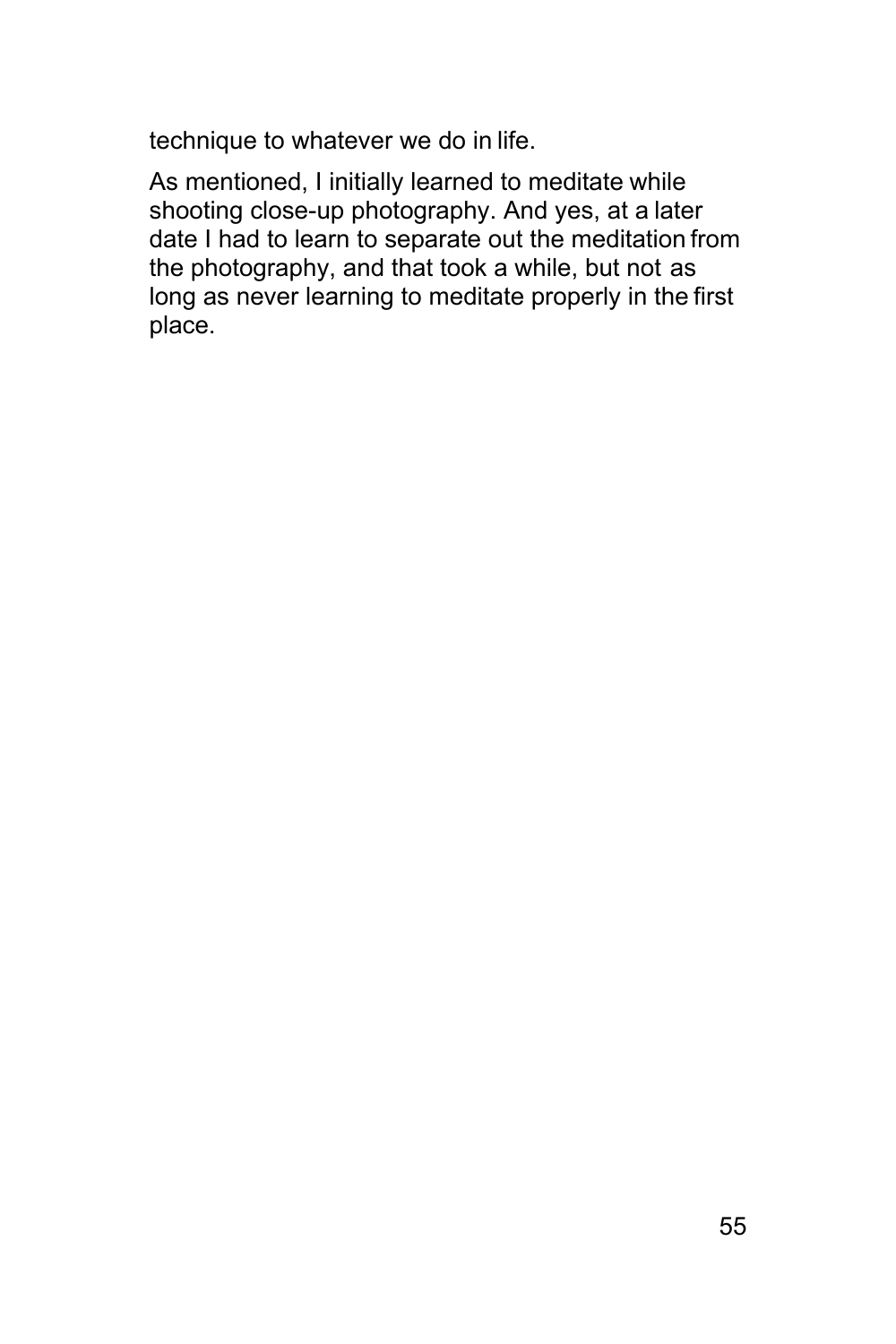technique to whatever we do in life.

As mentioned, I initially learned to meditate while shooting close-up photography. And yes, at a later date I had to learn to separate out the meditation from the photography, and that took a while, but not as long as never learning to meditate properly in the first place.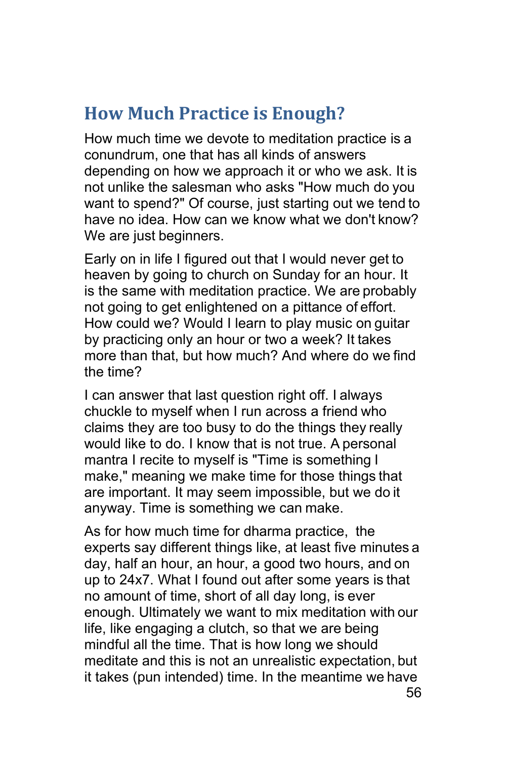## How Much Practice is Enough?

How much time we devote to meditation practice is a conundrum, one that has all kinds of answers depending on how we approach it or who we ask. It is not unlike the salesman who asks "How much do you want to spend?" Of course, just starting out we tend to have no idea. How can we know what we don't know? We are just beginners.

Early on in life I figured out that I would never get to heaven by going to church on Sunday for an hour. It is the same with meditation practice. We are probably not going to get enlightened on a pittance of effort. How could we? Would I learn to play music on guitar by practicing only an hour or two a week? It takes more than that, but how much? And where do we find the time?

I can answer that last question right off. I always chuckle to myself when I run across a friend who claims they are too busy to do the things they really would like to do. I know that is not true. A personal mantra I recite to myself is "Time is something I make," meaning we make time for those things that are important. It may seem impossible, but we do it anyway. Time is something we can make.

As for how much time for dharma practice, the experts say different things like, at least five minutes a day, half an hour, an hour, a good two hours, and on up to 24x7. What I found out after some years is that no amount of time, short of all day long, is ever enough. Ultimately we want to mix meditation with our life, like engaging a clutch, so that we are being mindful all the time. That is how long we should meditate and this is not an unrealistic expectation, but it takes (pun intended) time. In the meantime we have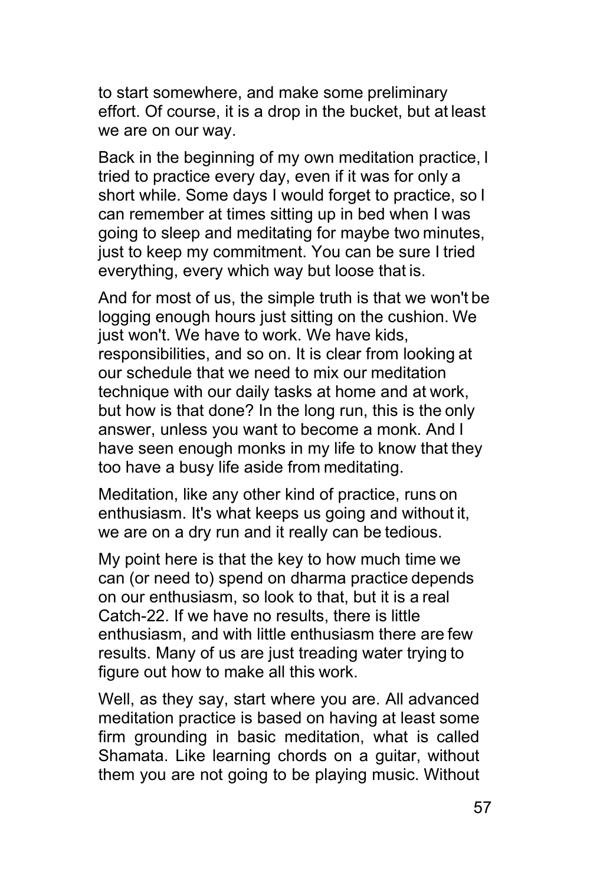to start somewhere, and make some preliminary effort. Of course, it is a drop in the bucket, but at least we are on our way.

Back in the beginning of my own meditation practice, I tried to practice every day, even if it was for only a short while. Some days I would forget to practice, so I can remember at times sitting up in bed when I was going to sleep and meditating for maybe two minutes, just to keep my commitment. You can be sure I tried everything, every which way but loose that is.

And for most of us, the simple truth is that we won't be logging enough hours just sitting on the cushion. We just won't. We have to work. We have kids, responsibilities, and so on. It is clear from looking at our schedule that we need to mix our meditation technique with our daily tasks at home and at work, but how is that done? In the long run, this is the only answer, unless you want to become a monk. And I have seen enough monks in my life to know that they too have a busy life aside from meditating.

Meditation, like any other kind of practice, runs on enthusiasm. It's what keeps us going and without it, we are on a dry run and it really can be tedious.

My point here is that the key to how much time we can (or need to) spend on dharma practice depends on our enthusiasm, so look to that, but it is a real Catch-22. If we have no results, there is little enthusiasm, and with little enthusiasm there are few results. Many of us are just treading water trying to figure out how to make all this work.

Well, as they say, start where you are. All advanced meditation practice is based on having at least some firm grounding in basic meditation, what is called Shamata. Like learning chords on a guitar, without them you are not going to be playing music. Without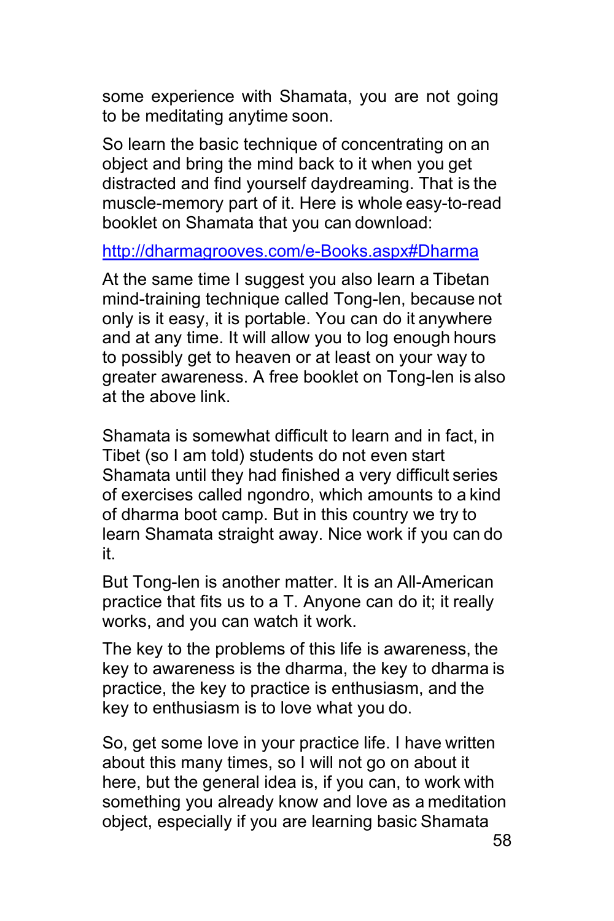some experience with Shamata, you are not going to be meditating anytime soon.

So learn the basic technique of concentrating on an object and bring the mind back to it when you get distracted and find yourself daydreaming. That is the muscle-memory part of it. Here is whole easy-to-read booklet on Shamata that you can download:

[http://dharmagrooves.com/e-Books.aspx#Dharma](http://dharmagrooves.com/e-Books.aspx#Dharma)

At the same time I suggest you also learn a Tibetan mind-training technique called Tong-len, because not only is it easy, it is portable. You can do it anywhere and at any time. It will allow you to log enough hours to possibly get to heaven or at least on your way to greater awareness. A free booklet on Tong-len is also at the above link.

Shamata is somewhat difficult to learn and in fact, in Tibet (so I am told) students do not even start Shamata until they had finished a very difficult series of exercises called ngondro, which amounts to a kind of dharma boot camp. But in this country we try to learn Shamata straight away. Nice work if you can do it.

But Tong-len is another matter. It is an All-American practice that fits us to a T. Anyone can do it; it really works, and you can watch it work.

The key to the problems of this life is awareness, the key to awareness is the dharma, the key to dharma is practice, the key to practice is enthusiasm, and the key to enthusiasm is to love what you do.

So, get some love in your practice life. I have written about this many times, so I will not go on about it here, but the general idea is, if you can, to work with something you already know and love as a meditation object, especially if you are learning basic Shamata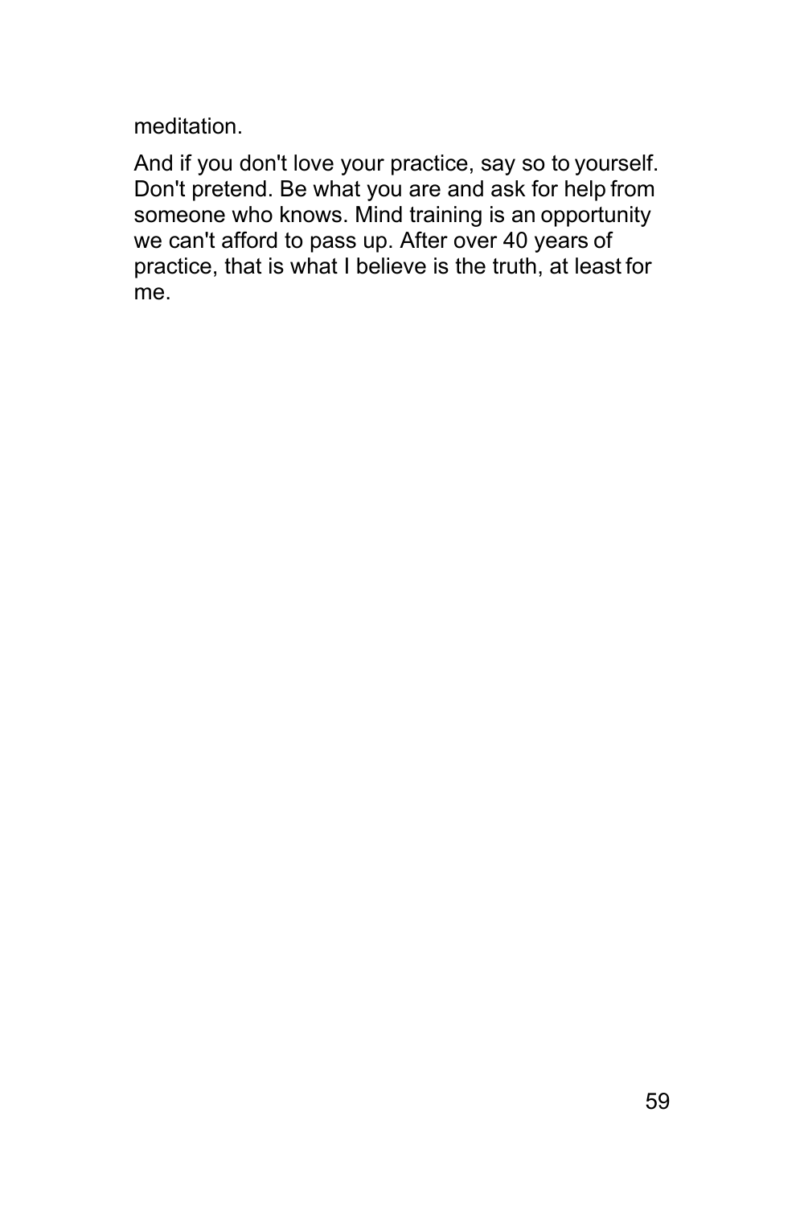meditation.

And if you don't love your practice, say so to yourself. Don't pretend. Be what you are and ask for help from someone who knows. Mind training is an opportunity we can't afford to pass up. After over 40 years of practice, that is what I believe is the truth, at least for me.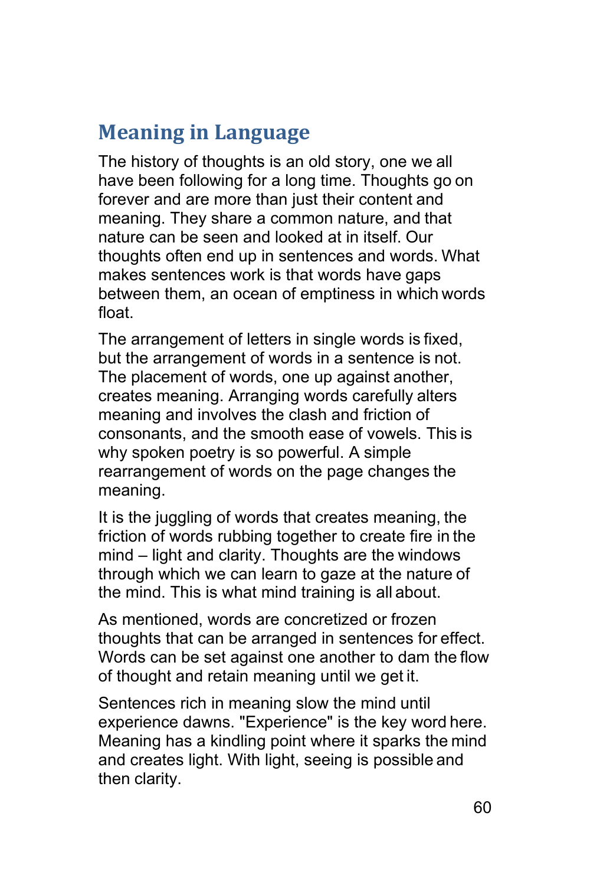## Meaning in Language

The history of thoughts is an old story, one we all have been following for a long time. Thoughts go on forever and are more than just their content and meaning. They share a common nature, and that nature can be seen and looked at in itself. Our thoughts often end up in sentences and words. What makes sentences work is that words have gaps between them, an ocean of emptiness in which words float.

The arrangement of letters in single words is fixed, but the arrangement of words in a sentence is not. The placement of words, one up against another, creates meaning. Arranging words carefully alters meaning and involves the clash and friction of consonants, and the smooth ease of vowels. This is why spoken poetry is so powerful. A simple rearrangement of words on the page changes the meaning.

It is the juggling of words that creates meaning, the friction of words rubbing together to create fire in the mind – light and clarity. Thoughts are the windows through which we can learn to gaze at the nature of the mind. This is what mind training is all about.

As mentioned, words are concretized or frozen thoughts that can be arranged in sentences for effect. Words can be set against one another to dam the flow of thought and retain meaning until we get it.

Sentences rich in meaning slow the mind until experience dawns. "Experience" is the key word here. Meaning has a kindling point where it sparks the mind and creates light. With light, seeing is possible and then clarity.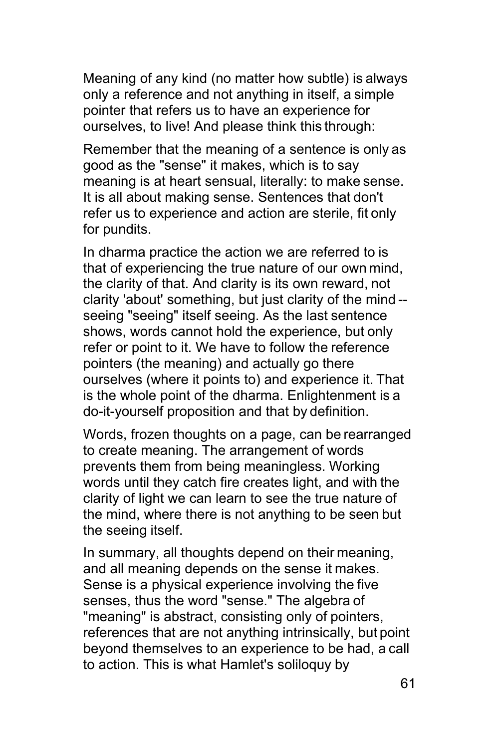Meaning of any kind (no matter how subtle) is always only a reference and not anything in itself, a simple pointer that refers us to have an experience for ourselves, to live! And please think this through:

Remember that the meaning of a sentence is only as good as the "sense" it makes, which is to say meaning is at heart sensual, literally: to make sense. It is all about making sense. Sentences that don't refer us to experience and action are sterile, fit only for pundits.

In dharma practice the action we are referred to is that of experiencing the true nature of our own mind, the clarity of that. And clarity is its own reward, not clarity 'about' something, but just clarity of the mind -- seeing "seeing" itself seeing. As the last sentence shows, words cannot hold the experience, but only refer or point to it. We have to follow the reference pointers (the meaning) and actually go there ourselves (where it points to) and experience it. That is the whole point of the dharma. Enlightenment is a do-it-yourself proposition and that by definition.

Words, frozen thoughts on a page, can be rearranged to create meaning. The arrangement of words prevents them from being meaningless. Working words until they catch fire creates light, and with the clarity of light we can learn to see the true nature of the mind, where there is not anything to be seen but the seeing itself.

In summary, all thoughts depend on their meaning, and all meaning depends on the sense it makes. Sense is a physical experience involving the five senses, thus the word "sense." The algebra of "meaning" is abstract, consisting only of pointers, references that are not anything intrinsically, but point beyond themselves to an experience to be had, a call to action. This is what Hamlet's soliloquy by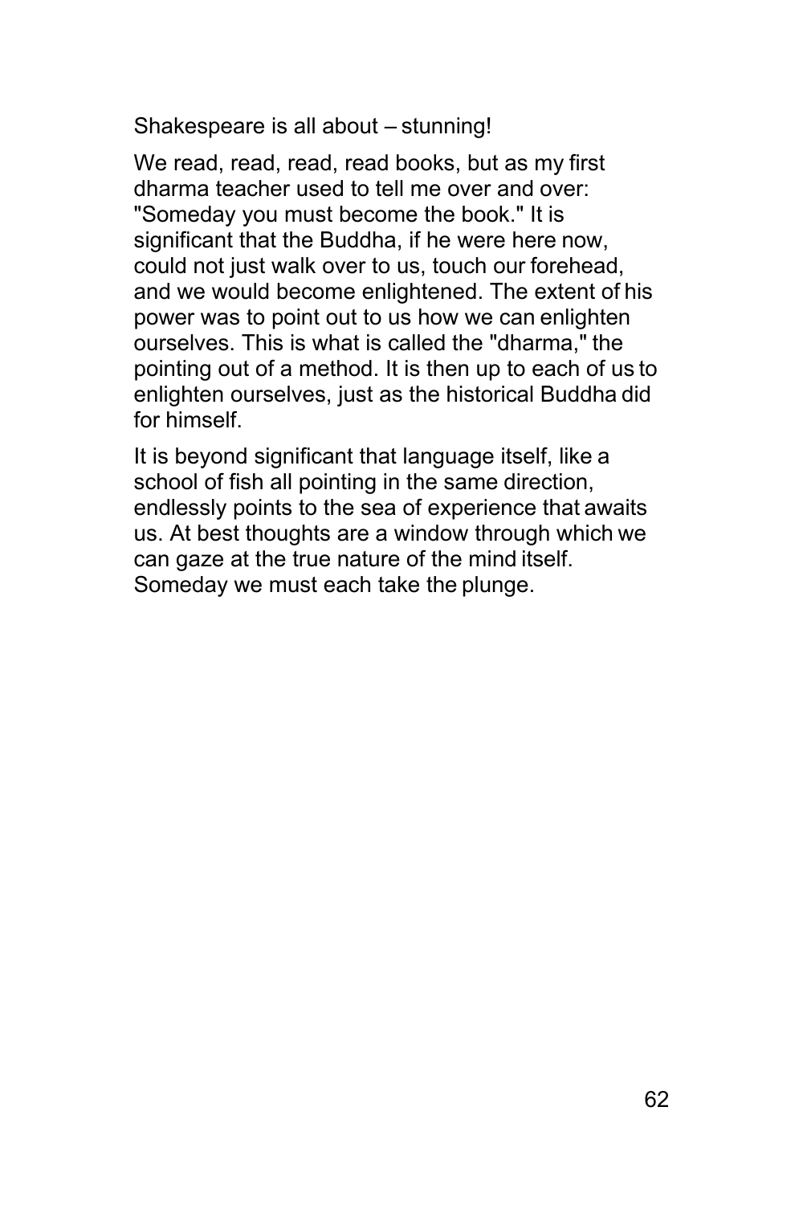Shakespeare is all about – stunning!

We read, read, read, read books, but as my first dharma teacher used to tell me over and over: "Someday you must become the book." It is significant that the Buddha, if he were here now, could not just walk over to us, touch our forehead, and we would become enlightened. The extent of his power was to point out to us how we can enlighten ourselves. This is what is called the "dharma," the pointing out of a method. It is then up to each of us to enlighten ourselves, just as the historical Buddha did for himself.

It is beyond significant that language itself, like a school of fish all pointing in the same direction, endlessly points to the sea of experience that awaits us. At best thoughts are a window through which we can gaze at the true nature of the mind itself. Someday we must each take the plunge.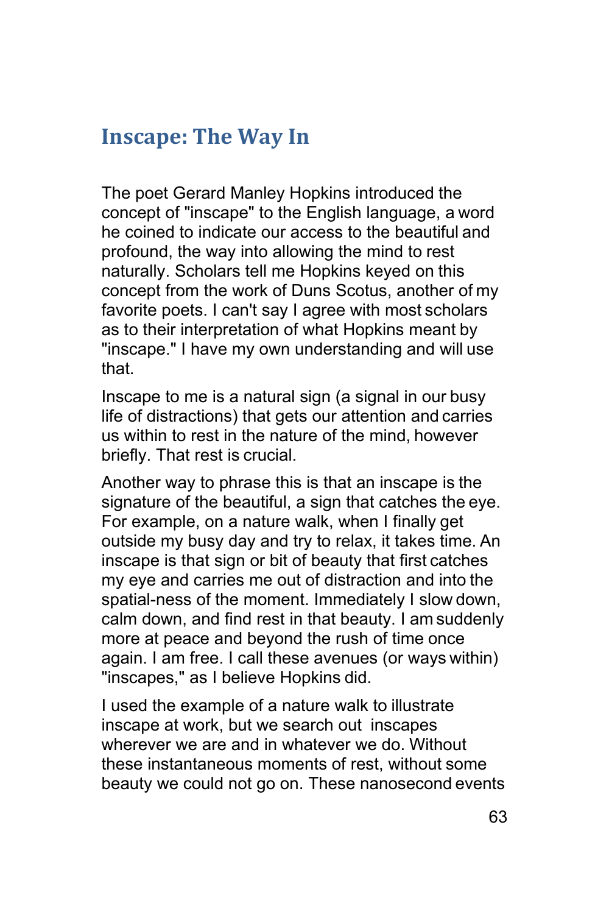## Inscape: The Way In

The poet Gerard Manley Hopkins introduced the concept of "inscape" to the English language, a word he coined to indicate our access to the beautiful and profound, the way into allowing the mind to rest naturally. Scholars tell me Hopkins keyed on this concept from the work of Duns Scotus, another of my favorite poets. I can't say I agree with most scholars as to their interpretation of what Hopkins meant by "inscape." I have my own understanding and will use that.

Inscape to me is a natural sign (a signal in our busy life of distractions) that gets our attention and carries us within to rest in the nature of the mind, however briefly. That rest is crucial.

Another way to phrase this is that an inscape is the signature of the beautiful, a sign that catches the eye. For example, on a nature walk, when I finally get outside my busy day and try to relax, it takes time. An inscape is that sign or bit of beauty that first catches my eye and carries me out of distraction and into the spatial-ness of the moment. Immediately I slow down, calm down, and find rest in that beauty. I am suddenly more at peace and beyond the rush of time once again. I am free. I call these avenues (or ways within) "inscapes," as I believe Hopkins did.

I used the example of a nature walk to illustrate inscape at work, but we search out inscapes wherever we are and in whatever we do. Without these instantaneous moments of rest, without some beauty we could not go on. These nanosecond events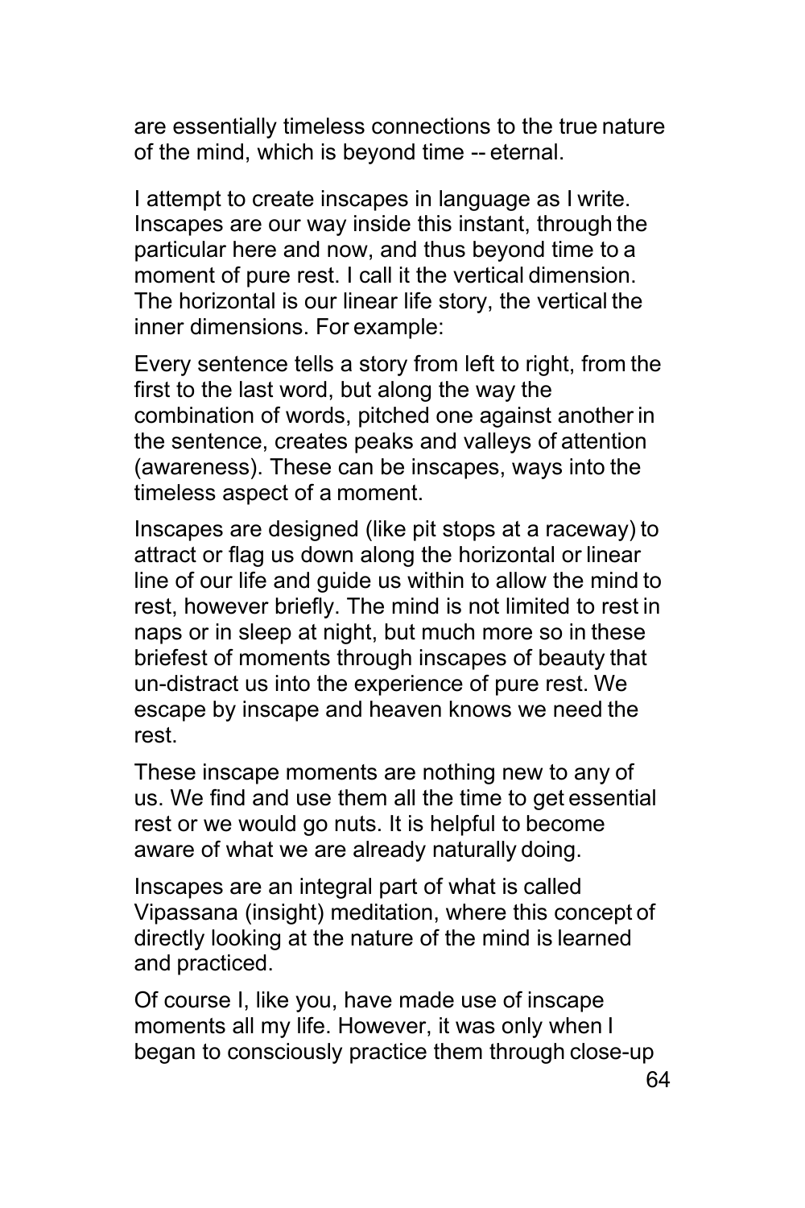are essentially timeless connections to the true nature of the mind, which is beyond time -- eternal.

I attempt to create inscapes in language as I write. Inscapes are our way inside this instant, through the particular here and now, and thus beyond time to a moment of pure rest. I call it the vertical dimension. The horizontal is our linear life story, the vertical the inner dimensions. For example:

Every sentence tells a story from left to right, from the first to the last word, but along the way the combination of words, pitched one against another in the sentence, creates peaks and valleys of attention (awareness). These can be inscapes, ways into the timeless aspect of a moment.

Inscapes are designed (like pit stops at a raceway) to attract or flag us down along the horizontal or linear line of our life and guide us within to allow the mind to rest, however briefly. The mind is not limited to rest in naps or in sleep at night, but much more so in these briefest of moments through inscapes of beauty that un-distract us into the experience of pure rest. We escape by inscape and heaven knows we need the rest.

These inscape moments are nothing new to any of us. We find and use them all the time to get essential rest or we would go nuts. It is helpful to become aware of what we are already naturally doing.

Inscapes are an integral part of what is called Vipassana (insight) meditation, where this concept of directly looking at the nature of the mind is learned and practiced.

Of course I, like you, have made use of inscape moments all my life. However, it was only when I began to consciously practice them through close-up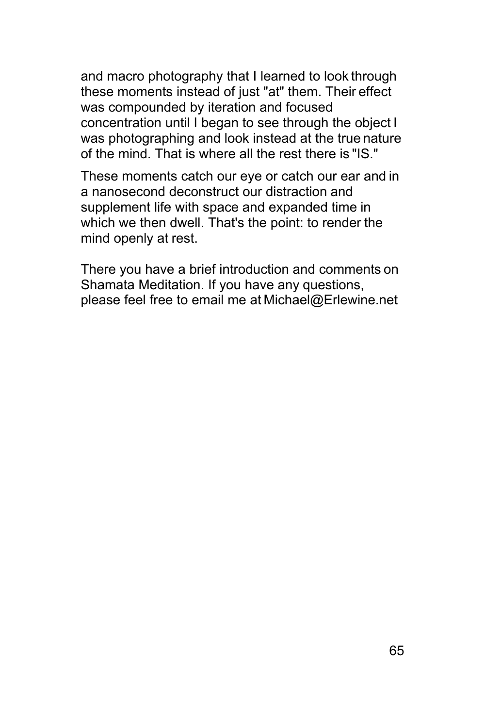and macro photography that I learned to look through these moments instead of just "at" them. Their effect was compounded by iteration and focused concentration until I began to see through the object I was photographing and look instead at the true nature of the mind. That is where all the rest there is "IS."

These moments catch our eye or catch our ear and in a nanosecond deconstruct our distraction and supplement life with space and expanded time in which we then dwell. That's the point: to render the mind openly at rest.

There you have a brief introduction and comments on Shamata Meditation. If you have any questions, please feel free to email me at Michael@Erlewine.net